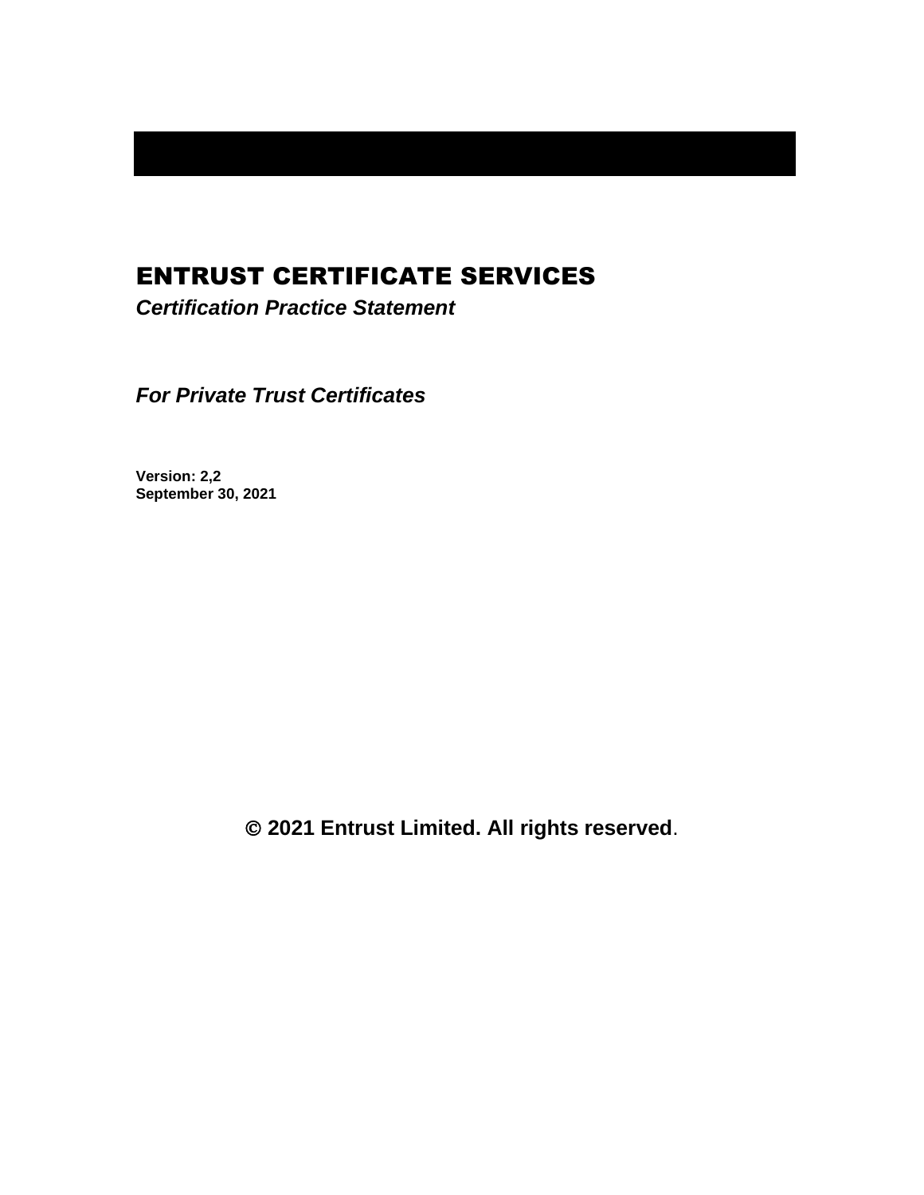# ENTRUST CERTIFICATE SERVICES

***Certification Practice Statement***

***For Private Trust Certificates***

**Version: 2,2**
**September 30, 2021**

**© 2021 Entrust Limited. All rights reserved**.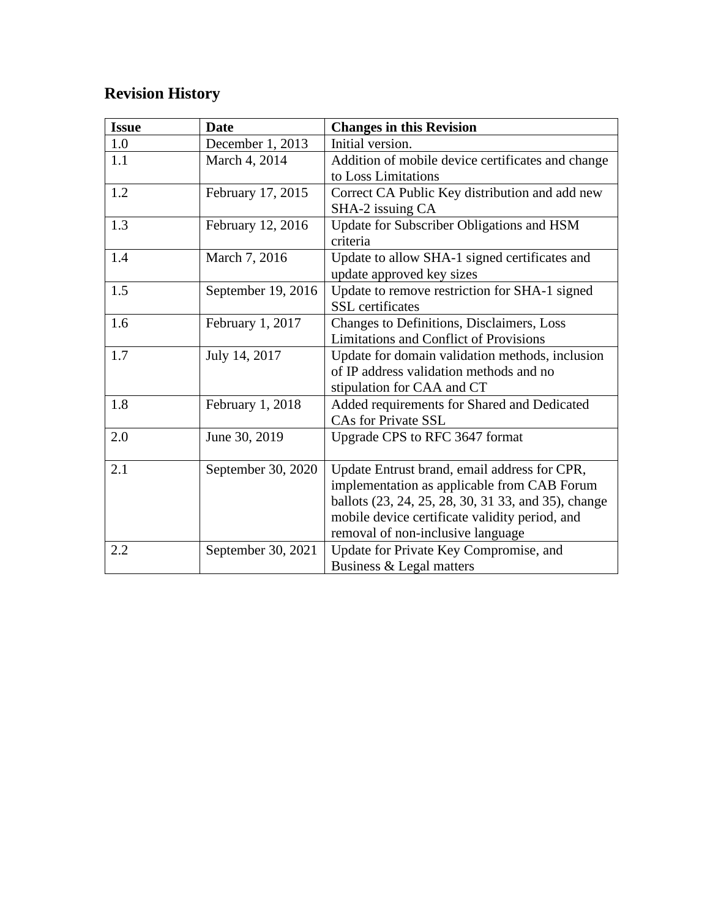## Revision History

| Issue | Date | Changes in this Revision |
| --- | --- | --- |
| 1.0 | December 1, 2013 | Initial version. |
| 1.1 | March 4, 2014 | Addition of mobile device certificates and change to Loss Limitations |
| 1.2 | February 17, 2015 | Correct CA Public Key distribution and add new SHA-2 issuing CA |
| 1.3 | February 12, 2016 | Update for Subscriber Obligations and HSM criteria |
| 1.4 | March 7, 2016 | Update to allow SHA-1 signed certificates and update approved key sizes |
| 1.5 | September 19, 2016 | Update to remove restriction for SHA-1 signed SSL certificates |
| 1.6 | February 1, 2017 | Changes to Definitions, Disclaimers, Loss Limitations and Conflict of Provisions |
| 1.7 | July 14, 2017 | Update for domain validation methods, inclusion of IP address validation methods and no stipulation for CAA and CT |
| 1.8 | February 1, 2018 | Added requirements for Shared and Dedicated CAs for Private SSL |
| 2.0 | June 30, 2019 | Upgrade CPS to RFC 3647 format |
| 2.1 | September 30, 2020 | Update Entrust brand, email address for CPR, implementation as applicable from CAB Forum ballots (23, 24, 25, 28, 30, 31 33, and 35), change mobile device certificate validity period, and removal of non-inclusive language |
| 2.2 | September 30, 2021 | Update for Private Key Compromise, and Business & Legal matters |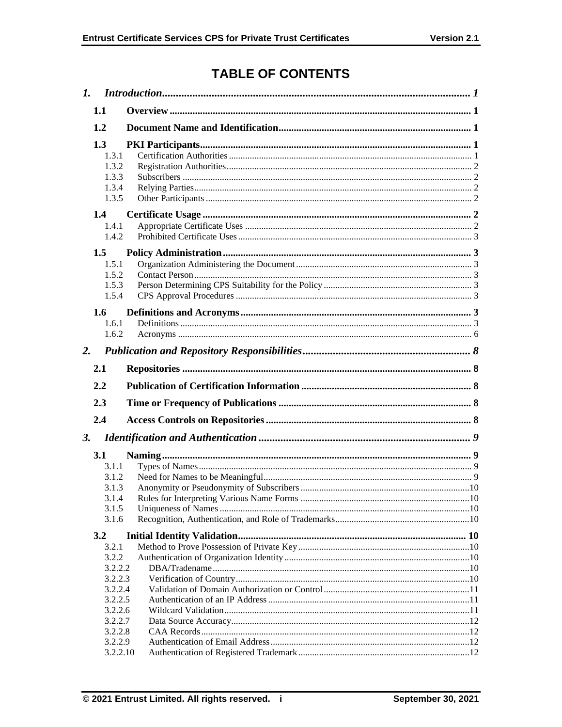# TABLE OF CONTENTS

- ***1. Introduction*** ... *1*
  - **1.1 Overview** ... **1**
  - **1.2 Document Name and Identification** ... **1**
  - **1.3 PKI Participants** ... **1**
    - 1.3.1 Certification Authorities ... 1
    - 1.3.2 Registration Authorities ... 2
    - 1.3.3 Subscribers ... 2
    - 1.3.4 Relying Parties ... 2
    - 1.3.5 Other Participants ... 2
  - **1.4 Certificate Usage** ... **2**
    - 1.4.1 Appropriate Certificate Uses ... 2
    - 1.4.2 Prohibited Certificate Uses ... 3
  - **1.5 Policy Administration** ... **3**
    - 1.5.1 Organization Administering the Document ... 3
    - 1.5.2 Contact Person ... 3
    - 1.5.3 Person Determining CPS Suitability for the Policy ... 3
    - 1.5.4 CPS Approval Procedures ... 3
  - **1.6 Definitions and Acronyms** ... **3**
    - 1.6.1 Definitions ... 3
    - 1.6.2 Acronyms ... 6
- ***2. Publication and Repository Responsibilities*** ... *8*
  - **2.1 Repositories** ... **8**
  - **2.2 Publication of Certification Information** ... **8**
  - **2.3 Time or Frequency of Publications** ... **8**
  - **2.4 Access Controls on Repositories** ... **8**
- ***3. Identification and Authentication*** ... *9*
  - **3.1 Naming** ... **9**
    - 3.1.1 Types of Names ... 9
    - 3.1.2 Need for Names to be Meaningful ... 9
    - 3.1.3 Anonymity or Pseudonymity of Subscribers ... 10
    - 3.1.4 Rules for Interpreting Various Name Forms ... 10
    - 3.1.5 Uniqueness of Names ... 10
    - 3.1.6 Recognition, Authentication, and Role of Trademarks ... 10
  - **3.2 Initial Identity Validation** ... **10**
    - 3.2.1 Method to Prove Possession of Private Key ... 10
    - 3.2.2 Authentication of Organization Identity ... 10
    - 3.2.2.2 DBA/Tradename ... 10
    - 3.2.2.3 Verification of Country ... 10
    - 3.2.2.4 Validation of Domain Authorization or Control ... 11
    - 3.2.2.5 Authentication of an IP Address ... 11
    - 3.2.2.6 Wildcard Validation ... 11
    - 3.2.2.7 Data Source Accuracy ... 12
    - 3.2.2.8 CAA Records ... 12
    - 3.2.2.9 Authentication of Email Address ... 12
    - 3.2.2.10 Authentication of Registered Trademark ... 12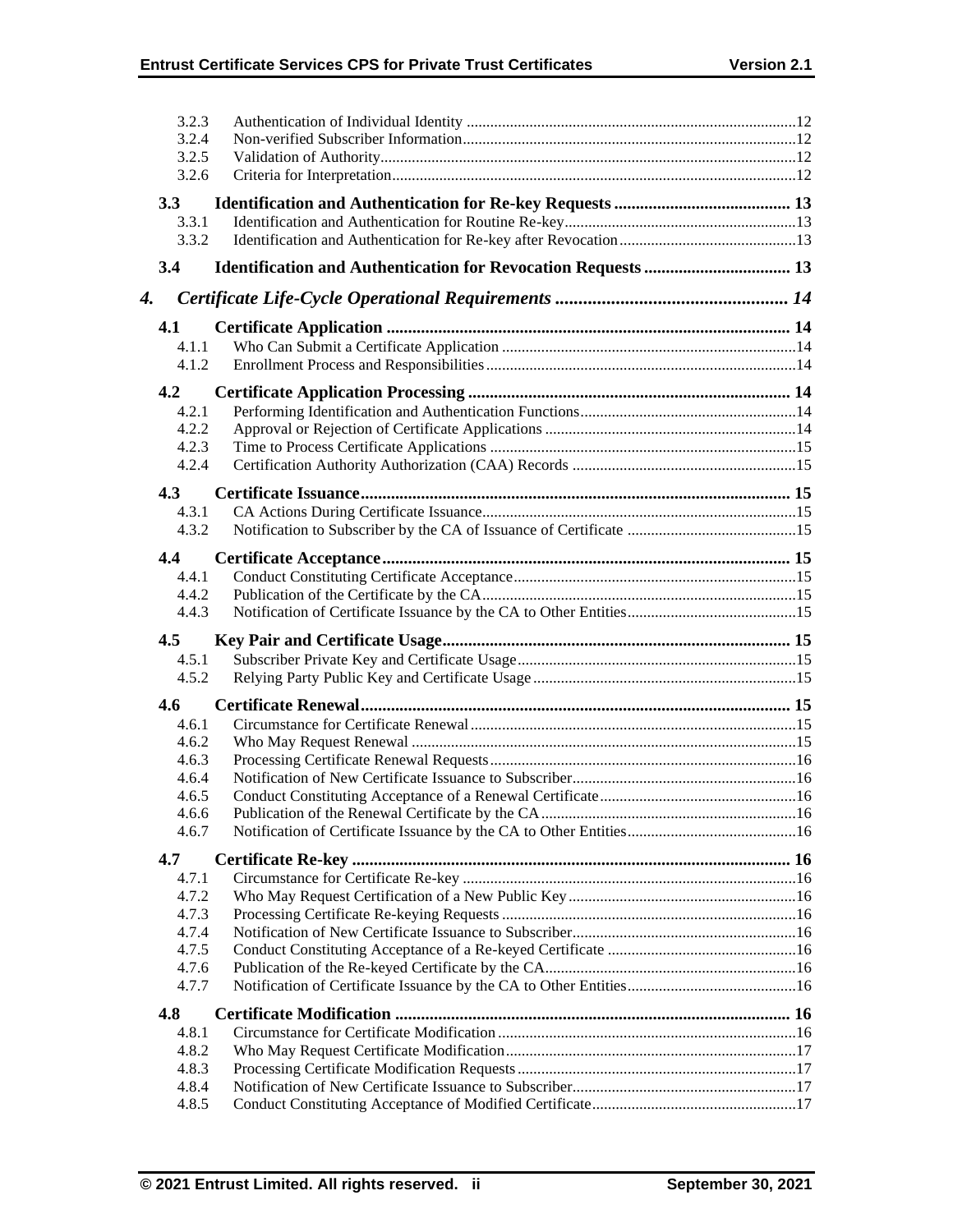3.2.3 Authentication of Individual Identity ....12
3.2.4 Non-verified Subscriber Information....12
3.2.5 Validation of Authority....12
3.2.6 Criteria for Interpretation....12

**3.3 Identification and Authentication for Re-key Requests .... 13**
3.3.1 Identification and Authentication for Routine Re-key....13
3.3.2 Identification and Authentication for Re-key after Revocation....13

**3.4 Identification and Authentication for Revocation Requests .... 13**

***4. Certificate Life-Cycle Operational Requirements .... 14***

**4.1 Certificate Application .... 14**
4.1.1 Who Can Submit a Certificate Application ....14
4.1.2 Enrollment Process and Responsibilities....14

**4.2 Certificate Application Processing .... 14**
4.2.1 Performing Identification and Authentication Functions....14
4.2.2 Approval or Rejection of Certificate Applications ....14
4.2.3 Time to Process Certificate Applications ....15
4.2.4 Certification Authority Authorization (CAA) Records ....15

**4.3 Certificate Issuance.... 15**
4.3.1 CA Actions During Certificate Issuance....15
4.3.2 Notification to Subscriber by the CA of Issuance of Certificate ....15

**4.4 Certificate Acceptance.... 15**
4.4.1 Conduct Constituting Certificate Acceptance....15
4.4.2 Publication of the Certificate by the CA....15
4.4.3 Notification of Certificate Issuance by the CA to Other Entities....15

**4.5 Key Pair and Certificate Usage.... 15**
4.5.1 Subscriber Private Key and Certificate Usage....15
4.5.2 Relying Party Public Key and Certificate Usage....15

**4.6 Certificate Renewal.... 15**
4.6.1 Circumstance for Certificate Renewal....15
4.6.2 Who May Request Renewal ....15
4.6.3 Processing Certificate Renewal Requests....16
4.6.4 Notification of New Certificate Issuance to Subscriber....16
4.6.5 Conduct Constituting Acceptance of a Renewal Certificate....16
4.6.6 Publication of the Renewal Certificate by the CA....16
4.6.7 Notification of Certificate Issuance by the CA to Other Entities....16

**4.7 Certificate Re-key .... 16**
4.7.1 Circumstance for Certificate Re-key ....16
4.7.2 Who May Request Certification of a New Public Key....16
4.7.3 Processing Certificate Re-keying Requests ....16
4.7.4 Notification of New Certificate Issuance to Subscriber....16
4.7.5 Conduct Constituting Acceptance of a Re-keyed Certificate ....16
4.7.6 Publication of the Re-keyed Certificate by the CA....16
4.7.7 Notification of Certificate Issuance by the CA to Other Entities....16

**4.8 Certificate Modification .... 16**
4.8.1 Circumstance for Certificate Modification....16
4.8.2 Who May Request Certificate Modification....17
4.8.3 Processing Certificate Modification Requests....17
4.8.4 Notification of New Certificate Issuance to Subscriber....17
4.8.5 Conduct Constituting Acceptance of Modified Certificate....17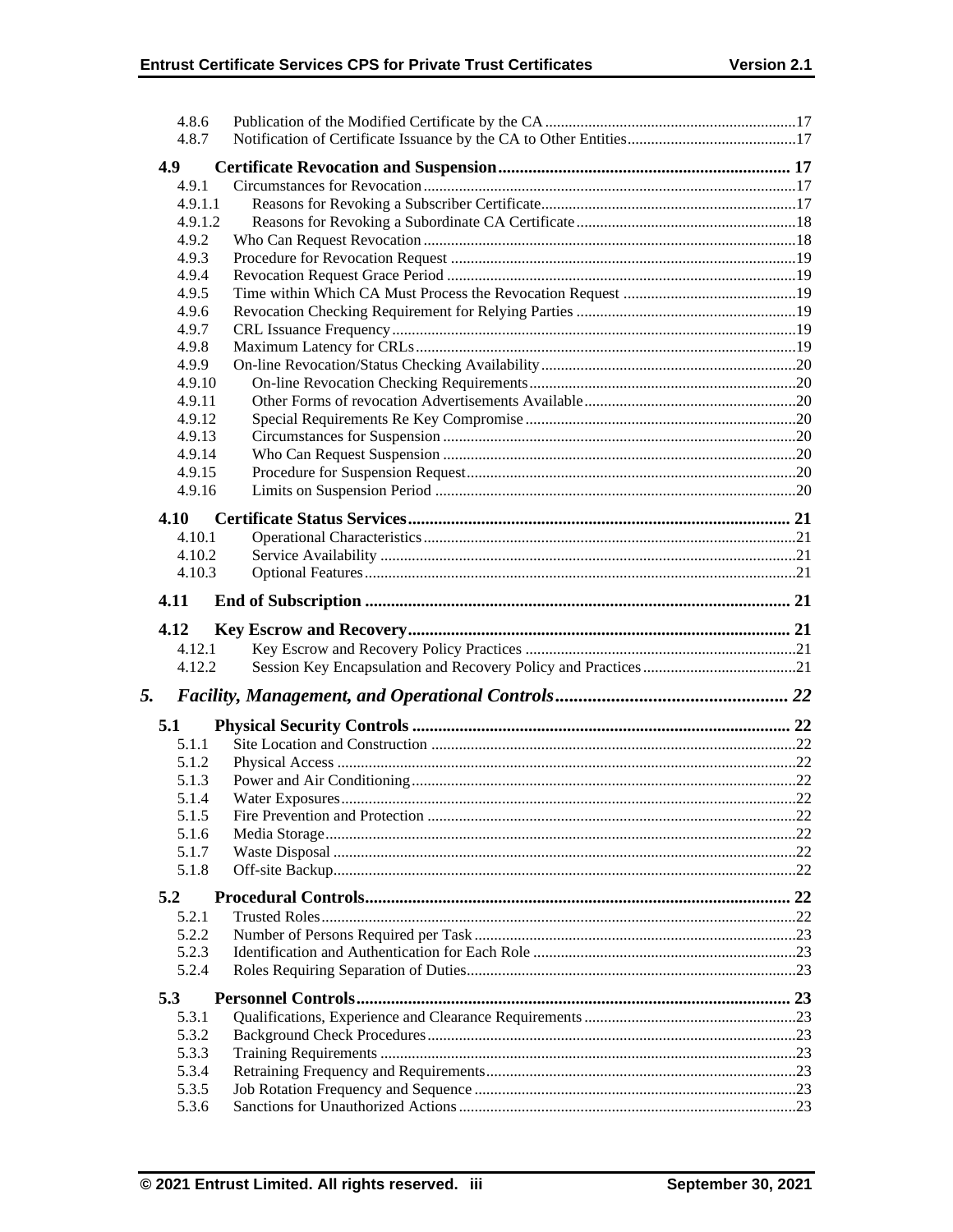4.8.6 Publication of the Modified Certificate by the CA .....17
4.8.7 Notification of Certificate Issuance by the CA to Other Entities .....17

**4.9 Certificate Revocation and Suspension ..... 17**

4.9.1 Circumstances for Revocation .....17
4.9.1.1 Reasons for Revoking a Subscriber Certificate .....17
4.9.1.2 Reasons for Revoking a Subordinate CA Certificate .....18
4.9.2 Who Can Request Revocation .....18
4.9.3 Procedure for Revocation Request .....19
4.9.4 Revocation Request Grace Period .....19
4.9.5 Time within Which CA Must Process the Revocation Request .....19
4.9.6 Revocation Checking Requirement for Relying Parties .....19
4.9.7 CRL Issuance Frequency .....19
4.9.8 Maximum Latency for CRLs .....19
4.9.9 On-line Revocation/Status Checking Availability .....20
4.9.10 On-line Revocation Checking Requirements .....20
4.9.11 Other Forms of revocation Advertisements Available .....20
4.9.12 Special Requirements Re Key Compromise .....20
4.9.13 Circumstances for Suspension .....20
4.9.14 Who Can Request Suspension .....20
4.9.15 Procedure for Suspension Request .....20
4.9.16 Limits on Suspension Period .....20

**4.10 Certificate Status Services ..... 21**

4.10.1 Operational Characteristics .....21
4.10.2 Service Availability .....21
4.10.3 Optional Features .....21

**4.11 End of Subscription ..... 21**

**4.12 Key Escrow and Recovery ..... 21**

4.12.1 Key Escrow and Recovery Policy Practices .....21
4.12.2 Session Key Encapsulation and Recovery Policy and Practices .....21

***5. Facility, Management, and Operational Controls ..... 22***

**5.1 Physical Security Controls ..... 22**

5.1.1 Site Location and Construction .....22
5.1.2 Physical Access .....22
5.1.3 Power and Air Conditioning .....22
5.1.4 Water Exposures .....22
5.1.5 Fire Prevention and Protection .....22
5.1.6 Media Storage .....22
5.1.7 Waste Disposal .....22
5.1.8 Off-site Backup .....22

**5.2 Procedural Controls ..... 22**

5.2.1 Trusted Roles .....22
5.2.2 Number of Persons Required per Task .....23
5.2.3 Identification and Authentication for Each Role .....23
5.2.4 Roles Requiring Separation of Duties .....23

**5.3 Personnel Controls ..... 23**

5.3.1 Qualifications, Experience and Clearance Requirements .....23
5.3.2 Background Check Procedures .....23
5.3.3 Training Requirements .....23
5.3.4 Retraining Frequency and Requirements .....23
5.3.5 Job Rotation Frequency and Sequence .....23
5.3.6 Sanctions for Unauthorized Actions .....23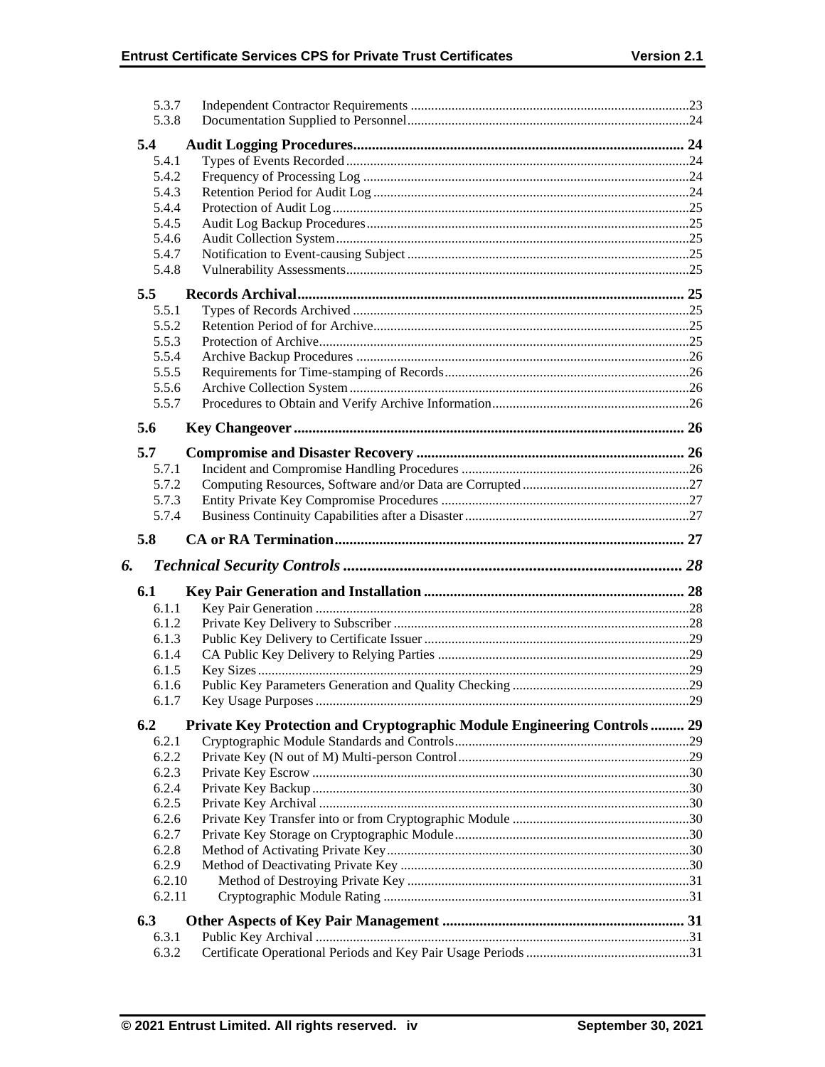5.3.7 Independent Contractor Requirements ....23
5.3.8 Documentation Supplied to Personnel ....24

**5.4 Audit Logging Procedures .... 24**

5.4.1 Types of Events Recorded ....24
5.4.2 Frequency of Processing Log ....24
5.4.3 Retention Period for Audit Log ....24
5.4.4 Protection of Audit Log ....25
5.4.5 Audit Log Backup Procedures ....25
5.4.6 Audit Collection System ....25
5.4.7 Notification to Event-causing Subject ....25
5.4.8 Vulnerability Assessments ....25

**5.5 Records Archival .... 25**

5.5.1 Types of Records Archived ....25
5.5.2 Retention Period of for Archive ....25
5.5.3 Protection of Archive ....25
5.5.4 Archive Backup Procedures ....26
5.5.5 Requirements for Time-stamping of Records ....26
5.5.6 Archive Collection System ....26
5.5.7 Procedures to Obtain and Verify Archive Information ....26

**5.6 Key Changeover .... 26**

**5.7 Compromise and Disaster Recovery .... 26**

5.7.1 Incident and Compromise Handling Procedures ....26
5.7.2 Computing Resources, Software and/or Data are Corrupted ....27
5.7.3 Entity Private Key Compromise Procedures ....27
5.7.4 Business Continuity Capabilities after a Disaster ....27

**5.8 CA or RA Termination .... 27**

***6. Technical Security Controls .... 28***

**6.1 Key Pair Generation and Installation .... 28**

6.1.1 Key Pair Generation ....28
6.1.2 Private Key Delivery to Subscriber ....28
6.1.3 Public Key Delivery to Certificate Issuer ....29
6.1.4 CA Public Key Delivery to Relying Parties ....29
6.1.5 Key Sizes ....29
6.1.6 Public Key Parameters Generation and Quality Checking ....29
6.1.7 Key Usage Purposes ....29

**6.2 Private Key Protection and Cryptographic Module Engineering Controls .... 29**

6.2.1 Cryptographic Module Standards and Controls ....29
6.2.2 Private Key (N out of M) Multi-person Control ....29
6.2.3 Private Key Escrow ....30
6.2.4 Private Key Backup ....30
6.2.5 Private Key Archival ....30
6.2.6 Private Key Transfer into or from Cryptographic Module ....30
6.2.7 Private Key Storage on Cryptographic Module ....30
6.2.8 Method of Activating Private Key ....30
6.2.9 Method of Deactivating Private Key ....30
6.2.10 Method of Destroying Private Key ....31
6.2.11 Cryptographic Module Rating ....31

**6.3 Other Aspects of Key Pair Management .... 31**

6.3.1 Public Key Archival ....31
6.3.2 Certificate Operational Periods and Key Pair Usage Periods ....31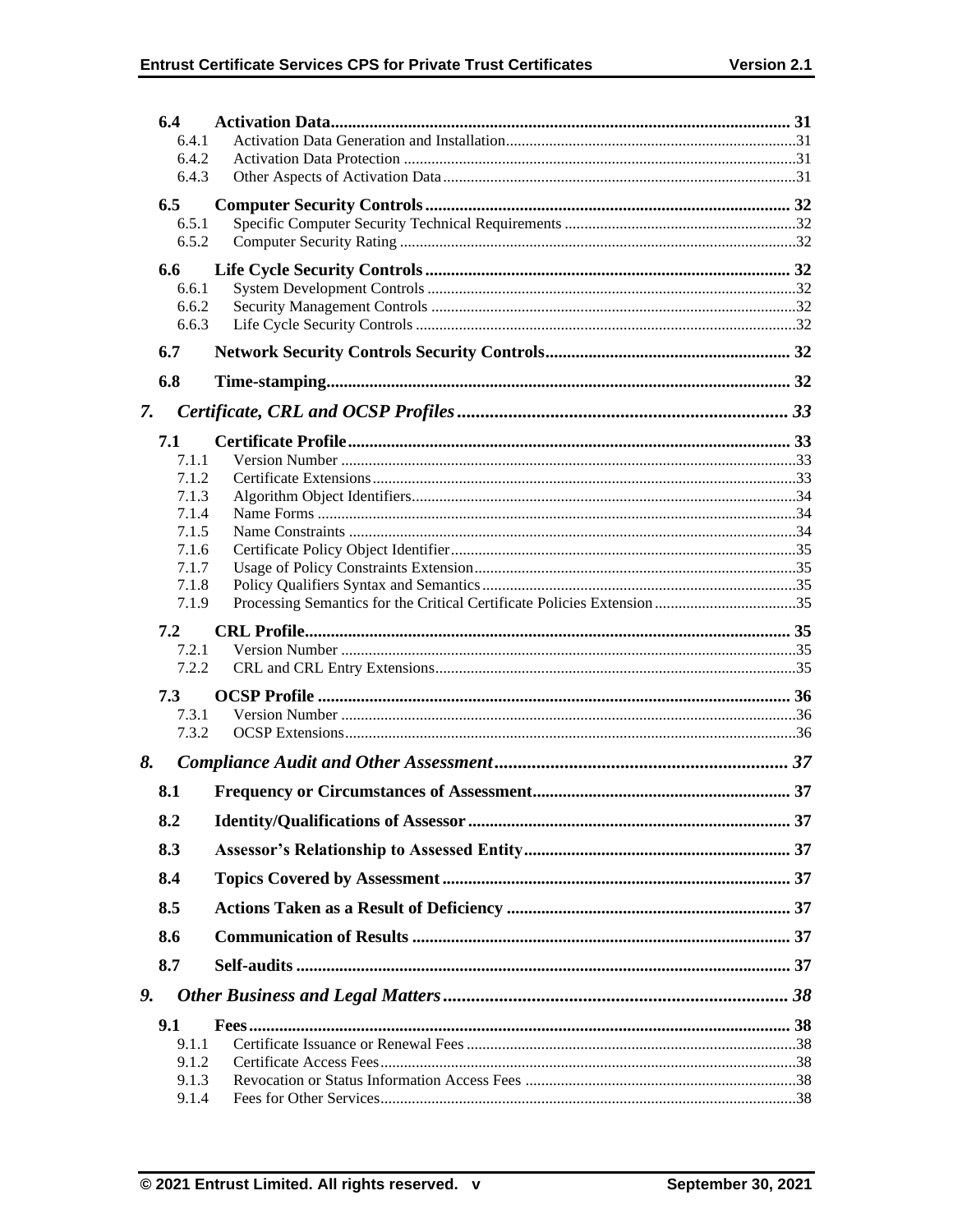| | | |
|---|---|---|
| **6.4** | **Activation Data** | **31** |
| 6.4.1 | Activation Data Generation and Installation | 31 |
| 6.4.2 | Activation Data Protection | 31 |
| 6.4.3 | Other Aspects of Activation Data | 31 |
| **6.5** | **Computer Security Controls** | **32** |
| 6.5.1 | Specific Computer Security Technical Requirements | 32 |
| 6.5.2 | Computer Security Rating | 32 |
| **6.6** | **Life Cycle Security Controls** | **32** |
| 6.6.1 | System Development Controls | 32 |
| 6.6.2 | Security Management Controls | 32 |
| 6.6.3 | Life Cycle Security Controls | 32 |
| **6.7** | **Network Security Controls Security Controls** | **32** |
| **6.8** | **Time-stamping** | **32** |
| ***7.*** | ***Certificate, CRL and OCSP Profiles*** | ***33*** |
| **7.1** | **Certificate Profile** | **33** |
| 7.1.1 | Version Number | 33 |
| 7.1.2 | Certificate Extensions | 33 |
| 7.1.3 | Algorithm Object Identifiers | 34 |
| 7.1.4 | Name Forms | 34 |
| 7.1.5 | Name Constraints | 34 |
| 7.1.6 | Certificate Policy Object Identifier | 35 |
| 7.1.7 | Usage of Policy Constraints Extension | 35 |
| 7.1.8 | Policy Qualifiers Syntax and Semantics | 35 |
| 7.1.9 | Processing Semantics for the Critical Certificate Policies Extension | 35 |
| **7.2** | **CRL Profile** | **35** |
| 7.2.1 | Version Number | 35 |
| 7.2.2 | CRL and CRL Entry Extensions | 35 |
| **7.3** | **OCSP Profile** | **36** |
| 7.3.1 | Version Number | 36 |
| 7.3.2 | OCSP Extensions | 36 |
| ***8.*** | ***Compliance Audit and Other Assessment*** | ***37*** |
| **8.1** | **Frequency or Circumstances of Assessment** | **37** |
| **8.2** | **Identity/Qualifications of Assessor** | **37** |
| **8.3** | **Assessor's Relationship to Assessed Entity** | **37** |
| **8.4** | **Topics Covered by Assessment** | **37** |
| **8.5** | **Actions Taken as a Result of Deficiency** | **37** |
| **8.6** | **Communication of Results** | **37** |
| **8.7** | **Self-audits** | **37** |
| ***9.*** | ***Other Business and Legal Matters*** | ***38*** |
| **9.1** | **Fees** | **38** |
| 9.1.1 | Certificate Issuance or Renewal Fees | 38 |
| 9.1.2 | Certificate Access Fees | 38 |
| 9.1.3 | Revocation or Status Information Access Fees | 38 |
| 9.1.4 | Fees for Other Services | 38 |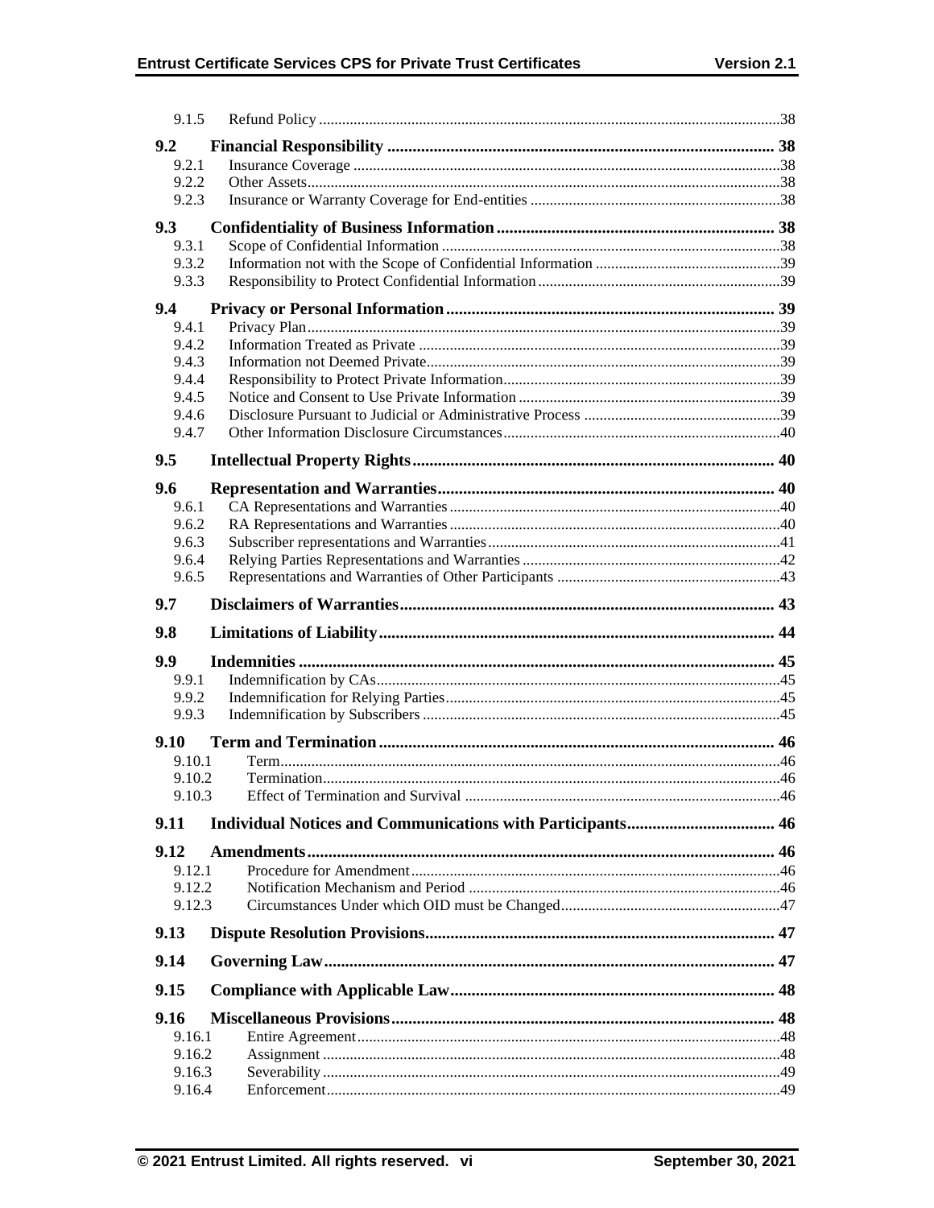| | | |
|---|---|---|
| 9.1.5 | Refund Policy | 38 |
| **9.2** | **Financial Responsibility** | **38** |
| 9.2.1 | Insurance Coverage | 38 |
| 9.2.2 | Other Assets | 38 |
| 9.2.3 | Insurance or Warranty Coverage for End-entities | 38 |
| **9.3** | **Confidentiality of Business Information** | **38** |
| 9.3.1 | Scope of Confidential Information | 38 |
| 9.3.2 | Information not with the Scope of Confidential Information | 39 |
| 9.3.3 | Responsibility to Protect Confidential Information | 39 |
| **9.4** | **Privacy or Personal Information** | **39** |
| 9.4.1 | Privacy Plan | 39 |
| 9.4.2 | Information Treated as Private | 39 |
| 9.4.3 | Information not Deemed Private | 39 |
| 9.4.4 | Responsibility to Protect Private Information | 39 |
| 9.4.5 | Notice and Consent to Use Private Information | 39 |
| 9.4.6 | Disclosure Pursuant to Judicial or Administrative Process | 39 |
| 9.4.7 | Other Information Disclosure Circumstances | 40 |
| **9.5** | **Intellectual Property Rights** | **40** |
| **9.6** | **Representation and Warranties** | **40** |
| 9.6.1 | CA Representations and Warranties | 40 |
| 9.6.2 | RA Representations and Warranties | 40 |
| 9.6.3 | Subscriber representations and Warranties | 41 |
| 9.6.4 | Relying Parties Representations and Warranties | 42 |
| 9.6.5 | Representations and Warranties of Other Participants | 43 |
| **9.7** | **Disclaimers of Warranties** | **43** |
| **9.8** | **Limitations of Liability** | **44** |
| **9.9** | **Indemnities** | **45** |
| 9.9.1 | Indemnification by CAs | 45 |
| 9.9.2 | Indemnification for Relying Parties | 45 |
| 9.9.3 | Indemnification by Subscribers | 45 |
| **9.10** | **Term and Termination** | **46** |
| 9.10.1 | Term | 46 |
| 9.10.2 | Termination | 46 |
| 9.10.3 | Effect of Termination and Survival | 46 |
| **9.11** | **Individual Notices and Communications with Participants** | **46** |
| **9.12** | **Amendments** | **46** |
| 9.12.1 | Procedure for Amendment | 46 |
| 9.12.2 | Notification Mechanism and Period | 46 |
| 9.12.3 | Circumstances Under which OID must be Changed | 47 |
| **9.13** | **Dispute Resolution Provisions** | **47** |
| **9.14** | **Governing Law** | **47** |
| **9.15** | **Compliance with Applicable Law** | **48** |
| **9.16** | **Miscellaneous Provisions** | **48** |
| 9.16.1 | Entire Agreement | 48 |
| 9.16.2 | Assignment | 48 |
| 9.16.3 | Severability | 49 |
| 9.16.4 | Enforcement | 49 |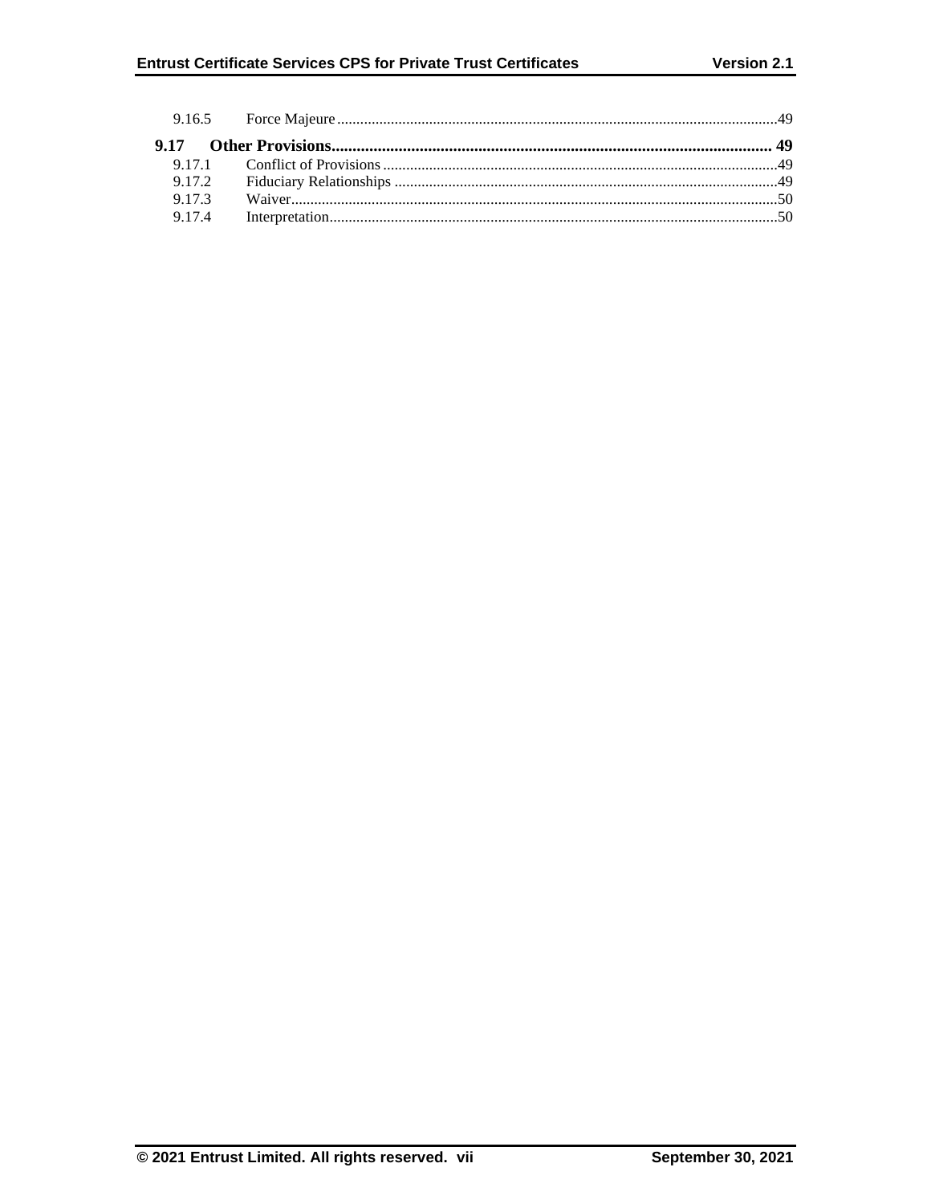9.16.5 Force Majeure ..................................................................................................................49

**9.17 Other Provisions........................................................................................................ 49**

9.17.1 Conflict of Provisions ......................................................................................................49

9.17.2 Fiduciary Relationships ...................................................................................................49

9.17.3 Waiver..............................................................................................................................50

9.17.4 Interpretation....................................................................................................................50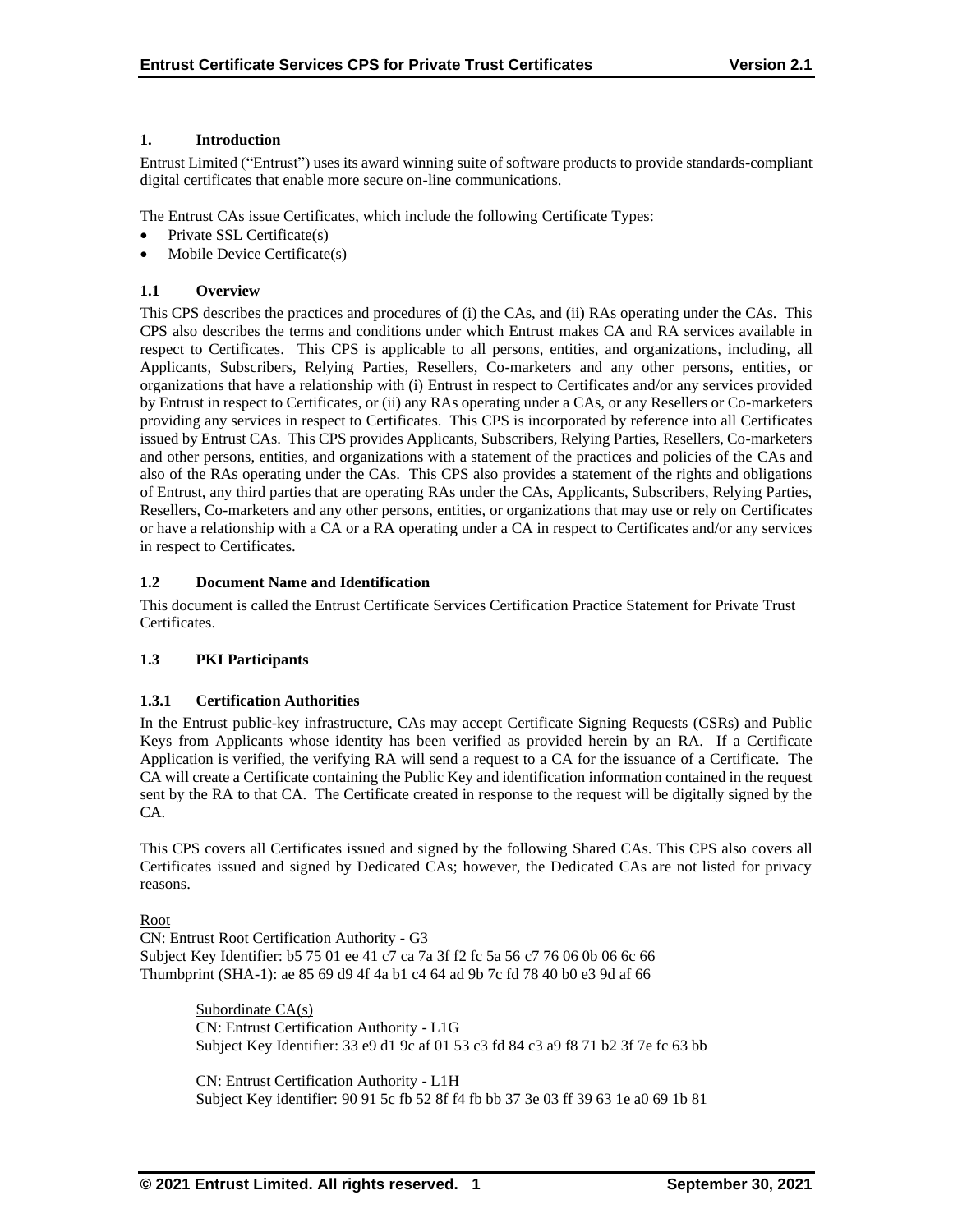# 1. Introduction

Entrust Limited ("Entrust") uses its award winning suite of software products to provide standards-compliant digital certificates that enable more secure on-line communications.

The Entrust CAs issue Certificates, which include the following Certificate Types:

- Private SSL Certificate(s)
- Mobile Device Certificate(s)

## 1.1 Overview

This CPS describes the practices and procedures of (i) the CAs, and (ii) RAs operating under the CAs. This CPS also describes the terms and conditions under which Entrust makes CA and RA services available in respect to Certificates. This CPS is applicable to all persons, entities, and organizations, including, all Applicants, Subscribers, Relying Parties, Resellers, Co-marketers and any other persons, entities, or organizations that have a relationship with (i) Entrust in respect to Certificates and/or any services provided by Entrust in respect to Certificates, or (ii) any RAs operating under a CAs, or any Resellers or Co-marketers providing any services in respect to Certificates. This CPS is incorporated by reference into all Certificates issued by Entrust CAs. This CPS provides Applicants, Subscribers, Relying Parties, Resellers, Co-marketers and other persons, entities, and organizations with a statement of the practices and policies of the CAs and also of the RAs operating under the CAs. This CPS also provides a statement of the rights and obligations of Entrust, any third parties that are operating RAs under the CAs, Applicants, Subscribers, Relying Parties, Resellers, Co-marketers and any other persons, entities, or organizations that may use or rely on Certificates or have a relationship with a CA or a RA operating under a CA in respect to Certificates and/or any services in respect to Certificates.

## 1.2 Document Name and Identification

This document is called the Entrust Certificate Services Certification Practice Statement for Private Trust Certificates.

## 1.3 PKI Participants

### 1.3.1 Certification Authorities

In the Entrust public-key infrastructure, CAs may accept Certificate Signing Requests (CSRs) and Public Keys from Applicants whose identity has been verified as provided herein by an RA. If a Certificate Application is verified, the verifying RA will send a request to a CA for the issuance of a Certificate. The CA will create a Certificate containing the Public Key and identification information contained in the request sent by the RA to that CA. The Certificate created in response to the request will be digitally signed by the CA.

This CPS covers all Certificates issued and signed by the following Shared CAs. This CPS also covers all Certificates issued and signed by Dedicated CAs; however, the Dedicated CAs are not listed for privacy reasons.

Root

CN: Entrust Root Certification Authority - G3
Subject Key Identifier: b5 75 01 ee 41 c7 ca 7a 3f f2 fc 5a 56 c7 76 06 0b 06 6c 66
Thumbprint (SHA-1): ae 85 69 d9 4f 4a b1 c4 64 ad 9b 7c fd 78 40 b0 e3 9d af 66

Subordinate CA(s)

CN: Entrust Certification Authority - L1G
Subject Key Identifier: 33 e9 d1 9c af 01 53 c3 fd 84 c3 a9 f8 71 b2 3f 7e fc 63 bb

CN: Entrust Certification Authority - L1H
Subject Key identifier: 90 91 5c fb 52 8f f4 fb bb 37 3e 03 ff 39 63 1e a0 69 1b 81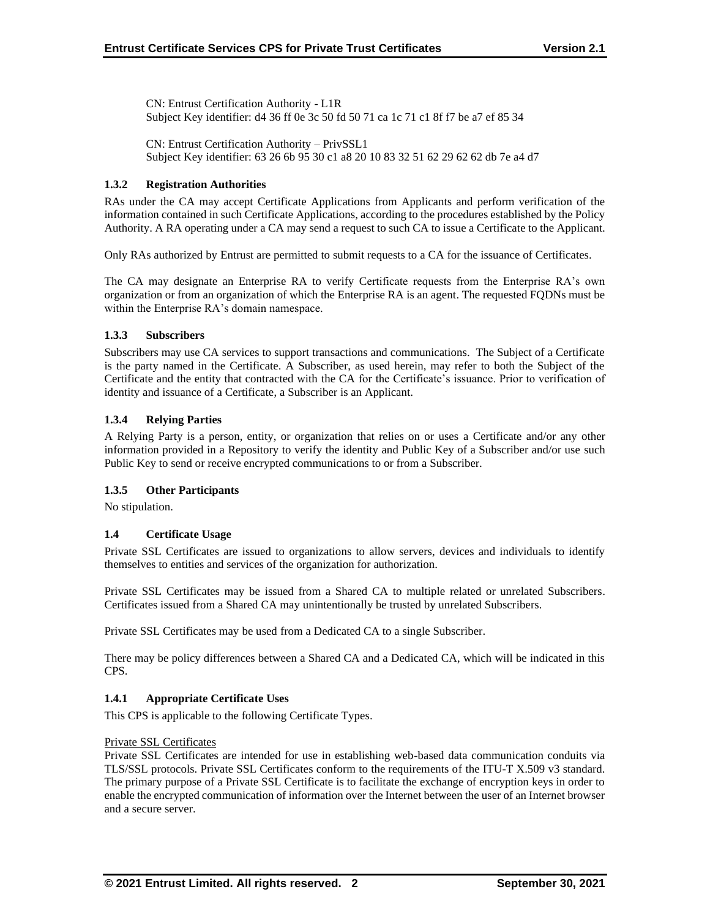CN: Entrust Certification Authority - L1R
Subject Key identifier: d4 36 ff 0e 3c 50 fd 50 71 ca 1c 71 c1 8f f7 be a7 ef 85 34

CN: Entrust Certification Authority – PrivSSL1
Subject Key identifier: 63 26 6b 95 30 c1 a8 20 10 83 32 51 62 29 62 62 db 7e a4 d7

### 1.3.2 Registration Authorities

RAs under the CA may accept Certificate Applications from Applicants and perform verification of the information contained in such Certificate Applications, according to the procedures established by the Policy Authority. A RA operating under a CA may send a request to such CA to issue a Certificate to the Applicant.

Only RAs authorized by Entrust are permitted to submit requests to a CA for the issuance of Certificates.

The CA may designate an Enterprise RA to verify Certificate requests from the Enterprise RA's own organization or from an organization of which the Enterprise RA is an agent. The requested FQDNs must be within the Enterprise RA's domain namespace.

### 1.3.3 Subscribers

Subscribers may use CA services to support transactions and communications. The Subject of a Certificate is the party named in the Certificate. A Subscriber, as used herein, may refer to both the Subject of the Certificate and the entity that contracted with the CA for the Certificate's issuance. Prior to verification of identity and issuance of a Certificate, a Subscriber is an Applicant.

### 1.3.4 Relying Parties

A Relying Party is a person, entity, or organization that relies on or uses a Certificate and/or any other information provided in a Repository to verify the identity and Public Key of a Subscriber and/or use such Public Key to send or receive encrypted communications to or from a Subscriber.

### 1.3.5 Other Participants

No stipulation.

## 1.4 Certificate Usage

Private SSL Certificates are issued to organizations to allow servers, devices and individuals to identify themselves to entities and services of the organization for authorization.

Private SSL Certificates may be issued from a Shared CA to multiple related or unrelated Subscribers. Certificates issued from a Shared CA may unintentionally be trusted by unrelated Subscribers.

Private SSL Certificates may be used from a Dedicated CA to a single Subscriber.

There may be policy differences between a Shared CA and a Dedicated CA, which will be indicated in this CPS.

### 1.4.1 Appropriate Certificate Uses

This CPS is applicable to the following Certificate Types.

Private SSL Certificates

Private SSL Certificates are intended for use in establishing web-based data communication conduits via TLS/SSL protocols. Private SSL Certificates conform to the requirements of the ITU-T X.509 v3 standard. The primary purpose of a Private SSL Certificate is to facilitate the exchange of encryption keys in order to enable the encrypted communication of information over the Internet between the user of an Internet browser and a secure server.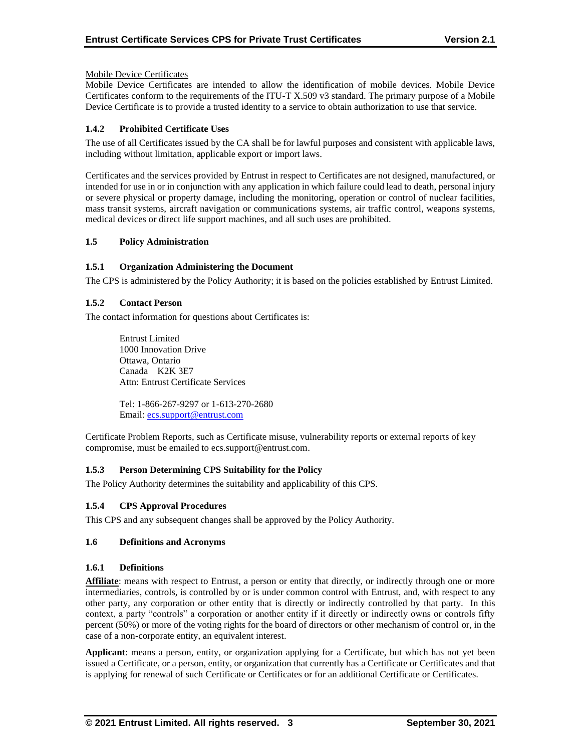Mobile Device Certificates

Mobile Device Certificates are intended to allow the identification of mobile devices. Mobile Device Certificates conform to the requirements of the ITU-T X.509 v3 standard. The primary purpose of a Mobile Device Certificate is to provide a trusted identity to a service to obtain authorization to use that service.

### 1.4.2 Prohibited Certificate Uses

The use of all Certificates issued by the CA shall be for lawful purposes and consistent with applicable laws, including without limitation, applicable export or import laws.

Certificates and the services provided by Entrust in respect to Certificates are not designed, manufactured, or intended for use in or in conjunction with any application in which failure could lead to death, personal injury or severe physical or property damage, including the monitoring, operation or control of nuclear facilities, mass transit systems, aircraft navigation or communications systems, air traffic control, weapons systems, medical devices or direct life support machines, and all such uses are prohibited.

## 1.5 Policy Administration

### 1.5.1 Organization Administering the Document

The CPS is administered by the Policy Authority; it is based on the policies established by Entrust Limited.

### 1.5.2 Contact Person

The contact information for questions about Certificates is:

Entrust Limited
1000 Innovation Drive
Ottawa, Ontario
Canada K2K 3E7
Attn: Entrust Certificate Services

Tel: 1-866-267-9297 or 1-613-270-2680
Email: ecs.support@entrust.com

Certificate Problem Reports, such as Certificate misuse, vulnerability reports or external reports of key compromise, must be emailed to ecs.support@entrust.com.

### 1.5.3 Person Determining CPS Suitability for the Policy

The Policy Authority determines the suitability and applicability of this CPS.

### 1.5.4 CPS Approval Procedures

This CPS and any subsequent changes shall be approved by the Policy Authority.

## 1.6 Definitions and Acronyms

### 1.6.1 Definitions

**Affiliate**: means with respect to Entrust, a person or entity that directly, or indirectly through one or more intermediaries, controls, is controlled by or is under common control with Entrust, and, with respect to any other party, any corporation or other entity that is directly or indirectly controlled by that party. In this context, a party "controls" a corporation or another entity if it directly or indirectly owns or controls fifty percent (50%) or more of the voting rights for the board of directors or other mechanism of control or, in the case of a non-corporate entity, an equivalent interest.

**Applicant**: means a person, entity, or organization applying for a Certificate, but which has not yet been issued a Certificate, or a person, entity, or organization that currently has a Certificate or Certificates and that is applying for renewal of such Certificate or Certificates or for an additional Certificate or Certificates.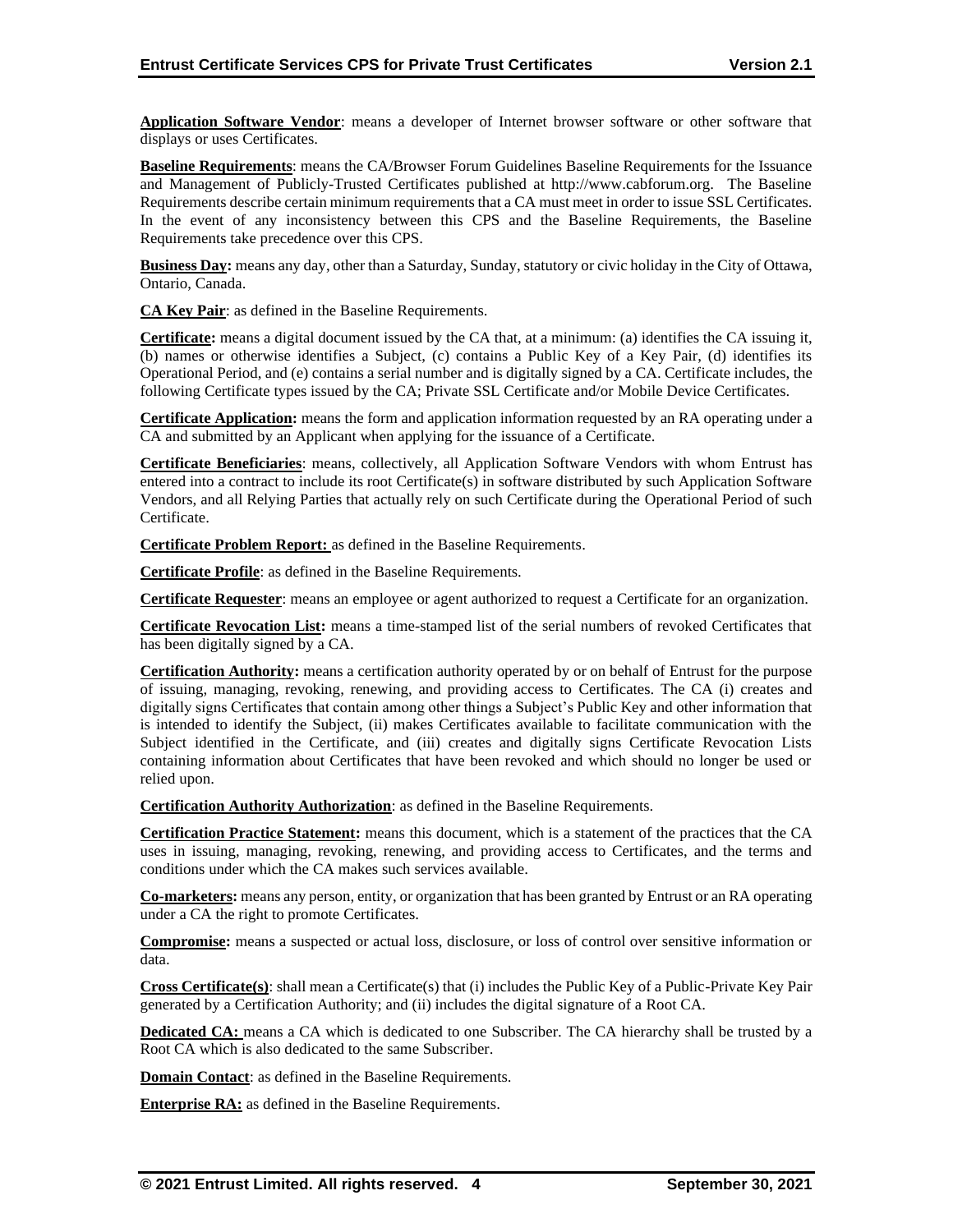**Application Software Vendor**: means a developer of Internet browser software or other software that displays or uses Certificates.

**Baseline Requirements**: means the CA/Browser Forum Guidelines Baseline Requirements for the Issuance and Management of Publicly-Trusted Certificates published at http://www.cabforum.org. The Baseline Requirements describe certain minimum requirements that a CA must meet in order to issue SSL Certificates. In the event of any inconsistency between this CPS and the Baseline Requirements, the Baseline Requirements take precedence over this CPS.

**Business Day:** means any day, other than a Saturday, Sunday, statutory or civic holiday in the City of Ottawa, Ontario, Canada.

**CA Key Pair**: as defined in the Baseline Requirements.

**Certificate:** means a digital document issued by the CA that, at a minimum: (a) identifies the CA issuing it, (b) names or otherwise identifies a Subject, (c) contains a Public Key of a Key Pair, (d) identifies its Operational Period, and (e) contains a serial number and is digitally signed by a CA. Certificate includes, the following Certificate types issued by the CA; Private SSL Certificate and/or Mobile Device Certificates.

**Certificate Application:** means the form and application information requested by an RA operating under a CA and submitted by an Applicant when applying for the issuance of a Certificate.

**Certificate Beneficiaries**: means, collectively, all Application Software Vendors with whom Entrust has entered into a contract to include its root Certificate(s) in software distributed by such Application Software Vendors, and all Relying Parties that actually rely on such Certificate during the Operational Period of such Certificate.

**Certificate Problem Report:** as defined in the Baseline Requirements.

**Certificate Profile**: as defined in the Baseline Requirements.

**Certificate Requester**: means an employee or agent authorized to request a Certificate for an organization.

**Certificate Revocation List:** means a time-stamped list of the serial numbers of revoked Certificates that has been digitally signed by a CA.

**Certification Authority:** means a certification authority operated by or on behalf of Entrust for the purpose of issuing, managing, revoking, renewing, and providing access to Certificates. The CA (i) creates and digitally signs Certificates that contain among other things a Subject's Public Key and other information that is intended to identify the Subject, (ii) makes Certificates available to facilitate communication with the Subject identified in the Certificate, and (iii) creates and digitally signs Certificate Revocation Lists containing information about Certificates that have been revoked and which should no longer be used or relied upon.

**Certification Authority Authorization**: as defined in the Baseline Requirements.

**Certification Practice Statement:** means this document, which is a statement of the practices that the CA uses in issuing, managing, revoking, renewing, and providing access to Certificates, and the terms and conditions under which the CA makes such services available.

**Co-marketers:** means any person, entity, or organization that has been granted by Entrust or an RA operating under a CA the right to promote Certificates.

**Compromise:** means a suspected or actual loss, disclosure, or loss of control over sensitive information or data.

**Cross Certificate(s)**: shall mean a Certificate(s) that (i) includes the Public Key of a Public-Private Key Pair generated by a Certification Authority; and (ii) includes the digital signature of a Root CA.

**Dedicated CA:** means a CA which is dedicated to one Subscriber. The CA hierarchy shall be trusted by a Root CA which is also dedicated to the same Subscriber.

**Domain Contact**: as defined in the Baseline Requirements.

**Enterprise RA:** as defined in the Baseline Requirements.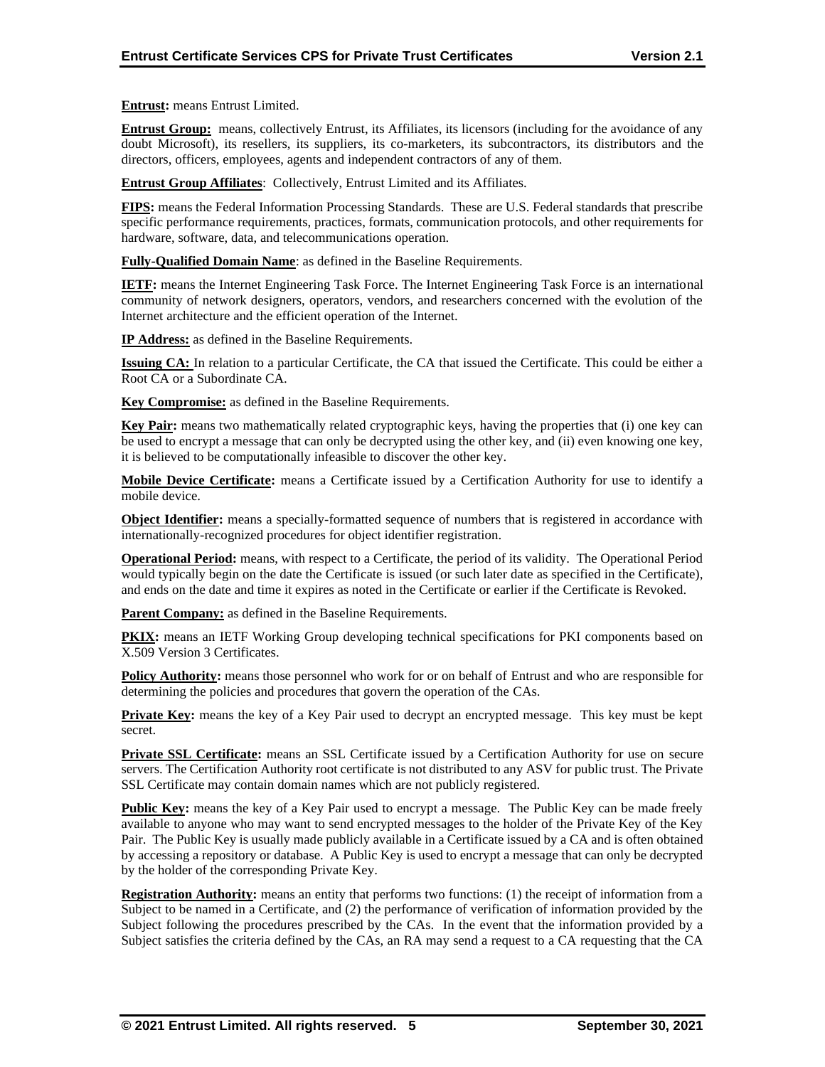**Entrust:** means Entrust Limited.

**Entrust Group:** means, collectively Entrust, its Affiliates, its licensors (including for the avoidance of any doubt Microsoft), its resellers, its suppliers, its co-marketers, its subcontractors, its distributors and the directors, officers, employees, agents and independent contractors of any of them.

**Entrust Group Affiliates**: Collectively, Entrust Limited and its Affiliates.

**FIPS:** means the Federal Information Processing Standards. These are U.S. Federal standards that prescribe specific performance requirements, practices, formats, communication protocols, and other requirements for hardware, software, data, and telecommunications operation.

**Fully-Qualified Domain Name**: as defined in the Baseline Requirements.

**IETF:** means the Internet Engineering Task Force. The Internet Engineering Task Force is an international community of network designers, operators, vendors, and researchers concerned with the evolution of the Internet architecture and the efficient operation of the Internet.

**IP Address:** as defined in the Baseline Requirements.

**Issuing CA:** In relation to a particular Certificate, the CA that issued the Certificate. This could be either a Root CA or a Subordinate CA.

**Key Compromise:** as defined in the Baseline Requirements.

**Key Pair:** means two mathematically related cryptographic keys, having the properties that (i) one key can be used to encrypt a message that can only be decrypted using the other key, and (ii) even knowing one key, it is believed to be computationally infeasible to discover the other key.

**Mobile Device Certificate:** means a Certificate issued by a Certification Authority for use to identify a mobile device.

**Object Identifier:** means a specially-formatted sequence of numbers that is registered in accordance with internationally-recognized procedures for object identifier registration.

**Operational Period:** means, with respect to a Certificate, the period of its validity. The Operational Period would typically begin on the date the Certificate is issued (or such later date as specified in the Certificate), and ends on the date and time it expires as noted in the Certificate or earlier if the Certificate is Revoked.

**Parent Company:** as defined in the Baseline Requirements.

**PKIX:** means an IETF Working Group developing technical specifications for PKI components based on X.509 Version 3 Certificates.

**Policy Authority:** means those personnel who work for or on behalf of Entrust and who are responsible for determining the policies and procedures that govern the operation of the CAs.

**Private Key:** means the key of a Key Pair used to decrypt an encrypted message. This key must be kept secret.

**Private SSL Certificate:** means an SSL Certificate issued by a Certification Authority for use on secure servers. The Certification Authority root certificate is not distributed to any ASV for public trust. The Private SSL Certificate may contain domain names which are not publicly registered.

**Public Key:** means the key of a Key Pair used to encrypt a message. The Public Key can be made freely available to anyone who may want to send encrypted messages to the holder of the Private Key of the Key Pair. The Public Key is usually made publicly available in a Certificate issued by a CA and is often obtained by accessing a repository or database. A Public Key is used to encrypt a message that can only be decrypted by the holder of the corresponding Private Key.

**Registration Authority:** means an entity that performs two functions: (1) the receipt of information from a Subject to be named in a Certificate, and (2) the performance of verification of information provided by the Subject following the procedures prescribed by the CAs. In the event that the information provided by a Subject satisfies the criteria defined by the CAs, an RA may send a request to a CA requesting that the CA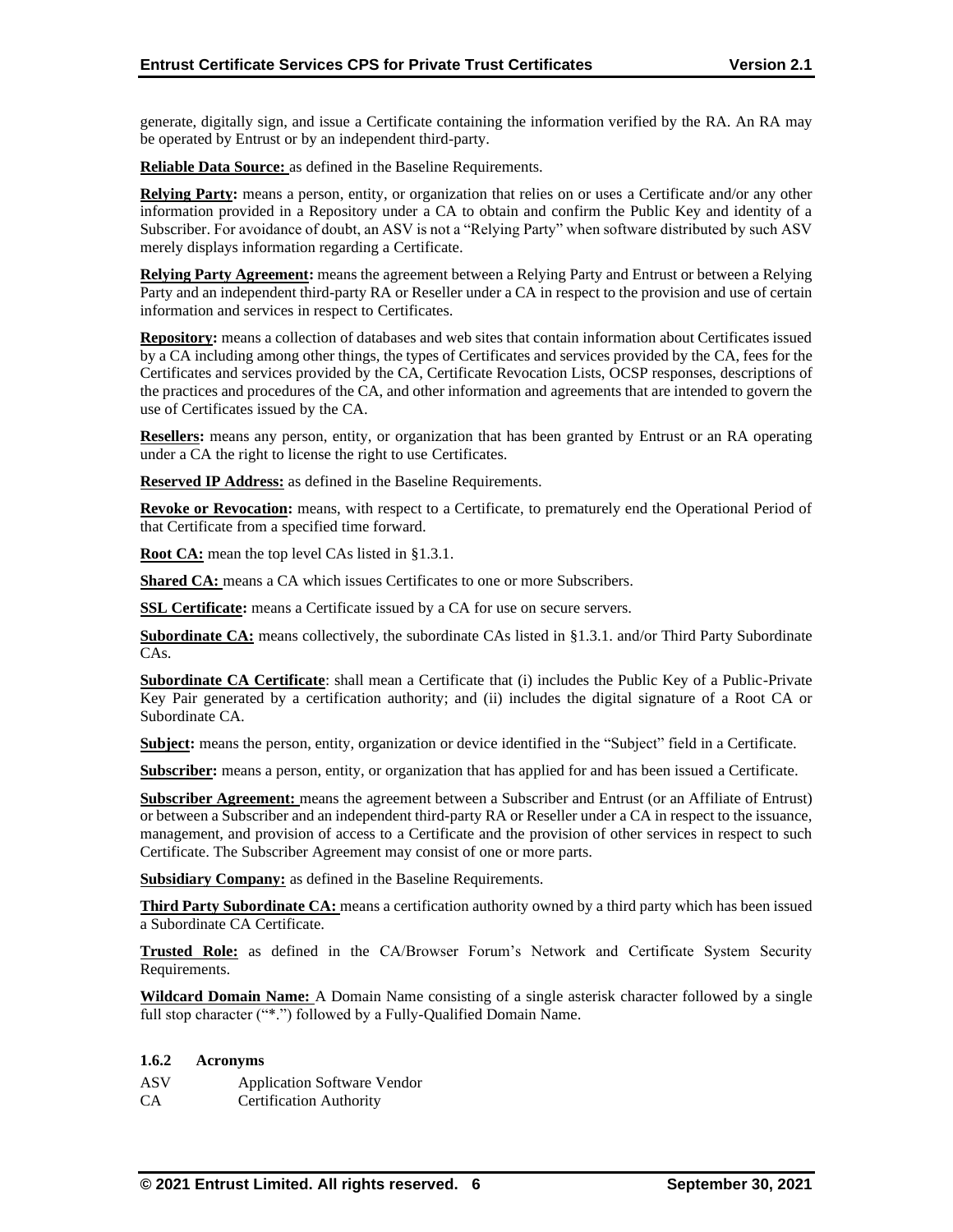generate, digitally sign, and issue a Certificate containing the information verified by the RA. An RA may be operated by Entrust or by an independent third-party.

**Reliable Data Source:** as defined in the Baseline Requirements.

**Relying Party:** means a person, entity, or organization that relies on or uses a Certificate and/or any other information provided in a Repository under a CA to obtain and confirm the Public Key and identity of a Subscriber. For avoidance of doubt, an ASV is not a "Relying Party" when software distributed by such ASV merely displays information regarding a Certificate.

**Relying Party Agreement:** means the agreement between a Relying Party and Entrust or between a Relying Party and an independent third-party RA or Reseller under a CA in respect to the provision and use of certain information and services in respect to Certificates.

**Repository:** means a collection of databases and web sites that contain information about Certificates issued by a CA including among other things, the types of Certificates and services provided by the CA, fees for the Certificates and services provided by the CA, Certificate Revocation Lists, OCSP responses, descriptions of the practices and procedures of the CA, and other information and agreements that are intended to govern the use of Certificates issued by the CA.

**Resellers:** means any person, entity, or organization that has been granted by Entrust or an RA operating under a CA the right to license the right to use Certificates.

**Reserved IP Address:** as defined in the Baseline Requirements.

**Revoke or Revocation:** means, with respect to a Certificate, to prematurely end the Operational Period of that Certificate from a specified time forward.

**Root CA:** mean the top level CAs listed in §1.3.1.

**Shared CA:** means a CA which issues Certificates to one or more Subscribers.

**SSL Certificate:** means a Certificate issued by a CA for use on secure servers.

**Subordinate CA:** means collectively, the subordinate CAs listed in §1.3.1. and/or Third Party Subordinate CAs.

**Subordinate CA Certificate**: shall mean a Certificate that (i) includes the Public Key of a Public-Private Key Pair generated by a certification authority; and (ii) includes the digital signature of a Root CA or Subordinate CA.

**Subject:** means the person, entity, organization or device identified in the "Subject" field in a Certificate.

**Subscriber:** means a person, entity, or organization that has applied for and has been issued a Certificate.

**Subscriber Agreement:** means the agreement between a Subscriber and Entrust (or an Affiliate of Entrust) or between a Subscriber and an independent third-party RA or Reseller under a CA in respect to the issuance, management, and provision of access to a Certificate and the provision of other services in respect to such Certificate. The Subscriber Agreement may consist of one or more parts.

**Subsidiary Company:** as defined in the Baseline Requirements.

**Third Party Subordinate CA:** means a certification authority owned by a third party which has been issued a Subordinate CA Certificate.

**Trusted Role:** as defined in the CA/Browser Forum's Network and Certificate System Security Requirements.

**Wildcard Domain Name:** A Domain Name consisting of a single asterisk character followed by a single full stop character ("*.") followed by a Fully-Qualified Domain Name.

### 1.6.2 Acronyms

| | |
|---|---|
| ASV | Application Software Vendor |
| CA | Certification Authority |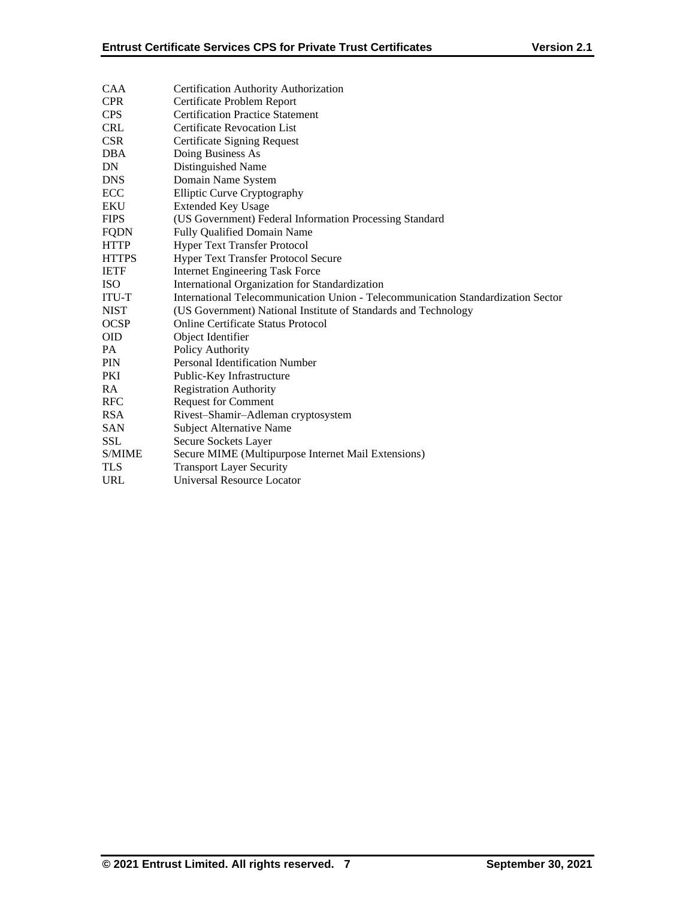| | |
|---|---|
| CAA | Certification Authority Authorization |
| CPR | Certificate Problem Report |
| CPS | Certification Practice Statement |
| CRL | Certificate Revocation List |
| CSR | Certificate Signing Request |
| DBA | Doing Business As |
| DN | Distinguished Name |
| DNS | Domain Name System |
| ECC | Elliptic Curve Cryptography |
| EKU | Extended Key Usage |
| FIPS | (US Government) Federal Information Processing Standard |
| FQDN | Fully Qualified Domain Name |
| HTTP | Hyper Text Transfer Protocol |
| HTTPS | Hyper Text Transfer Protocol Secure |
| IETF | Internet Engineering Task Force |
| ISO | International Organization for Standardization |
| ITU-T | International Telecommunication Union - Telecommunication Standardization Sector |
| NIST | (US Government) National Institute of Standards and Technology |
| OCSP | Online Certificate Status Protocol |
| OID | Object Identifier |
| PA | Policy Authority |
| PIN | Personal Identification Number |
| PKI | Public-Key Infrastructure |
| RA | Registration Authority |
| RFC | Request for Comment |
| RSA | Rivest–Shamir–Adleman cryptosystem |
| SAN | Subject Alternative Name |
| SSL | Secure Sockets Layer |
| S/MIME | Secure MIME (Multipurpose Internet Mail Extensions) |
| TLS | Transport Layer Security |
| URL | Universal Resource Locator |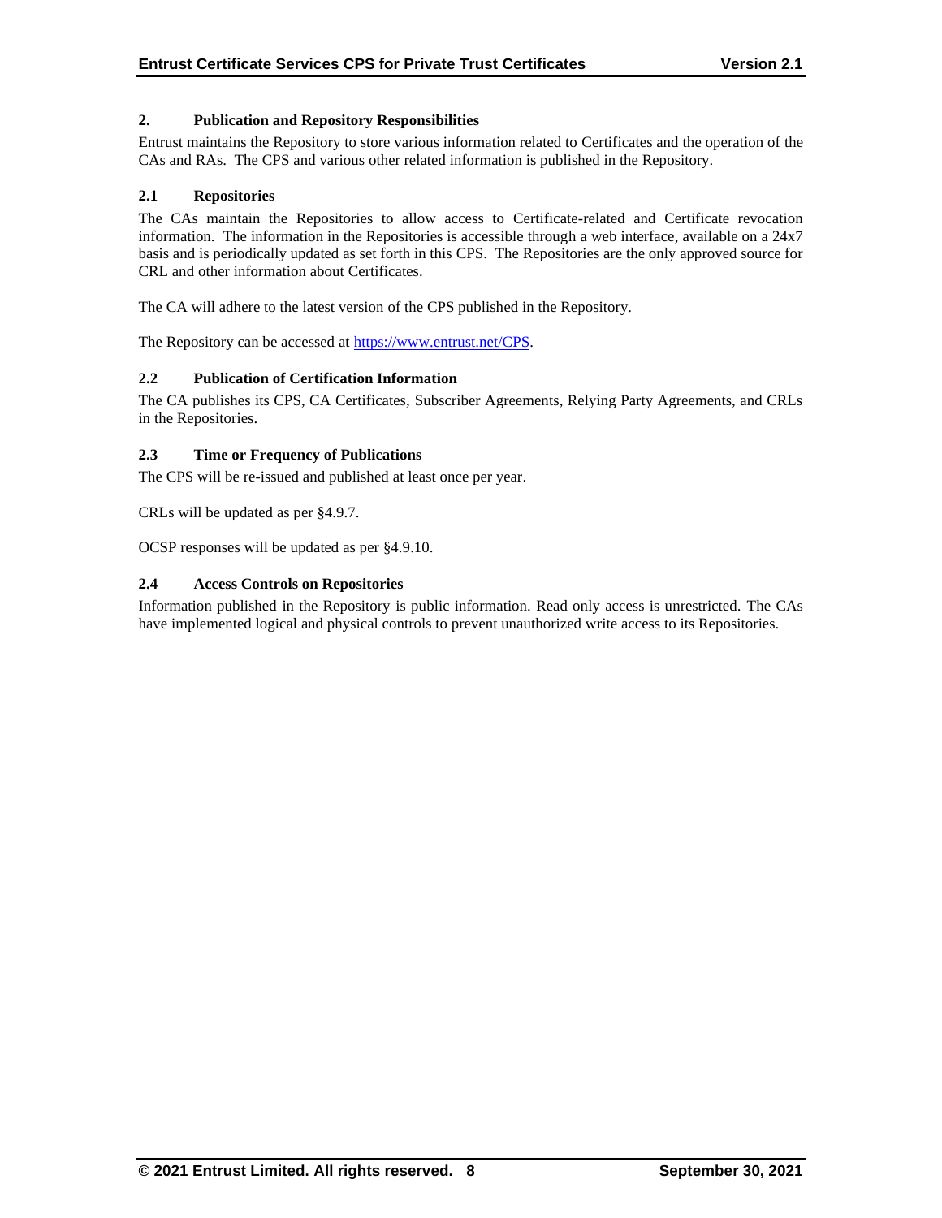## 2. Publication and Repository Responsibilities

Entrust maintains the Repository to store various information related to Certificates and the operation of the CAs and RAs. The CPS and various other related information is published in the Repository.

### 2.1 Repositories

The CAs maintain the Repositories to allow access to Certificate-related and Certificate revocation information. The information in the Repositories is accessible through a web interface, available on a 24x7 basis and is periodically updated as set forth in this CPS. The Repositories are the only approved source for CRL and other information about Certificates.

The CA will adhere to the latest version of the CPS published in the Repository.

The Repository can be accessed at https://www.entrust.net/CPS.

### 2.2 Publication of Certification Information

The CA publishes its CPS, CA Certificates, Subscriber Agreements, Relying Party Agreements, and CRLs in the Repositories.

### 2.3 Time or Frequency of Publications

The CPS will be re-issued and published at least once per year.

CRLs will be updated as per §4.9.7.

OCSP responses will be updated as per §4.9.10.

### 2.4 Access Controls on Repositories

Information published in the Repository is public information. Read only access is unrestricted. The CAs have implemented logical and physical controls to prevent unauthorized write access to its Repositories.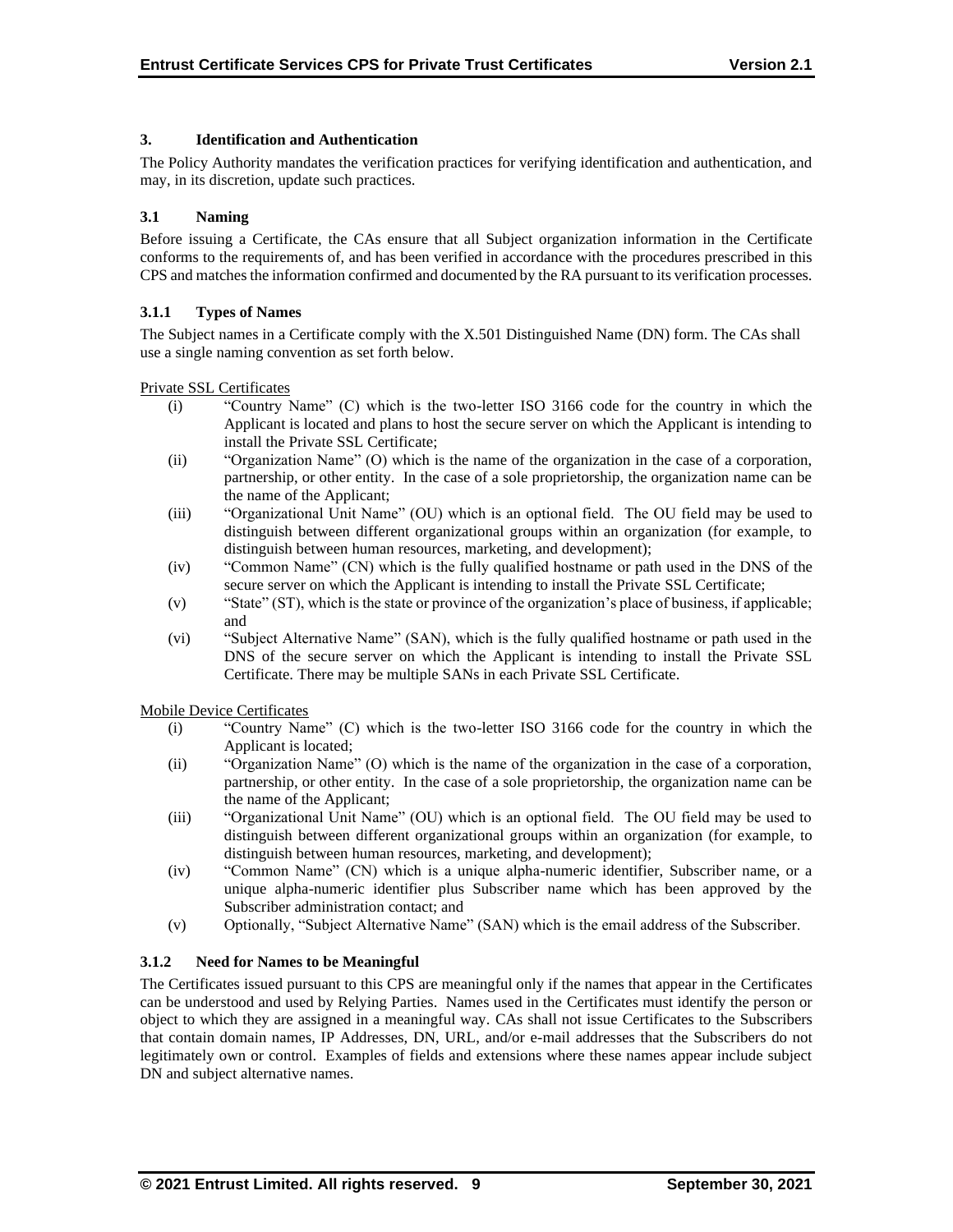# 3. Identification and Authentication

The Policy Authority mandates the verification practices for verifying identification and authentication, and may, in its discretion, update such practices.

## 3.1 Naming

Before issuing a Certificate, the CAs ensure that all Subject organization information in the Certificate conforms to the requirements of, and has been verified in accordance with the procedures prescribed in this CPS and matches the information confirmed and documented by the RA pursuant to its verification processes.

### 3.1.1 Types of Names

The Subject names in a Certificate comply with the X.501 Distinguished Name (DN) form. The CAs shall use a single naming convention as set forth below.

Private SSL Certificates

- (i) "Country Name" (C) which is the two-letter ISO 3166 code for the country in which the Applicant is located and plans to host the secure server on which the Applicant is intending to install the Private SSL Certificate;
- (ii) "Organization Name" (O) which is the name of the organization in the case of a corporation, partnership, or other entity. In the case of a sole proprietorship, the organization name can be the name of the Applicant;
- (iii) "Organizational Unit Name" (OU) which is an optional field. The OU field may be used to distinguish between different organizational groups within an organization (for example, to distinguish between human resources, marketing, and development);
- (iv) "Common Name" (CN) which is the fully qualified hostname or path used in the DNS of the secure server on which the Applicant is intending to install the Private SSL Certificate;
- (v) "State" (ST), which is the state or province of the organization's place of business, if applicable; and
- (vi) "Subject Alternative Name" (SAN), which is the fully qualified hostname or path used in the DNS of the secure server on which the Applicant is intending to install the Private SSL Certificate. There may be multiple SANs in each Private SSL Certificate.

Mobile Device Certificates

- (i) "Country Name" (C) which is the two-letter ISO 3166 code for the country in which the Applicant is located;
- (ii) "Organization Name" (O) which is the name of the organization in the case of a corporation, partnership, or other entity. In the case of a sole proprietorship, the organization name can be the name of the Applicant;
- (iii) "Organizational Unit Name" (OU) which is an optional field. The OU field may be used to distinguish between different organizational groups within an organization (for example, to distinguish between human resources, marketing, and development);
- (iv) "Common Name" (CN) which is a unique alpha-numeric identifier, Subscriber name, or a unique alpha-numeric identifier plus Subscriber name which has been approved by the Subscriber administration contact; and
- (v) Optionally, "Subject Alternative Name" (SAN) which is the email address of the Subscriber.

### 3.1.2 Need for Names to be Meaningful

The Certificates issued pursuant to this CPS are meaningful only if the names that appear in the Certificates can be understood and used by Relying Parties. Names used in the Certificates must identify the person or object to which they are assigned in a meaningful way. CAs shall not issue Certificates to the Subscribers that contain domain names, IP Addresses, DN, URL, and/or e-mail addresses that the Subscribers do not legitimately own or control. Examples of fields and extensions where these names appear include subject DN and subject alternative names.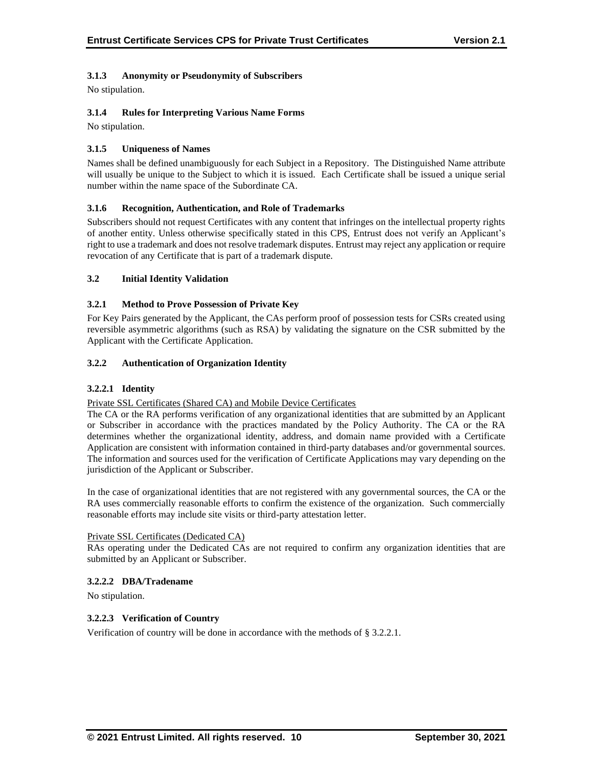### 3.1.3 Anonymity or Pseudonymity of Subscribers

No stipulation.

### 3.1.4 Rules for Interpreting Various Name Forms

No stipulation.

### 3.1.5 Uniqueness of Names

Names shall be defined unambiguously for each Subject in a Repository. The Distinguished Name attribute will usually be unique to the Subject to which it is issued. Each Certificate shall be issued a unique serial number within the name space of the Subordinate CA.

### 3.1.6 Recognition, Authentication, and Role of Trademarks

Subscribers should not request Certificates with any content that infringes on the intellectual property rights of another entity. Unless otherwise specifically stated in this CPS, Entrust does not verify an Applicant's right to use a trademark and does not resolve trademark disputes. Entrust may reject any application or require revocation of any Certificate that is part of a trademark dispute.

## 3.2 Initial Identity Validation

### 3.2.1 Method to Prove Possession of Private Key

For Key Pairs generated by the Applicant, the CAs perform proof of possession tests for CSRs created using reversible asymmetric algorithms (such as RSA) by validating the signature on the CSR submitted by the Applicant with the Certificate Application.

### 3.2.2 Authentication of Organization Identity

#### 3.2.2.1 Identity

Private SSL Certificates (Shared CA) and Mobile Device Certificates

The CA or the RA performs verification of any organizational identities that are submitted by an Applicant or Subscriber in accordance with the practices mandated by the Policy Authority. The CA or the RA determines whether the organizational identity, address, and domain name provided with a Certificate Application are consistent with information contained in third-party databases and/or governmental sources. The information and sources used for the verification of Certificate Applications may vary depending on the jurisdiction of the Applicant or Subscriber.

In the case of organizational identities that are not registered with any governmental sources, the CA or the RA uses commercially reasonable efforts to confirm the existence of the organization. Such commercially reasonable efforts may include site visits or third-party attestation letter.

Private SSL Certificates (Dedicated CA)

RAs operating under the Dedicated CAs are not required to confirm any organization identities that are submitted by an Applicant or Subscriber.

#### 3.2.2.2 DBA/Tradename

No stipulation.

#### 3.2.2.3 Verification of Country

Verification of country will be done in accordance with the methods of § 3.2.2.1.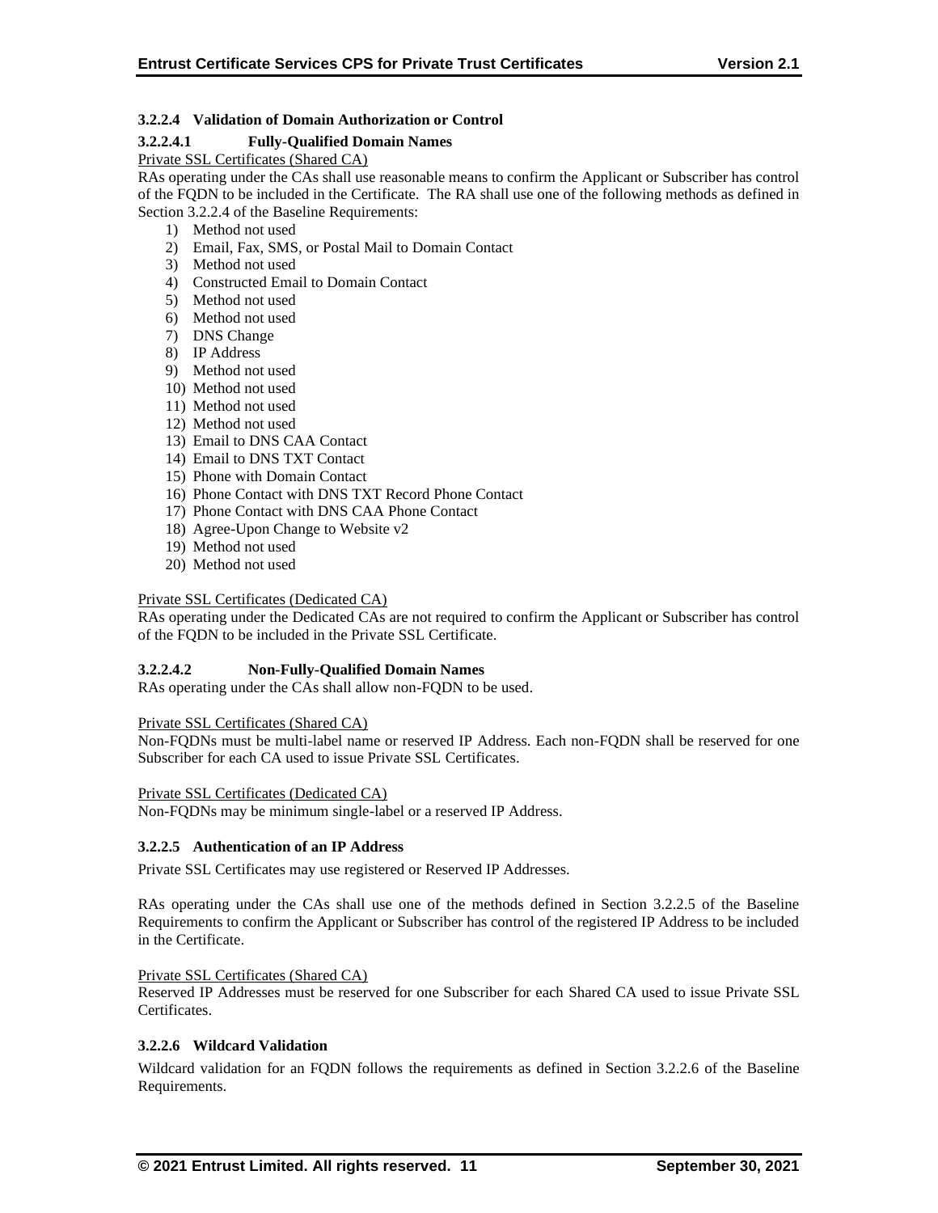#### 3.2.2.4 Validation of Domain Authorization or Control

##### 3.2.2.4.1 Fully-Qualified Domain Names

Private SSL Certificates (Shared CA)

RAs operating under the CAs shall use reasonable means to confirm the Applicant or Subscriber has control of the FQDN to be included in the Certificate. The RA shall use one of the following methods as defined in Section 3.2.2.4 of the Baseline Requirements:

1) Method not used
2) Email, Fax, SMS, or Postal Mail to Domain Contact
3) Method not used
4) Constructed Email to Domain Contact
5) Method not used
6) Method not used
7) DNS Change
8) IP Address
9) Method not used
10) Method not used
11) Method not used
12) Method not used
13) Email to DNS CAA Contact
14) Email to DNS TXT Contact
15) Phone with Domain Contact
16) Phone Contact with DNS TXT Record Phone Contact
17) Phone Contact with DNS CAA Phone Contact
18) Agree-Upon Change to Website v2
19) Method not used
20) Method not used

Private SSL Certificates (Dedicated CA)

RAs operating under the Dedicated CAs are not required to confirm the Applicant or Subscriber has control of the FQDN to be included in the Private SSL Certificate.

##### 3.2.2.4.2 Non-Fully-Qualified Domain Names

RAs operating under the CAs shall allow non-FQDN to be used.

Private SSL Certificates (Shared CA)

Non-FQDNs must be multi-label name or reserved IP Address. Each non-FQDN shall be reserved for one Subscriber for each CA used to issue Private SSL Certificates.

Private SSL Certificates (Dedicated CA)

Non-FQDNs may be minimum single-label or a reserved IP Address.

#### 3.2.2.5 Authentication of an IP Address

Private SSL Certificates may use registered or Reserved IP Addresses.

RAs operating under the CAs shall use one of the methods defined in Section 3.2.2.5 of the Baseline Requirements to confirm the Applicant or Subscriber has control of the registered IP Address to be included in the Certificate.

Private SSL Certificates (Shared CA)

Reserved IP Addresses must be reserved for one Subscriber for each Shared CA used to issue Private SSL Certificates.

#### 3.2.2.6 Wildcard Validation

Wildcard validation for an FQDN follows the requirements as defined in Section 3.2.2.6 of the Baseline Requirements.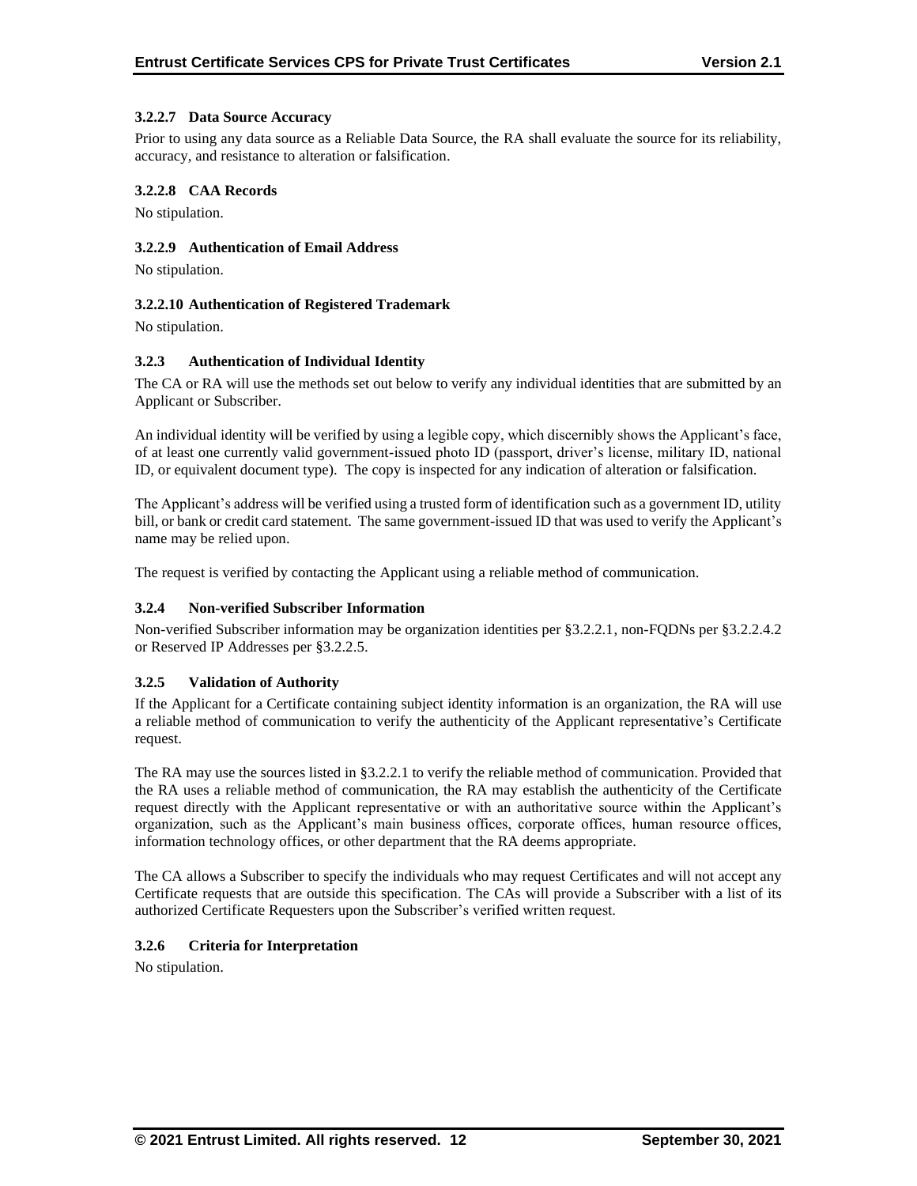#### 3.2.2.7 Data Source Accuracy

Prior to using any data source as a Reliable Data Source, the RA shall evaluate the source for its reliability, accuracy, and resistance to alteration or falsification.

#### 3.2.2.8 CAA Records

No stipulation.

#### 3.2.2.9 Authentication of Email Address

No stipulation.

#### 3.2.2.10 Authentication of Registered Trademark

No stipulation.

### 3.2.3 Authentication of Individual Identity

The CA or RA will use the methods set out below to verify any individual identities that are submitted by an Applicant or Subscriber.

An individual identity will be verified by using a legible copy, which discernibly shows the Applicant's face, of at least one currently valid government-issued photo ID (passport, driver's license, military ID, national ID, or equivalent document type). The copy is inspected for any indication of alteration or falsification.

The Applicant's address will be verified using a trusted form of identification such as a government ID, utility bill, or bank or credit card statement. The same government-issued ID that was used to verify the Applicant's name may be relied upon.

The request is verified by contacting the Applicant using a reliable method of communication.

### 3.2.4 Non-verified Subscriber Information

Non-verified Subscriber information may be organization identities per §3.2.2.1, non-FQDNs per §3.2.2.4.2 or Reserved IP Addresses per §3.2.2.5.

### 3.2.5 Validation of Authority

If the Applicant for a Certificate containing subject identity information is an organization, the RA will use a reliable method of communication to verify the authenticity of the Applicant representative's Certificate request.

The RA may use the sources listed in §3.2.2.1 to verify the reliable method of communication. Provided that the RA uses a reliable method of communication, the RA may establish the authenticity of the Certificate request directly with the Applicant representative or with an authoritative source within the Applicant's organization, such as the Applicant's main business offices, corporate offices, human resource offices, information technology offices, or other department that the RA deems appropriate.

The CA allows a Subscriber to specify the individuals who may request Certificates and will not accept any Certificate requests that are outside this specification. The CAs will provide a Subscriber with a list of its authorized Certificate Requesters upon the Subscriber's verified written request.

### 3.2.6 Criteria for Interpretation

No stipulation.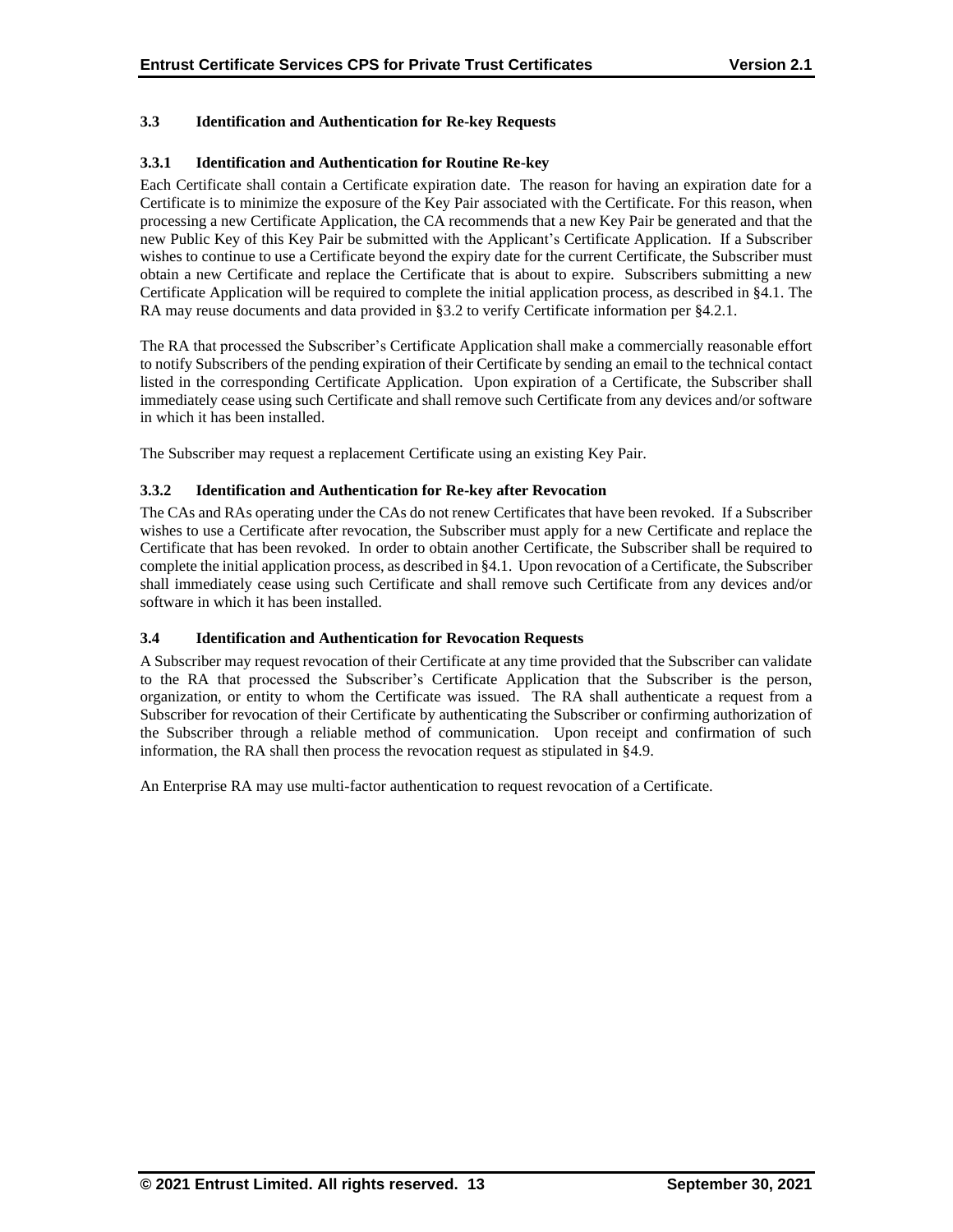### 3.3 Identification and Authentication for Re-key Requests

#### 3.3.1 Identification and Authentication for Routine Re-key

Each Certificate shall contain a Certificate expiration date. The reason for having an expiration date for a Certificate is to minimize the exposure of the Key Pair associated with the Certificate. For this reason, when processing a new Certificate Application, the CA recommends that a new Key Pair be generated and that the new Public Key of this Key Pair be submitted with the Applicant's Certificate Application. If a Subscriber wishes to continue to use a Certificate beyond the expiry date for the current Certificate, the Subscriber must obtain a new Certificate and replace the Certificate that is about to expire. Subscribers submitting a new Certificate Application will be required to complete the initial application process, as described in §4.1. The RA may reuse documents and data provided in §3.2 to verify Certificate information per §4.2.1.

The RA that processed the Subscriber's Certificate Application shall make a commercially reasonable effort to notify Subscribers of the pending expiration of their Certificate by sending an email to the technical contact listed in the corresponding Certificate Application. Upon expiration of a Certificate, the Subscriber shall immediately cease using such Certificate and shall remove such Certificate from any devices and/or software in which it has been installed.

The Subscriber may request a replacement Certificate using an existing Key Pair.

#### 3.3.2 Identification and Authentication for Re-key after Revocation

The CAs and RAs operating under the CAs do not renew Certificates that have been revoked. If a Subscriber wishes to use a Certificate after revocation, the Subscriber must apply for a new Certificate and replace the Certificate that has been revoked. In order to obtain another Certificate, the Subscriber shall be required to complete the initial application process, as described in §4.1. Upon revocation of a Certificate, the Subscriber shall immediately cease using such Certificate and shall remove such Certificate from any devices and/or software in which it has been installed.

### 3.4 Identification and Authentication for Revocation Requests

A Subscriber may request revocation of their Certificate at any time provided that the Subscriber can validate to the RA that processed the Subscriber's Certificate Application that the Subscriber is the person, organization, or entity to whom the Certificate was issued. The RA shall authenticate a request from a Subscriber for revocation of their Certificate by authenticating the Subscriber or confirming authorization of the Subscriber through a reliable method of communication. Upon receipt and confirmation of such information, the RA shall then process the revocation request as stipulated in §4.9.

An Enterprise RA may use multi-factor authentication to request revocation of a Certificate.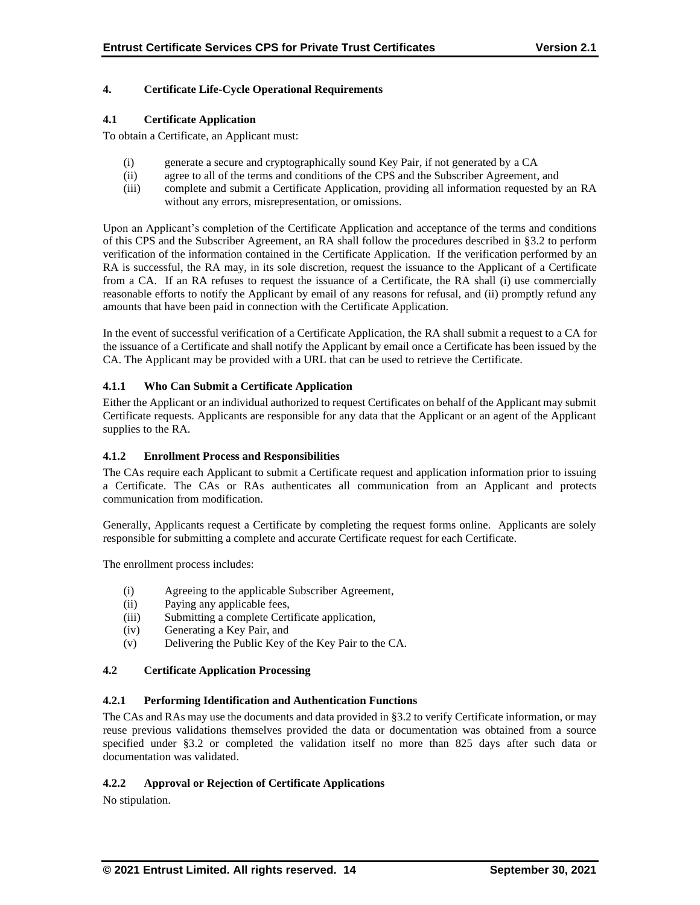## 4. Certificate Life-Cycle Operational Requirements

### 4.1 Certificate Application

To obtain a Certificate, an Applicant must:

(i) generate a secure and cryptographically sound Key Pair, if not generated by a CA
(ii) agree to all of the terms and conditions of the CPS and the Subscriber Agreement, and
(iii) complete and submit a Certificate Application, providing all information requested by an RA without any errors, misrepresentation, or omissions.

Upon an Applicant's completion of the Certificate Application and acceptance of the terms and conditions of this CPS and the Subscriber Agreement, an RA shall follow the procedures described in §3.2 to perform verification of the information contained in the Certificate Application. If the verification performed by an RA is successful, the RA may, in its sole discretion, request the issuance to the Applicant of a Certificate from a CA. If an RA refuses to request the issuance of a Certificate, the RA shall (i) use commercially reasonable efforts to notify the Applicant by email of any reasons for refusal, and (ii) promptly refund any amounts that have been paid in connection with the Certificate Application.

In the event of successful verification of a Certificate Application, the RA shall submit a request to a CA for the issuance of a Certificate and shall notify the Applicant by email once a Certificate has been issued by the CA. The Applicant may be provided with a URL that can be used to retrieve the Certificate.

#### 4.1.1 Who Can Submit a Certificate Application

Either the Applicant or an individual authorized to request Certificates on behalf of the Applicant may submit Certificate requests. Applicants are responsible for any data that the Applicant or an agent of the Applicant supplies to the RA.

#### 4.1.2 Enrollment Process and Responsibilities

The CAs require each Applicant to submit a Certificate request and application information prior to issuing a Certificate. The CAs or RAs authenticates all communication from an Applicant and protects communication from modification.

Generally, Applicants request a Certificate by completing the request forms online. Applicants are solely responsible for submitting a complete and accurate Certificate request for each Certificate.

The enrollment process includes:

(i) Agreeing to the applicable Subscriber Agreement,
(ii) Paying any applicable fees,
(iii) Submitting a complete Certificate application,
(iv) Generating a Key Pair, and
(v) Delivering the Public Key of the Key Pair to the CA.

### 4.2 Certificate Application Processing

#### 4.2.1 Performing Identification and Authentication Functions

The CAs and RAs may use the documents and data provided in §3.2 to verify Certificate information, or may reuse previous validations themselves provided the data or documentation was obtained from a source specified under §3.2 or completed the validation itself no more than 825 days after such data or documentation was validated.

#### 4.2.2 Approval or Rejection of Certificate Applications

No stipulation.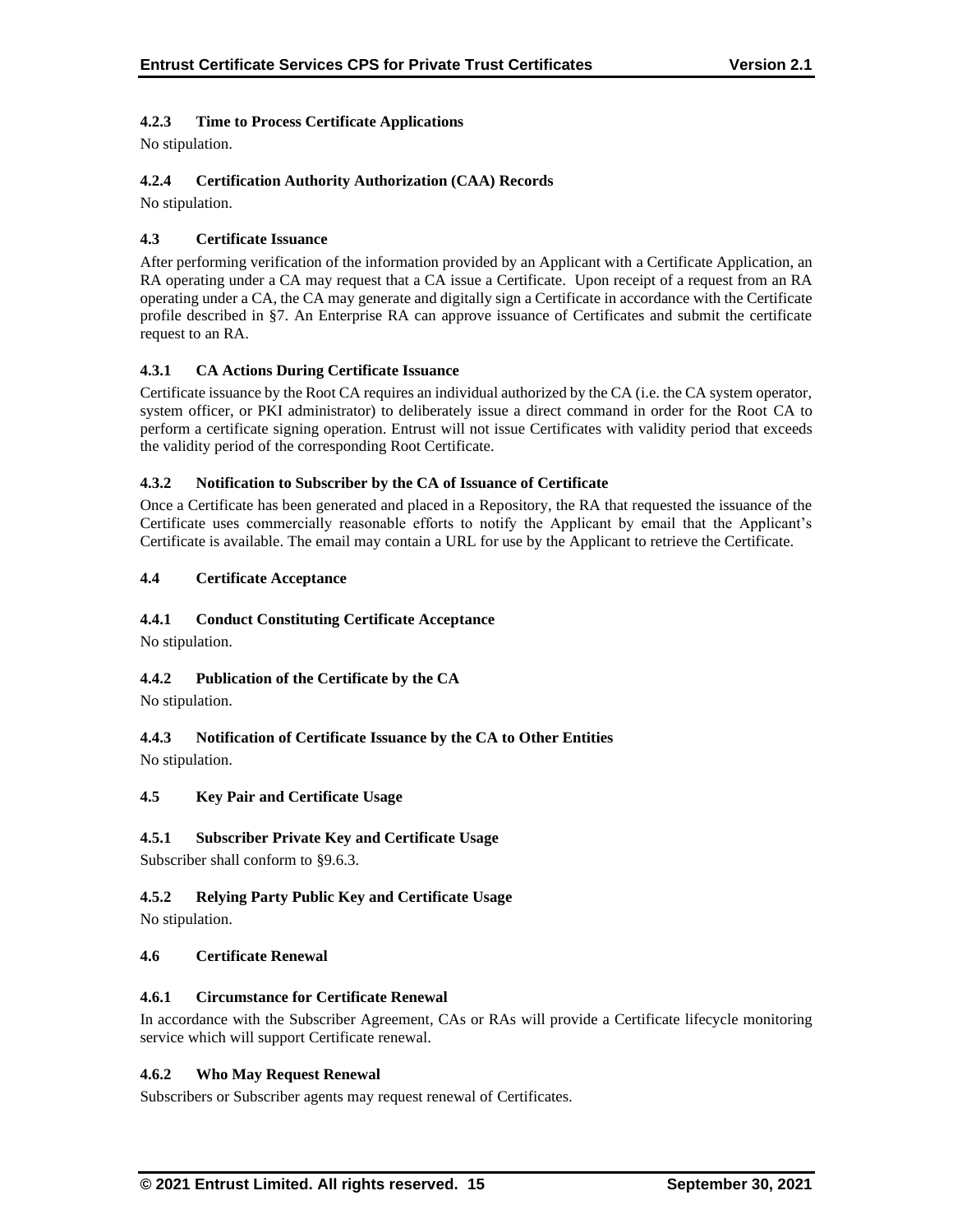#### 4.2.3 Time to Process Certificate Applications

No stipulation.

#### 4.2.4 Certification Authority Authorization (CAA) Records

No stipulation.

### 4.3 Certificate Issuance

After performing verification of the information provided by an Applicant with a Certificate Application, an RA operating under a CA may request that a CA issue a Certificate. Upon receipt of a request from an RA operating under a CA, the CA may generate and digitally sign a Certificate in accordance with the Certificate profile described in §7. An Enterprise RA can approve issuance of Certificates and submit the certificate request to an RA.

#### 4.3.1 CA Actions During Certificate Issuance

Certificate issuance by the Root CA requires an individual authorized by the CA (i.e. the CA system operator, system officer, or PKI administrator) to deliberately issue a direct command in order for the Root CA to perform a certificate signing operation. Entrust will not issue Certificates with validity period that exceeds the validity period of the corresponding Root Certificate.

#### 4.3.2 Notification to Subscriber by the CA of Issuance of Certificate

Once a Certificate has been generated and placed in a Repository, the RA that requested the issuance of the Certificate uses commercially reasonable efforts to notify the Applicant by email that the Applicant's Certificate is available. The email may contain a URL for use by the Applicant to retrieve the Certificate.

### 4.4 Certificate Acceptance

#### 4.4.1 Conduct Constituting Certificate Acceptance

No stipulation.

#### 4.4.2 Publication of the Certificate by the CA

No stipulation.

#### 4.4.3 Notification of Certificate Issuance by the CA to Other Entities

No stipulation.

### 4.5 Key Pair and Certificate Usage

#### 4.5.1 Subscriber Private Key and Certificate Usage

Subscriber shall conform to §9.6.3.

#### 4.5.2 Relying Party Public Key and Certificate Usage

No stipulation.

### 4.6 Certificate Renewal

#### 4.6.1 Circumstance for Certificate Renewal

In accordance with the Subscriber Agreement, CAs or RAs will provide a Certificate lifecycle monitoring service which will support Certificate renewal.

#### 4.6.2 Who May Request Renewal

Subscribers or Subscriber agents may request renewal of Certificates.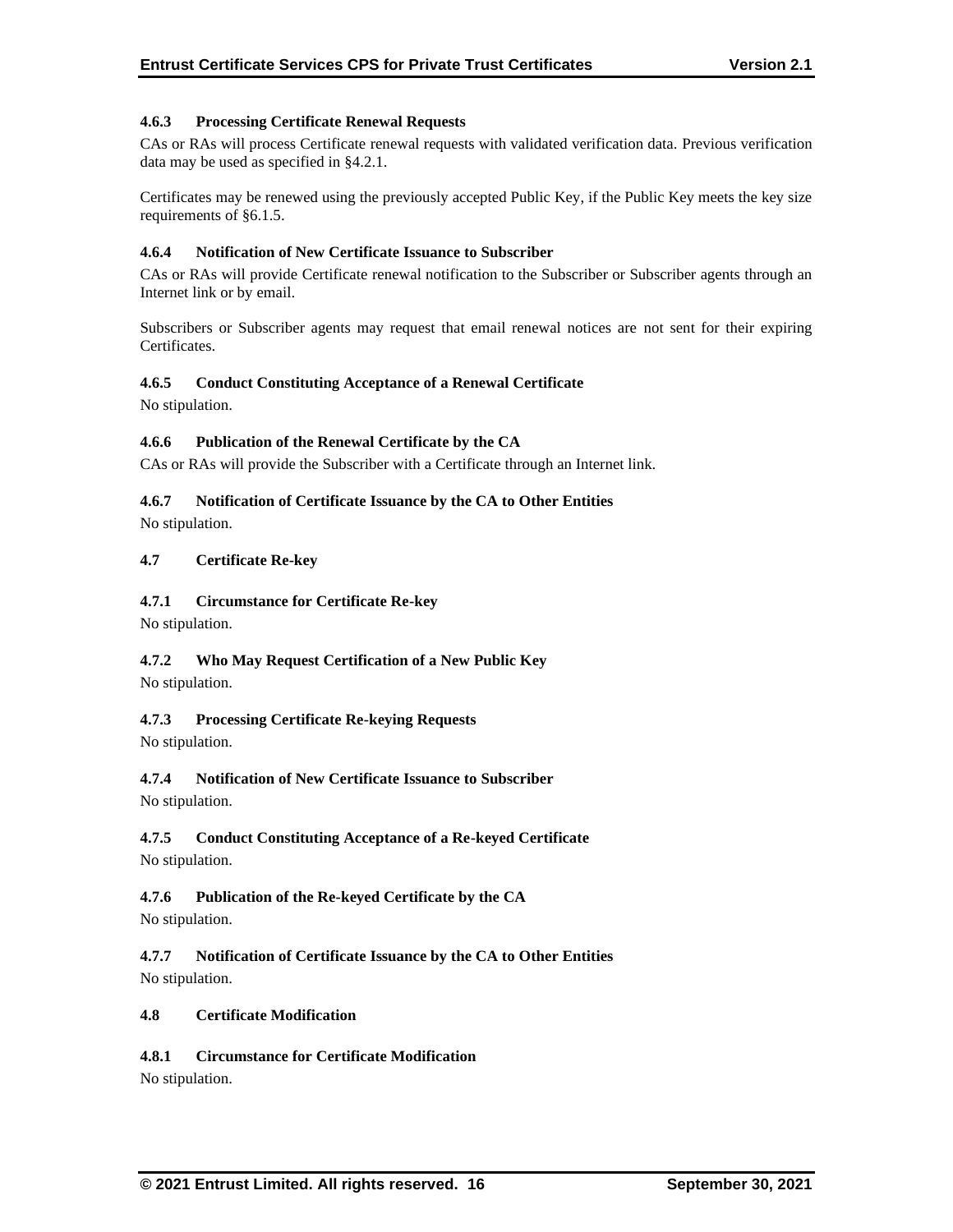#### 4.6.3 Processing Certificate Renewal Requests

CAs or RAs will process Certificate renewal requests with validated verification data. Previous verification data may be used as specified in §4.2.1.

Certificates may be renewed using the previously accepted Public Key, if the Public Key meets the key size requirements of §6.1.5.

#### 4.6.4 Notification of New Certificate Issuance to Subscriber

CAs or RAs will provide Certificate renewal notification to the Subscriber or Subscriber agents through an Internet link or by email.

Subscribers or Subscriber agents may request that email renewal notices are not sent for their expiring Certificates.

#### 4.6.5 Conduct Constituting Acceptance of a Renewal Certificate

No stipulation.

#### 4.6.6 Publication of the Renewal Certificate by the CA

CAs or RAs will provide the Subscriber with a Certificate through an Internet link.

#### 4.6.7 Notification of Certificate Issuance by the CA to Other Entities

No stipulation.

### 4.7 Certificate Re-key

#### 4.7.1 Circumstance for Certificate Re-key

No stipulation.

#### 4.7.2 Who May Request Certification of a New Public Key

No stipulation.

#### 4.7.3 Processing Certificate Re-keying Requests

No stipulation.

#### 4.7.4 Notification of New Certificate Issuance to Subscriber

No stipulation.

#### 4.7.5 Conduct Constituting Acceptance of a Re-keyed Certificate

No stipulation.

#### 4.7.6 Publication of the Re-keyed Certificate by the CA

No stipulation.

#### 4.7.7 Notification of Certificate Issuance by the CA to Other Entities

No stipulation.

### 4.8 Certificate Modification

#### 4.8.1 Circumstance for Certificate Modification

No stipulation.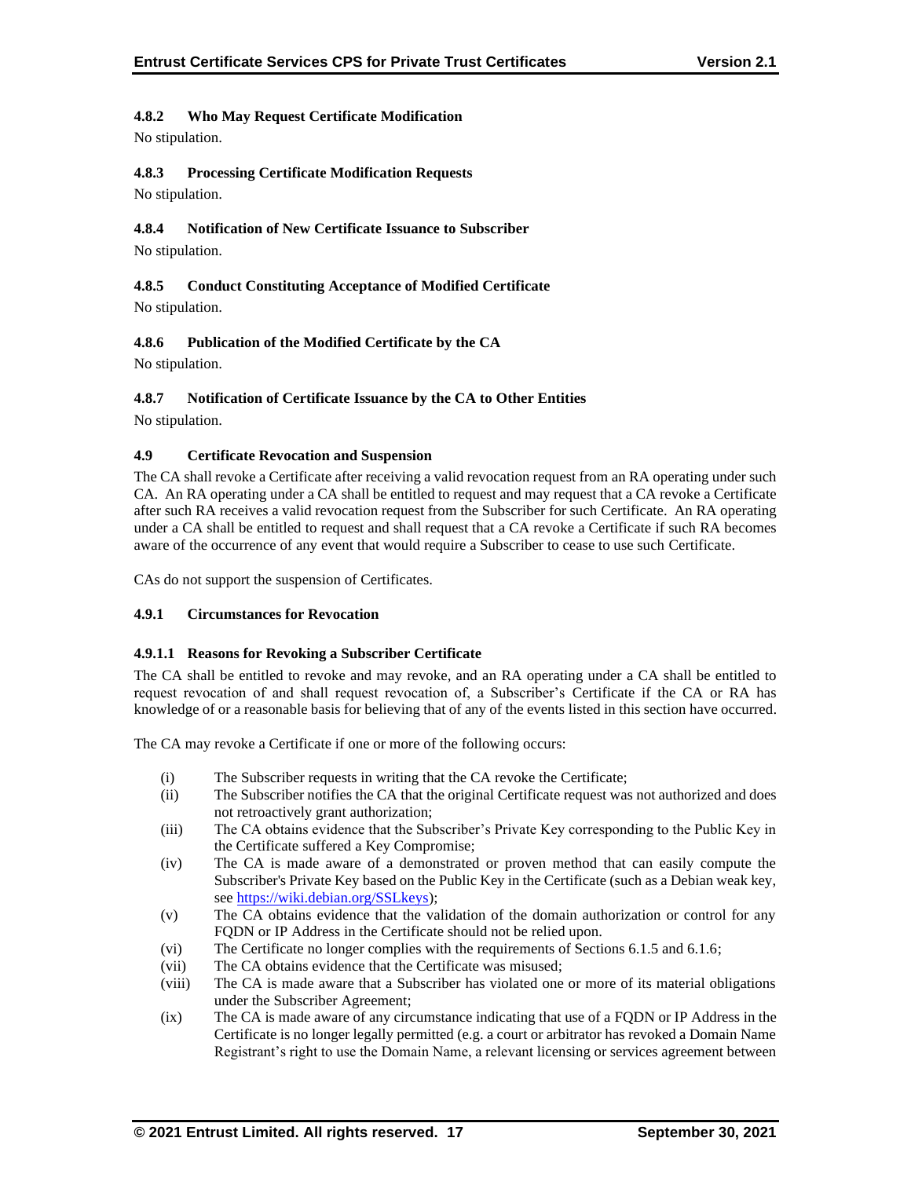#### 4.8.2 Who May Request Certificate Modification

No stipulation.

#### 4.8.3 Processing Certificate Modification Requests

No stipulation.

#### 4.8.4 Notification of New Certificate Issuance to Subscriber

No stipulation.

#### 4.8.5 Conduct Constituting Acceptance of Modified Certificate

No stipulation.

#### 4.8.6 Publication of the Modified Certificate by the CA

No stipulation.

#### 4.8.7 Notification of Certificate Issuance by the CA to Other Entities

No stipulation.

### 4.9 Certificate Revocation and Suspension

The CA shall revoke a Certificate after receiving a valid revocation request from an RA operating under such CA. An RA operating under a CA shall be entitled to request and may request that a CA revoke a Certificate after such RA receives a valid revocation request from the Subscriber for such Certificate. An RA operating under a CA shall be entitled to request and shall request that a CA revoke a Certificate if such RA becomes aware of the occurrence of any event that would require a Subscriber to cease to use such Certificate.

CAs do not support the suspension of Certificates.

#### 4.9.1 Circumstances for Revocation

##### 4.9.1.1 Reasons for Revoking a Subscriber Certificate

The CA shall be entitled to revoke and may revoke, and an RA operating under a CA shall be entitled to request revocation of and shall request revocation of, a Subscriber's Certificate if the CA or RA has knowledge of or a reasonable basis for believing that of any of the events listed in this section have occurred.

The CA may revoke a Certificate if one or more of the following occurs:

(i) The Subscriber requests in writing that the CA revoke the Certificate;

(ii) The Subscriber notifies the CA that the original Certificate request was not authorized and does not retroactively grant authorization;

(iii) The CA obtains evidence that the Subscriber's Private Key corresponding to the Public Key in the Certificate suffered a Key Compromise;

(iv) The CA is made aware of a demonstrated or proven method that can easily compute the Subscriber's Private Key based on the Public Key in the Certificate (such as a Debian weak key, see https://wiki.debian.org/SSLkeys);

(v) The CA obtains evidence that the validation of the domain authorization or control for any FQDN or IP Address in the Certificate should not be relied upon.

(vi) The Certificate no longer complies with the requirements of Sections 6.1.5 and 6.1.6;

(vii) The CA obtains evidence that the Certificate was misused;

(viii) The CA is made aware that a Subscriber has violated one or more of its material obligations under the Subscriber Agreement;

(ix) The CA is made aware of any circumstance indicating that use of a FQDN or IP Address in the Certificate is no longer legally permitted (e.g. a court or arbitrator has revoked a Domain Name Registrant's right to use the Domain Name, a relevant licensing or services agreement between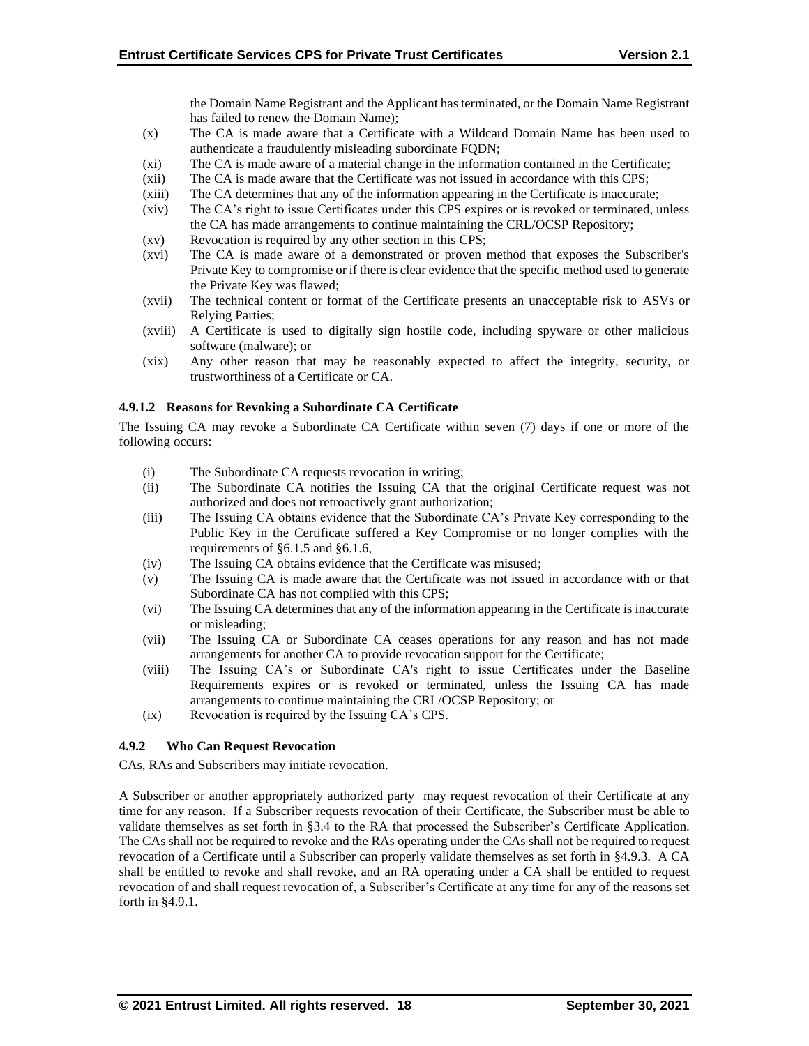the Domain Name Registrant and the Applicant has terminated, or the Domain Name Registrant has failed to renew the Domain Name);

(x) The CA is made aware that a Certificate with a Wildcard Domain Name has been used to authenticate a fraudulently misleading subordinate FQDN;

(xi) The CA is made aware of a material change in the information contained in the Certificate;

(xii) The CA is made aware that the Certificate was not issued in accordance with this CPS;

(xiii) The CA determines that any of the information appearing in the Certificate is inaccurate;

(xiv) The CA's right to issue Certificates under this CPS expires or is revoked or terminated, unless the CA has made arrangements to continue maintaining the CRL/OCSP Repository;

(xv) Revocation is required by any other section in this CPS;

(xvi) The CA is made aware of a demonstrated or proven method that exposes the Subscriber's Private Key to compromise or if there is clear evidence that the specific method used to generate the Private Key was flawed;

(xvii) The technical content or format of the Certificate presents an unacceptable risk to ASVs or Relying Parties;

(xviii) A Certificate is used to digitally sign hostile code, including spyware or other malicious software (malware); or

(xix) Any other reason that may be reasonably expected to affect the integrity, security, or trustworthiness of a Certificate or CA.

#### 4.9.1.2 Reasons for Revoking a Subordinate CA Certificate

The Issuing CA may revoke a Subordinate CA Certificate within seven (7) days if one or more of the following occurs:

(i) The Subordinate CA requests revocation in writing;

(ii) The Subordinate CA notifies the Issuing CA that the original Certificate request was not authorized and does not retroactively grant authorization;

(iii) The Issuing CA obtains evidence that the Subordinate CA's Private Key corresponding to the Public Key in the Certificate suffered a Key Compromise or no longer complies with the requirements of §6.1.5 and §6.1.6,

(iv) The Issuing CA obtains evidence that the Certificate was misused;

(v) The Issuing CA is made aware that the Certificate was not issued in accordance with or that Subordinate CA has not complied with this CPS;

(vi) The Issuing CA determines that any of the information appearing in the Certificate is inaccurate or misleading;

(vii) The Issuing CA or Subordinate CA ceases operations for any reason and has not made arrangements for another CA to provide revocation support for the Certificate;

(viii) The Issuing CA's or Subordinate CA's right to issue Certificates under the Baseline Requirements expires or is revoked or terminated, unless the Issuing CA has made arrangements to continue maintaining the CRL/OCSP Repository; or

(ix) Revocation is required by the Issuing CA's CPS.

### 4.9.2 Who Can Request Revocation

CAs, RAs and Subscribers may initiate revocation.

A Subscriber or another appropriately authorized party may request revocation of their Certificate at any time for any reason. If a Subscriber requests revocation of their Certificate, the Subscriber must be able to validate themselves as set forth in §3.4 to the RA that processed the Subscriber's Certificate Application. The CAs shall not be required to revoke and the RAs operating under the CAs shall not be required to request revocation of a Certificate until a Subscriber can properly validate themselves as set forth in §4.9.3. A CA shall be entitled to revoke and shall revoke, and an RA operating under a CA shall be entitled to request revocation of and shall request revocation of, a Subscriber's Certificate at any time for any of the reasons set forth in §4.9.1.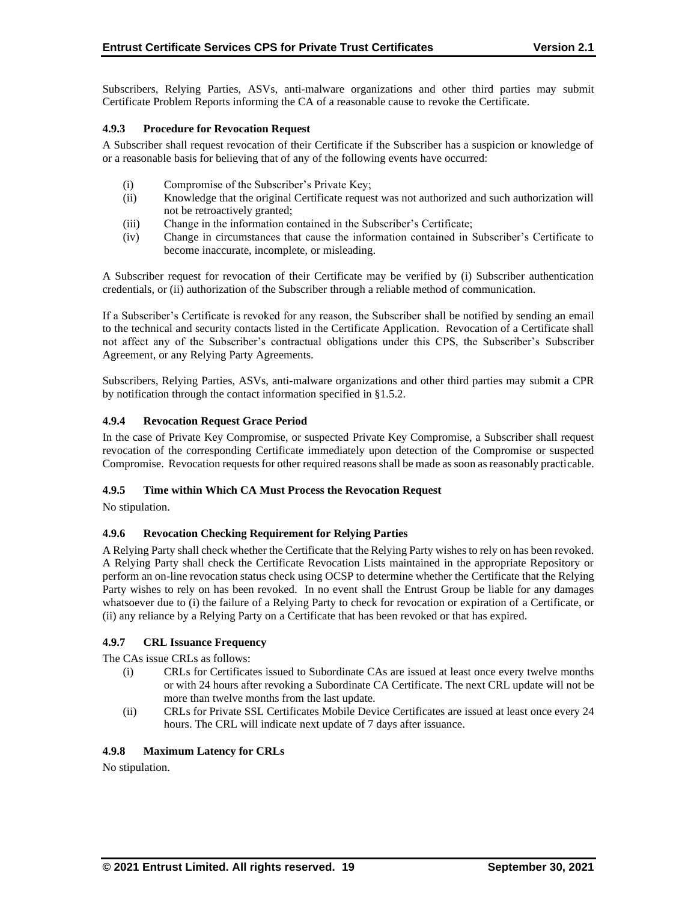Subscribers, Relying Parties, ASVs, anti-malware organizations and other third parties may submit Certificate Problem Reports informing the CA of a reasonable cause to revoke the Certificate.

### 4.9.3 Procedure for Revocation Request

A Subscriber shall request revocation of their Certificate if the Subscriber has a suspicion or knowledge of or a reasonable basis for believing that of any of the following events have occurred:

(i) Compromise of the Subscriber's Private Key;
(ii) Knowledge that the original Certificate request was not authorized and such authorization will not be retroactively granted;
(iii) Change in the information contained in the Subscriber's Certificate;
(iv) Change in circumstances that cause the information contained in Subscriber's Certificate to become inaccurate, incomplete, or misleading.

A Subscriber request for revocation of their Certificate may be verified by (i) Subscriber authentication credentials, or (ii) authorization of the Subscriber through a reliable method of communication.

If a Subscriber's Certificate is revoked for any reason, the Subscriber shall be notified by sending an email to the technical and security contacts listed in the Certificate Application. Revocation of a Certificate shall not affect any of the Subscriber's contractual obligations under this CPS, the Subscriber's Subscriber Agreement, or any Relying Party Agreements.

Subscribers, Relying Parties, ASVs, anti-malware organizations and other third parties may submit a CPR by notification through the contact information specified in §1.5.2.

### 4.9.4 Revocation Request Grace Period

In the case of Private Key Compromise, or suspected Private Key Compromise, a Subscriber shall request revocation of the corresponding Certificate immediately upon detection of the Compromise or suspected Compromise. Revocation requests for other required reasons shall be made as soon as reasonably practicable.

### 4.9.5 Time within Which CA Must Process the Revocation Request

No stipulation.

### 4.9.6 Revocation Checking Requirement for Relying Parties

A Relying Party shall check whether the Certificate that the Relying Party wishes to rely on has been revoked. A Relying Party shall check the Certificate Revocation Lists maintained in the appropriate Repository or perform an on-line revocation status check using OCSP to determine whether the Certificate that the Relying Party wishes to rely on has been revoked. In no event shall the Entrust Group be liable for any damages whatsoever due to (i) the failure of a Relying Party to check for revocation or expiration of a Certificate, or (ii) any reliance by a Relying Party on a Certificate that has been revoked or that has expired.

### 4.9.7 CRL Issuance Frequency

The CAs issue CRLs as follows:

(i) CRLs for Certificates issued to Subordinate CAs are issued at least once every twelve months or with 24 hours after revoking a Subordinate CA Certificate. The next CRL update will not be more than twelve months from the last update.
(ii) CRLs for Private SSL Certificates Mobile Device Certificates are issued at least once every 24 hours. The CRL will indicate next update of 7 days after issuance.

### 4.9.8 Maximum Latency for CRLs

No stipulation.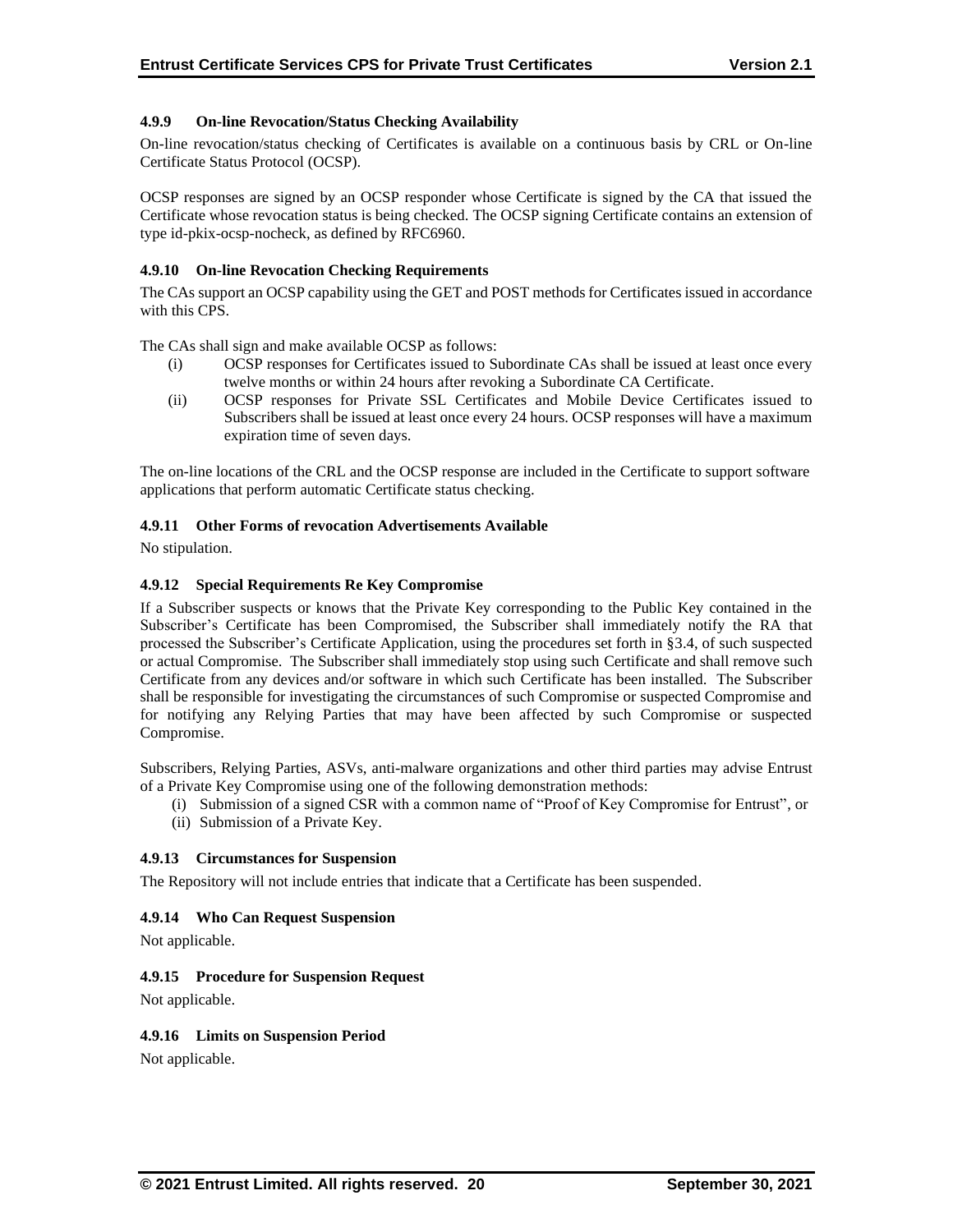### 4.9.9 On-line Revocation/Status Checking Availability

On-line revocation/status checking of Certificates is available on a continuous basis by CRL or On-line Certificate Status Protocol (OCSP).

OCSP responses are signed by an OCSP responder whose Certificate is signed by the CA that issued the Certificate whose revocation status is being checked. The OCSP signing Certificate contains an extension of type id-pkix-ocsp-nocheck, as defined by RFC6960.

### 4.9.10 On-line Revocation Checking Requirements

The CAs support an OCSP capability using the GET and POST methods for Certificates issued in accordance with this CPS.

The CAs shall sign and make available OCSP as follows:

(i) OCSP responses for Certificates issued to Subordinate CAs shall be issued at least once every twelve months or within 24 hours after revoking a Subordinate CA Certificate.

(ii) OCSP responses for Private SSL Certificates and Mobile Device Certificates issued to Subscribers shall be issued at least once every 24 hours. OCSP responses will have a maximum expiration time of seven days.

The on-line locations of the CRL and the OCSP response are included in the Certificate to support software applications that perform automatic Certificate status checking.

### 4.9.11 Other Forms of revocation Advertisements Available

No stipulation.

### 4.9.12 Special Requirements Re Key Compromise

If a Subscriber suspects or knows that the Private Key corresponding to the Public Key contained in the Subscriber's Certificate has been Compromised, the Subscriber shall immediately notify the RA that processed the Subscriber's Certificate Application, using the procedures set forth in §3.4, of such suspected or actual Compromise. The Subscriber shall immediately stop using such Certificate and shall remove such Certificate from any devices and/or software in which such Certificate has been installed. The Subscriber shall be responsible for investigating the circumstances of such Compromise or suspected Compromise and for notifying any Relying Parties that may have been affected by such Compromise or suspected Compromise.

Subscribers, Relying Parties, ASVs, anti-malware organizations and other third parties may advise Entrust of a Private Key Compromise using one of the following demonstration methods:

(i) Submission of a signed CSR with a common name of "Proof of Key Compromise for Entrust", or

(ii) Submission of a Private Key.

### 4.9.13 Circumstances for Suspension

The Repository will not include entries that indicate that a Certificate has been suspended.

### 4.9.14 Who Can Request Suspension

Not applicable.

### 4.9.15 Procedure for Suspension Request

Not applicable.

### 4.9.16 Limits on Suspension Period

Not applicable.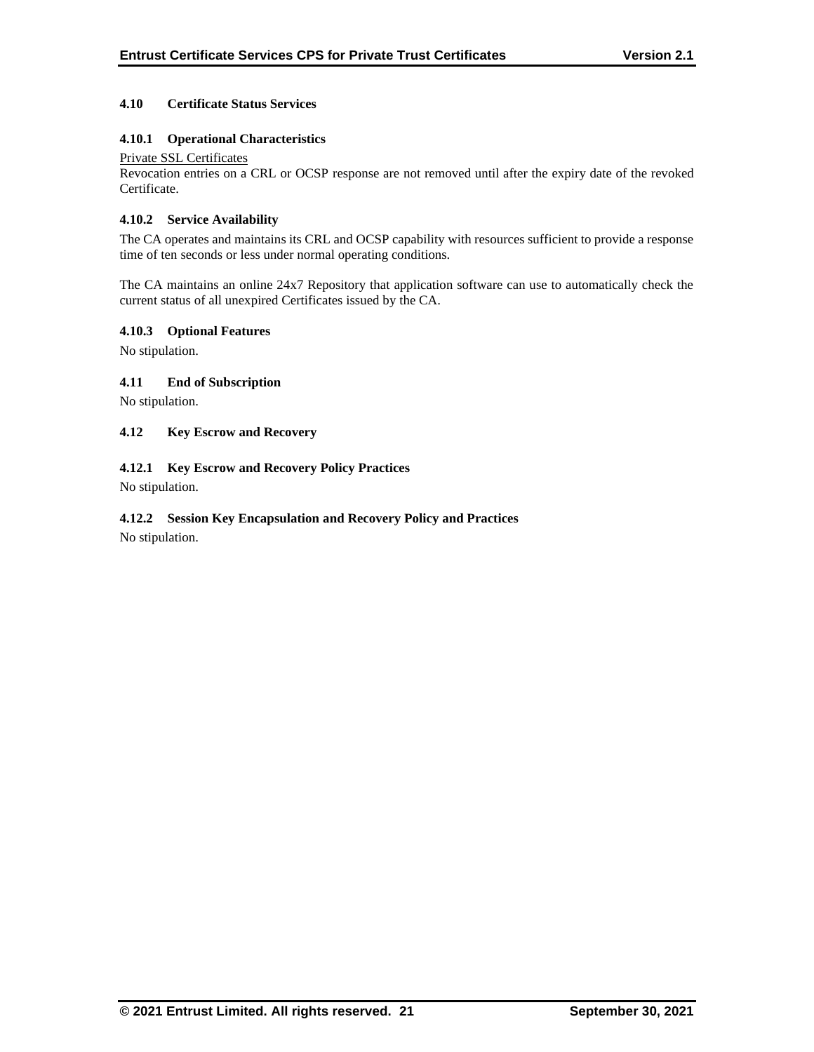### 4.10 Certificate Status Services

#### 4.10.1 Operational Characteristics

Private SSL Certificates

Revocation entries on a CRL or OCSP response are not removed until after the expiry date of the revoked Certificate.

#### 4.10.2 Service Availability

The CA operates and maintains its CRL and OCSP capability with resources sufficient to provide a response time of ten seconds or less under normal operating conditions.

The CA maintains an online 24x7 Repository that application software can use to automatically check the current status of all unexpired Certificates issued by the CA.

#### 4.10.3 Optional Features

No stipulation.

### 4.11 End of Subscription

No stipulation.

### 4.12 Key Escrow and Recovery

#### 4.12.1 Key Escrow and Recovery Policy Practices

No stipulation.

#### 4.12.2 Session Key Encapsulation and Recovery Policy and Practices

No stipulation.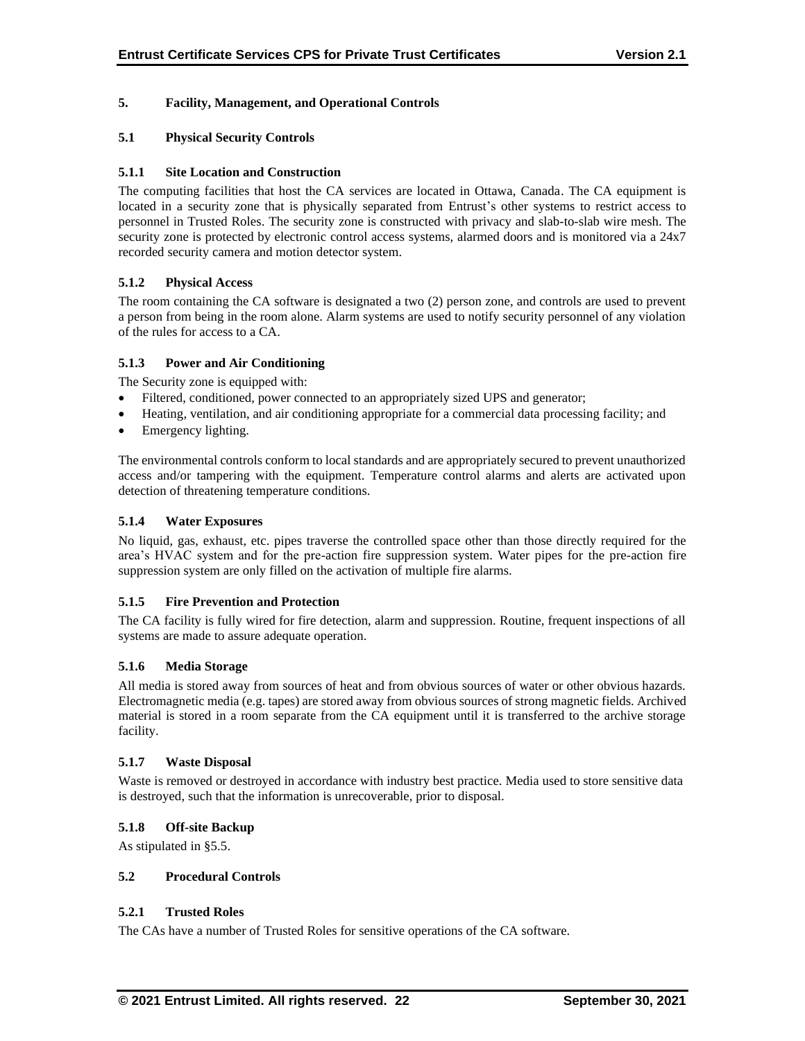## 5. Facility, Management, and Operational Controls

### 5.1 Physical Security Controls

#### 5.1.1 Site Location and Construction

The computing facilities that host the CA services are located in Ottawa, Canada. The CA equipment is located in a security zone that is physically separated from Entrust's other systems to restrict access to personnel in Trusted Roles. The security zone is constructed with privacy and slab-to-slab wire mesh. The security zone is protected by electronic control access systems, alarmed doors and is monitored via a 24x7 recorded security camera and motion detector system.

#### 5.1.2 Physical Access

The room containing the CA software is designated a two (2) person zone, and controls are used to prevent a person from being in the room alone. Alarm systems are used to notify security personnel of any violation of the rules for access to a CA.

#### 5.1.3 Power and Air Conditioning

The Security zone is equipped with:

- Filtered, conditioned, power connected to an appropriately sized UPS and generator;
- Heating, ventilation, and air conditioning appropriate for a commercial data processing facility; and
- Emergency lighting.

The environmental controls conform to local standards and are appropriately secured to prevent unauthorized access and/or tampering with the equipment. Temperature control alarms and alerts are activated upon detection of threatening temperature conditions.

#### 5.1.4 Water Exposures

No liquid, gas, exhaust, etc. pipes traverse the controlled space other than those directly required for the area's HVAC system and for the pre-action fire suppression system. Water pipes for the pre-action fire suppression system are only filled on the activation of multiple fire alarms.

#### 5.1.5 Fire Prevention and Protection

The CA facility is fully wired for fire detection, alarm and suppression. Routine, frequent inspections of all systems are made to assure adequate operation.

#### 5.1.6 Media Storage

All media is stored away from sources of heat and from obvious sources of water or other obvious hazards. Electromagnetic media (e.g. tapes) are stored away from obvious sources of strong magnetic fields. Archived material is stored in a room separate from the CA equipment until it is transferred to the archive storage facility.

#### 5.1.7 Waste Disposal

Waste is removed or destroyed in accordance with industry best practice. Media used to store sensitive data is destroyed, such that the information is unrecoverable, prior to disposal.

#### 5.1.8 Off-site Backup

As stipulated in §5.5.

### 5.2 Procedural Controls

#### 5.2.1 Trusted Roles

The CAs have a number of Trusted Roles for sensitive operations of the CA software.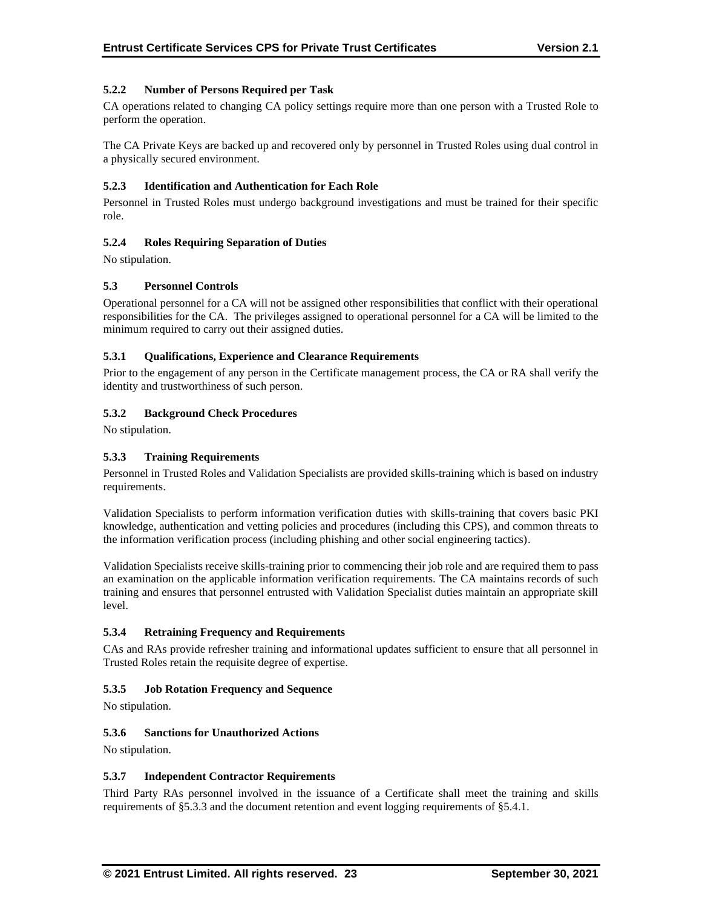### 5.2.2 Number of Persons Required per Task

CA operations related to changing CA policy settings require more than one person with a Trusted Role to perform the operation.

The CA Private Keys are backed up and recovered only by personnel in Trusted Roles using dual control in a physically secured environment.

### 5.2.3 Identification and Authentication for Each Role

Personnel in Trusted Roles must undergo background investigations and must be trained for their specific role.

### 5.2.4 Roles Requiring Separation of Duties

No stipulation.

## 5.3 Personnel Controls

Operational personnel for a CA will not be assigned other responsibilities that conflict with their operational responsibilities for the CA. The privileges assigned to operational personnel for a CA will be limited to the minimum required to carry out their assigned duties.

### 5.3.1 Qualifications, Experience and Clearance Requirements

Prior to the engagement of any person in the Certificate management process, the CA or RA shall verify the identity and trustworthiness of such person.

### 5.3.2 Background Check Procedures

No stipulation.

### 5.3.3 Training Requirements

Personnel in Trusted Roles and Validation Specialists are provided skills-training which is based on industry requirements.

Validation Specialists to perform information verification duties with skills-training that covers basic PKI knowledge, authentication and vetting policies and procedures (including this CPS), and common threats to the information verification process (including phishing and other social engineering tactics).

Validation Specialists receive skills-training prior to commencing their job role and are required them to pass an examination on the applicable information verification requirements. The CA maintains records of such training and ensures that personnel entrusted with Validation Specialist duties maintain an appropriate skill level.

### 5.3.4 Retraining Frequency and Requirements

CAs and RAs provide refresher training and informational updates sufficient to ensure that all personnel in Trusted Roles retain the requisite degree of expertise.

### 5.3.5 Job Rotation Frequency and Sequence

No stipulation.

### 5.3.6 Sanctions for Unauthorized Actions

No stipulation.

### 5.3.7 Independent Contractor Requirements

Third Party RAs personnel involved in the issuance of a Certificate shall meet the training and skills requirements of §5.3.3 and the document retention and event logging requirements of §5.4.1.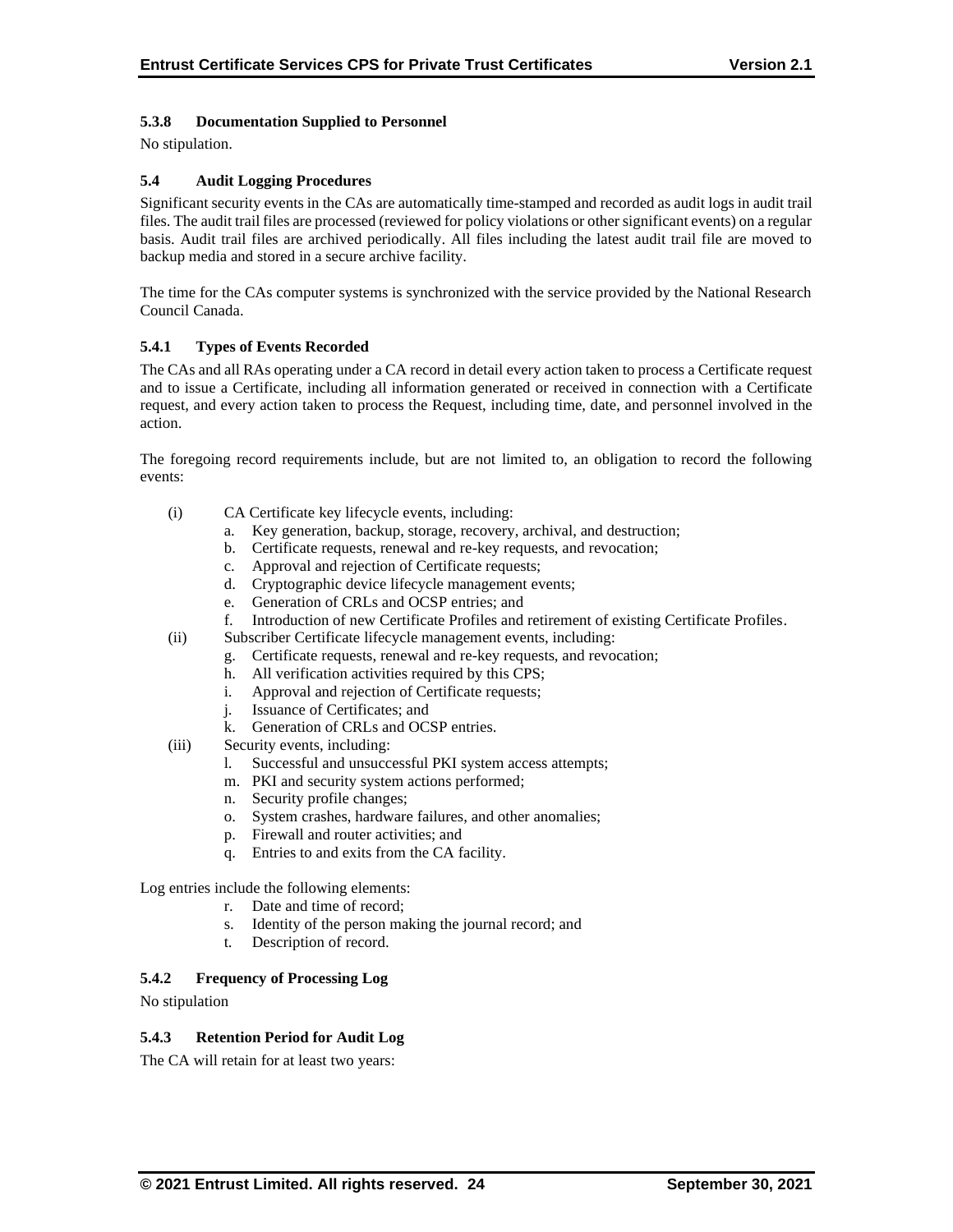#### 5.3.8 Documentation Supplied to Personnel

No stipulation.

### 5.4 Audit Logging Procedures

Significant security events in the CAs are automatically time-stamped and recorded as audit logs in audit trail files. The audit trail files are processed (reviewed for policy violations or other significant events) on a regular basis. Audit trail files are archived periodically. All files including the latest audit trail file are moved to backup media and stored in a secure archive facility.

The time for the CAs computer systems is synchronized with the service provided by the National Research Council Canada.

#### 5.4.1 Types of Events Recorded

The CAs and all RAs operating under a CA record in detail every action taken to process a Certificate request and to issue a Certificate, including all information generated or received in connection with a Certificate request, and every action taken to process the Request, including time, date, and personnel involved in the action.

The foregoing record requirements include, but are not limited to, an obligation to record the following events:

(i) CA Certificate key lifecycle events, including:
  a. Key generation, backup, storage, recovery, archival, and destruction;
  b. Certificate requests, renewal and re-key requests, and revocation;
  c. Approval and rejection of Certificate requests;
  d. Cryptographic device lifecycle management events;
  e. Generation of CRLs and OCSP entries; and
  f. Introduction of new Certificate Profiles and retirement of existing Certificate Profiles.

(ii) Subscriber Certificate lifecycle management events, including:
  g. Certificate requests, renewal and re-key requests, and revocation;
  h. All verification activities required by this CPS;
  i. Approval and rejection of Certificate requests;
  j. Issuance of Certificates; and
  k. Generation of CRLs and OCSP entries.

(iii) Security events, including:
  l. Successful and unsuccessful PKI system access attempts;
  m. PKI and security system actions performed;
  n. Security profile changes;
  o. System crashes, hardware failures, and other anomalies;
  p. Firewall and router activities; and
  q. Entries to and exits from the CA facility.

Log entries include the following elements:
  r. Date and time of record;
  s. Identity of the person making the journal record; and
  t. Description of record.

#### 5.4.2 Frequency of Processing Log

No stipulation

#### 5.4.3 Retention Period for Audit Log

The CA will retain for at least two years: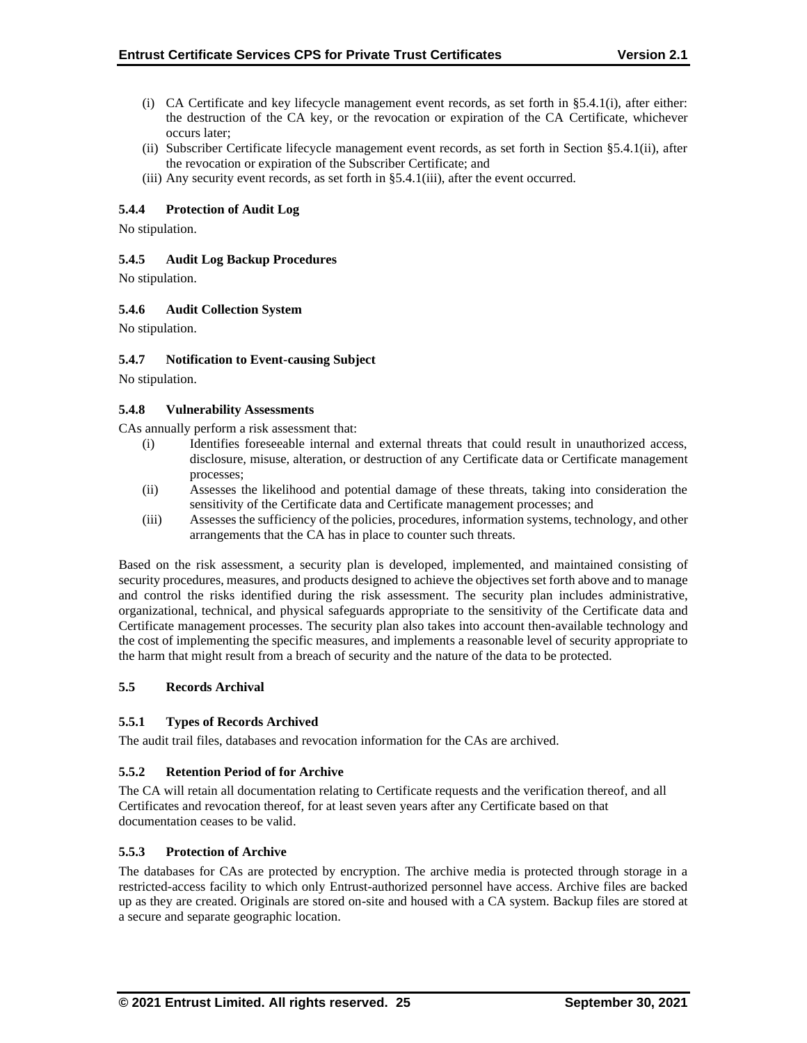(i) CA Certificate and key lifecycle management event records, as set forth in §5.4.1(i), after either: the destruction of the CA key, or the revocation or expiration of the CA Certificate, whichever occurs later;
(ii) Subscriber Certificate lifecycle management event records, as set forth in Section §5.4.1(ii), after the revocation or expiration of the Subscriber Certificate; and
(iii) Any security event records, as set forth in §5.4.1(iii), after the event occurred.

### 5.4.4 Protection of Audit Log

No stipulation.

### 5.4.5 Audit Log Backup Procedures

No stipulation.

### 5.4.6 Audit Collection System

No stipulation.

### 5.4.7 Notification to Event-causing Subject

No stipulation.

### 5.4.8 Vulnerability Assessments

CAs annually perform a risk assessment that:

(i) Identifies foreseeable internal and external threats that could result in unauthorized access, disclosure, misuse, alteration, or destruction of any Certificate data or Certificate management processes;
(ii) Assesses the likelihood and potential damage of these threats, taking into consideration the sensitivity of the Certificate data and Certificate management processes; and
(iii) Assesses the sufficiency of the policies, procedures, information systems, technology, and other arrangements that the CA has in place to counter such threats.

Based on the risk assessment, a security plan is developed, implemented, and maintained consisting of security procedures, measures, and products designed to achieve the objectives set forth above and to manage and control the risks identified during the risk assessment. The security plan includes administrative, organizational, technical, and physical safeguards appropriate to the sensitivity of the Certificate data and Certificate management processes. The security plan also takes into account then-available technology and the cost of implementing the specific measures, and implements a reasonable level of security appropriate to the harm that might result from a breach of security and the nature of the data to be protected.

## 5.5 Records Archival

### 5.5.1 Types of Records Archived

The audit trail files, databases and revocation information for the CAs are archived.

### 5.5.2 Retention Period of for Archive

The CA will retain all documentation relating to Certificate requests and the verification thereof, and all Certificates and revocation thereof, for at least seven years after any Certificate based on that documentation ceases to be valid.

### 5.5.3 Protection of Archive

The databases for CAs are protected by encryption. The archive media is protected through storage in a restricted-access facility to which only Entrust-authorized personnel have access. Archive files are backed up as they are created. Originals are stored on-site and housed with a CA system. Backup files are stored at a secure and separate geographic location.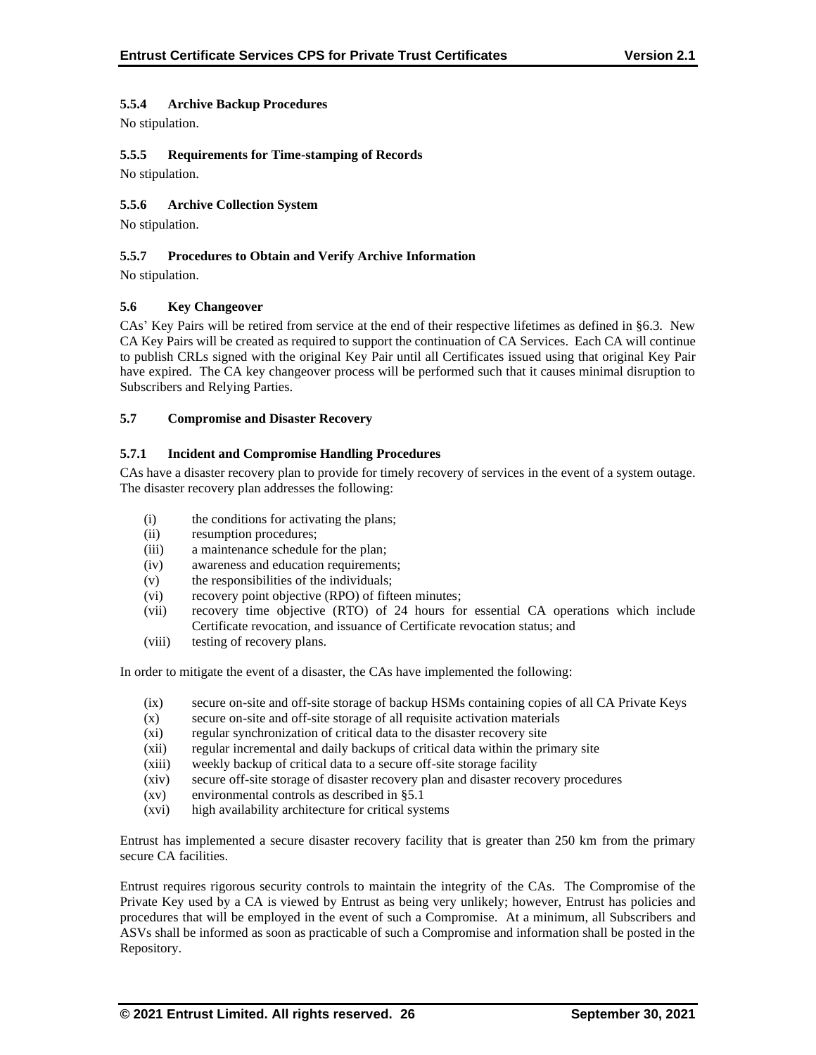#### 5.5.4 Archive Backup Procedures

No stipulation.

#### 5.5.5 Requirements for Time-stamping of Records

No stipulation.

#### 5.5.6 Archive Collection System

No stipulation.

#### 5.5.7 Procedures to Obtain and Verify Archive Information

No stipulation.

### 5.6 Key Changeover

CAs' Key Pairs will be retired from service at the end of their respective lifetimes as defined in §6.3. New CA Key Pairs will be created as required to support the continuation of CA Services. Each CA will continue to publish CRLs signed with the original Key Pair until all Certificates issued using that original Key Pair have expired. The CA key changeover process will be performed such that it causes minimal disruption to Subscribers and Relying Parties.

### 5.7 Compromise and Disaster Recovery

#### 5.7.1 Incident and Compromise Handling Procedures

CAs have a disaster recovery plan to provide for timely recovery of services in the event of a system outage. The disaster recovery plan addresses the following:

(i) the conditions for activating the plans;
(ii) resumption procedures;
(iii) a maintenance schedule for the plan;
(iv) awareness and education requirements;
(v) the responsibilities of the individuals;
(vi) recovery point objective (RPO) of fifteen minutes;
(vii) recovery time objective (RTO) of 24 hours for essential CA operations which include Certificate revocation, and issuance of Certificate revocation status; and
(viii) testing of recovery plans.

In order to mitigate the event of a disaster, the CAs have implemented the following:

(ix) secure on-site and off-site storage of backup HSMs containing copies of all CA Private Keys
(x) secure on-site and off-site storage of all requisite activation materials
(xi) regular synchronization of critical data to the disaster recovery site
(xii) regular incremental and daily backups of critical data within the primary site
(xiii) weekly backup of critical data to a secure off-site storage facility
(xiv) secure off-site storage of disaster recovery plan and disaster recovery procedures
(xv) environmental controls as described in §5.1
(xvi) high availability architecture for critical systems

Entrust has implemented a secure disaster recovery facility that is greater than 250 km from the primary secure CA facilities.

Entrust requires rigorous security controls to maintain the integrity of the CAs. The Compromise of the Private Key used by a CA is viewed by Entrust as being very unlikely; however, Entrust has policies and procedures that will be employed in the event of such a Compromise. At a minimum, all Subscribers and ASVs shall be informed as soon as practicable of such a Compromise and information shall be posted in the Repository.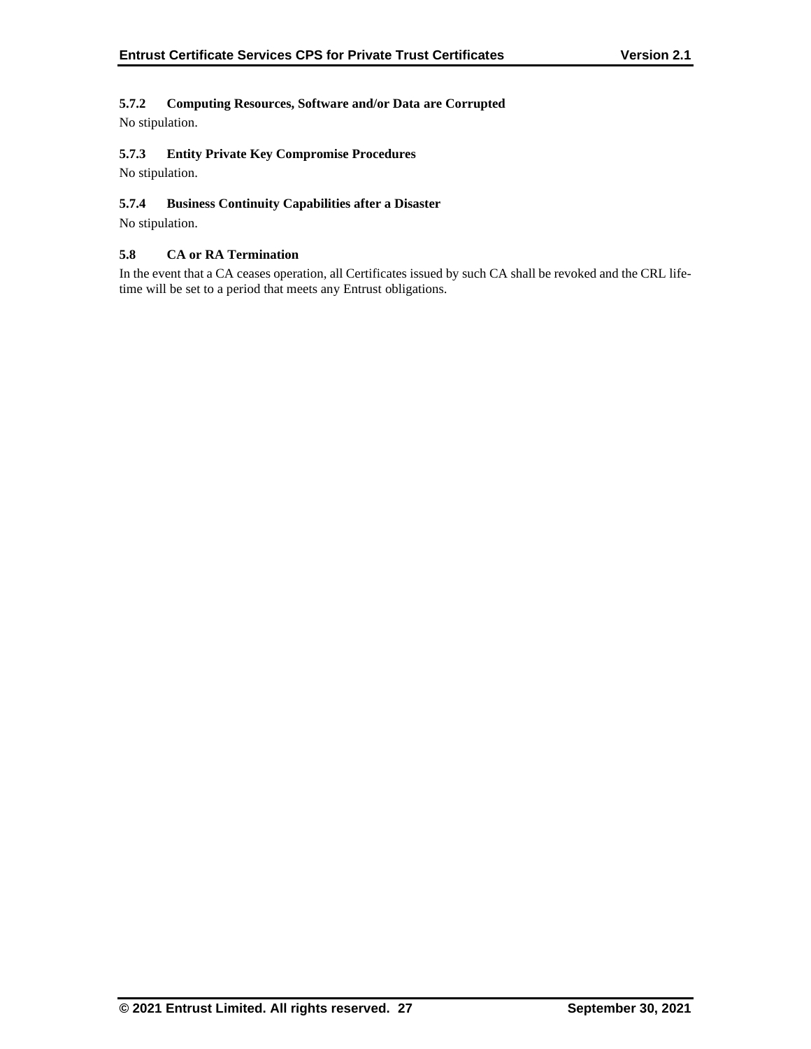#### 5.7.2 Computing Resources, Software and/or Data are Corrupted

No stipulation.

#### 5.7.3 Entity Private Key Compromise Procedures

No stipulation.

#### 5.7.4 Business Continuity Capabilities after a Disaster

No stipulation.

### 5.8 CA or RA Termination

In the event that a CA ceases operation, all Certificates issued by such CA shall be revoked and the CRL life-time will be set to a period that meets any Entrust obligations.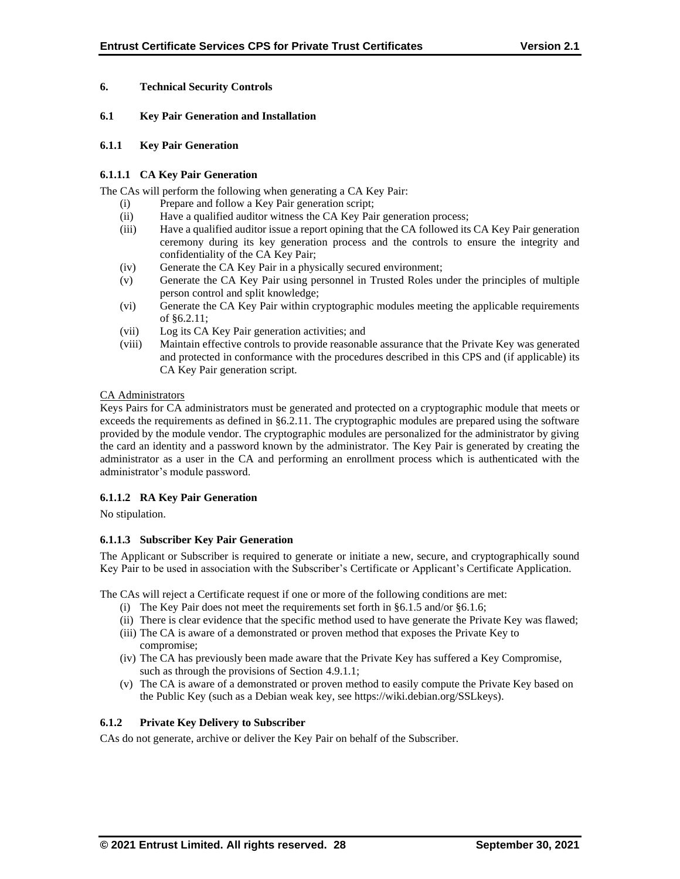## 6. Technical Security Controls

### 6.1 Key Pair Generation and Installation

### 6.1.1 Key Pair Generation

#### 6.1.1.1 CA Key Pair Generation

The CAs will perform the following when generating a CA Key Pair:

- (i) Prepare and follow a Key Pair generation script;
- (ii) Have a qualified auditor witness the CA Key Pair generation process;
- (iii) Have a qualified auditor issue a report opining that the CA followed its CA Key Pair generation ceremony during its key generation process and the controls to ensure the integrity and confidentiality of the CA Key Pair;
- (iv) Generate the CA Key Pair in a physically secured environment;
- (v) Generate the CA Key Pair using personnel in Trusted Roles under the principles of multiple person control and split knowledge;
- (vi) Generate the CA Key Pair within cryptographic modules meeting the applicable requirements of §6.2.11;
- (vii) Log its CA Key Pair generation activities; and
- (viii) Maintain effective controls to provide reasonable assurance that the Private Key was generated and protected in conformance with the procedures described in this CPS and (if applicable) its CA Key Pair generation script.

CA Administrators

Keys Pairs for CA administrators must be generated and protected on a cryptographic module that meets or exceeds the requirements as defined in §6.2.11. The cryptographic modules are prepared using the software provided by the module vendor. The cryptographic modules are personalized for the administrator by giving the card an identity and a password known by the administrator. The Key Pair is generated by creating the administrator as a user in the CA and performing an enrollment process which is authenticated with the administrator's module password.

#### 6.1.1.2 RA Key Pair Generation

No stipulation.

#### 6.1.1.3 Subscriber Key Pair Generation

The Applicant or Subscriber is required to generate or initiate a new, secure, and cryptographically sound Key Pair to be used in association with the Subscriber's Certificate or Applicant's Certificate Application.

The CAs will reject a Certificate request if one or more of the following conditions are met:

- (i) The Key Pair does not meet the requirements set forth in §6.1.5 and/or §6.1.6;
- (ii) There is clear evidence that the specific method used to have generate the Private Key was flawed;
- (iii) The CA is aware of a demonstrated or proven method that exposes the Private Key to compromise;
- (iv) The CA has previously been made aware that the Private Key has suffered a Key Compromise, such as through the provisions of Section 4.9.1.1;
- (v) The CA is aware of a demonstrated or proven method to easily compute the Private Key based on the Public Key (such as a Debian weak key, see https://wiki.debian.org/SSLkeys).

### 6.1.2 Private Key Delivery to Subscriber

CAs do not generate, archive or deliver the Key Pair on behalf of the Subscriber.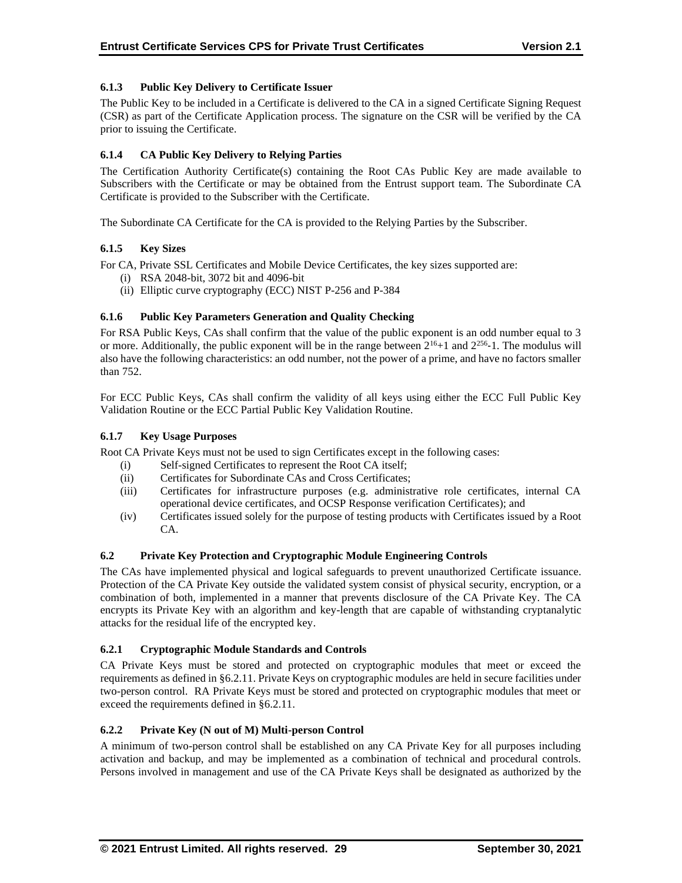### 6.1.3 Public Key Delivery to Certificate Issuer

The Public Key to be included in a Certificate is delivered to the CA in a signed Certificate Signing Request (CSR) as part of the Certificate Application process. The signature on the CSR will be verified by the CA prior to issuing the Certificate.

### 6.1.4 CA Public Key Delivery to Relying Parties

The Certification Authority Certificate(s) containing the Root CAs Public Key are made available to Subscribers with the Certificate or may be obtained from the Entrust support team. The Subordinate CA Certificate is provided to the Subscriber with the Certificate.

The Subordinate CA Certificate for the CA is provided to the Relying Parties by the Subscriber.

### 6.1.5 Key Sizes

For CA, Private SSL Certificates and Mobile Device Certificates, the key sizes supported are:

(i) RSA 2048-bit, 3072 bit and 4096-bit
(ii) Elliptic curve cryptography (ECC) NIST P-256 and P-384

### 6.1.6 Public Key Parameters Generation and Quality Checking

For RSA Public Keys, CAs shall confirm that the value of the public exponent is an odd number equal to 3 or more. Additionally, the public exponent will be in the range between $2^{16}+1$ and $2^{256}-1$. The modulus will also have the following characteristics: an odd number, not the power of a prime, and have no factors smaller than 752.

For ECC Public Keys, CAs shall confirm the validity of all keys using either the ECC Full Public Key Validation Routine or the ECC Partial Public Key Validation Routine.

### 6.1.7 Key Usage Purposes

Root CA Private Keys must not be used to sign Certificates except in the following cases:

(i) Self-signed Certificates to represent the Root CA itself;
(ii) Certificates for Subordinate CAs and Cross Certificates;
(iii) Certificates for infrastructure purposes (e.g. administrative role certificates, internal CA operational device certificates, and OCSP Response verification Certificates); and
(iv) Certificates issued solely for the purpose of testing products with Certificates issued by a Root CA.

## 6.2 Private Key Protection and Cryptographic Module Engineering Controls

The CAs have implemented physical and logical safeguards to prevent unauthorized Certificate issuance. Protection of the CA Private Key outside the validated system consist of physical security, encryption, or a combination of both, implemented in a manner that prevents disclosure of the CA Private Key. The CA encrypts its Private Key with an algorithm and key-length that are capable of withstanding cryptanalytic attacks for the residual life of the encrypted key.

### 6.2.1 Cryptographic Module Standards and Controls

CA Private Keys must be stored and protected on cryptographic modules that meet or exceed the requirements as defined in §6.2.11. Private Keys on cryptographic modules are held in secure facilities under two-person control. RA Private Keys must be stored and protected on cryptographic modules that meet or exceed the requirements defined in §6.2.11.

### 6.2.2 Private Key (N out of M) Multi-person Control

A minimum of two-person control shall be established on any CA Private Key for all purposes including activation and backup, and may be implemented as a combination of technical and procedural controls. Persons involved in management and use of the CA Private Keys shall be designated as authorized by the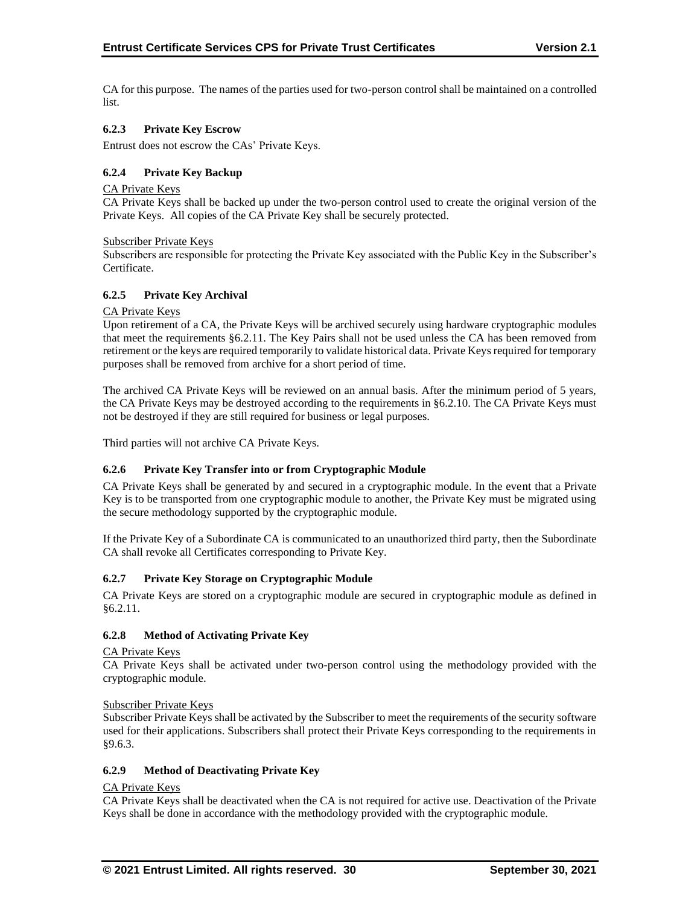CA for this purpose. The names of the parties used for two-person control shall be maintained on a controlled list.

### 6.2.3 Private Key Escrow

Entrust does not escrow the CAs' Private Keys.

### 6.2.4 Private Key Backup

CA Private Keys

CA Private Keys shall be backed up under the two-person control used to create the original version of the Private Keys. All copies of the CA Private Key shall be securely protected.

Subscriber Private Keys

Subscribers are responsible for protecting the Private Key associated with the Public Key in the Subscriber's Certificate.

### 6.2.5 Private Key Archival

CA Private Keys

Upon retirement of a CA, the Private Keys will be archived securely using hardware cryptographic modules that meet the requirements §6.2.11. The Key Pairs shall not be used unless the CA has been removed from retirement or the keys are required temporarily to validate historical data. Private Keys required for temporary purposes shall be removed from archive for a short period of time.

The archived CA Private Keys will be reviewed on an annual basis. After the minimum period of 5 years, the CA Private Keys may be destroyed according to the requirements in §6.2.10. The CA Private Keys must not be destroyed if they are still required for business or legal purposes.

Third parties will not archive CA Private Keys.

### 6.2.6 Private Key Transfer into or from Cryptographic Module

CA Private Keys shall be generated by and secured in a cryptographic module. In the event that a Private Key is to be transported from one cryptographic module to another, the Private Key must be migrated using the secure methodology supported by the cryptographic module.

If the Private Key of a Subordinate CA is communicated to an unauthorized third party, then the Subordinate CA shall revoke all Certificates corresponding to Private Key.

### 6.2.7 Private Key Storage on Cryptographic Module

CA Private Keys are stored on a cryptographic module are secured in cryptographic module as defined in §6.2.11.

### 6.2.8 Method of Activating Private Key

CA Private Keys

CA Private Keys shall be activated under two-person control using the methodology provided with the cryptographic module.

Subscriber Private Keys

Subscriber Private Keys shall be activated by the Subscriber to meet the requirements of the security software used for their applications. Subscribers shall protect their Private Keys corresponding to the requirements in §9.6.3.

### 6.2.9 Method of Deactivating Private Key

CA Private Keys

CA Private Keys shall be deactivated when the CA is not required for active use. Deactivation of the Private Keys shall be done in accordance with the methodology provided with the cryptographic module.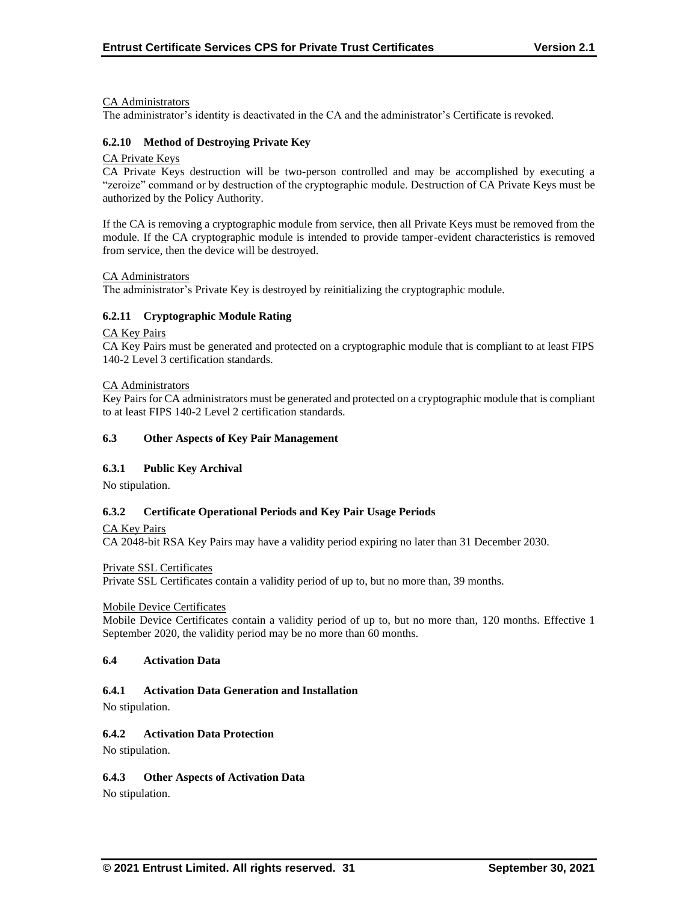CA Administrators

The administrator's identity is deactivated in the CA and the administrator's Certificate is revoked.

#### 6.2.10 Method of Destroying Private Key

CA Private Keys

CA Private Keys destruction will be two-person controlled and may be accomplished by executing a "zeroize" command or by destruction of the cryptographic module. Destruction of CA Private Keys must be authorized by the Policy Authority.

If the CA is removing a cryptographic module from service, then all Private Keys must be removed from the module. If the CA cryptographic module is intended to provide tamper-evident characteristics is removed from service, then the device will be destroyed.

CA Administrators

The administrator's Private Key is destroyed by reinitializing the cryptographic module.

#### 6.2.11 Cryptographic Module Rating

CA Key Pairs

CA Key Pairs must be generated and protected on a cryptographic module that is compliant to at least FIPS 140-2 Level 3 certification standards.

CA Administrators

Key Pairs for CA administrators must be generated and protected on a cryptographic module that is compliant to at least FIPS 140-2 Level 2 certification standards.

### 6.3 Other Aspects of Key Pair Management

#### 6.3.1 Public Key Archival

No stipulation.

#### 6.3.2 Certificate Operational Periods and Key Pair Usage Periods

CA Key Pairs

CA 2048-bit RSA Key Pairs may have a validity period expiring no later than 31 December 2030.

Private SSL Certificates

Private SSL Certificates contain a validity period of up to, but no more than, 39 months.

Mobile Device Certificates

Mobile Device Certificates contain a validity period of up to, but no more than, 120 months. Effective 1 September 2020, the validity period may be no more than 60 months.

### 6.4 Activation Data

#### 6.4.1 Activation Data Generation and Installation

No stipulation.

#### 6.4.2 Activation Data Protection

No stipulation.

#### 6.4.3 Other Aspects of Activation Data

No stipulation.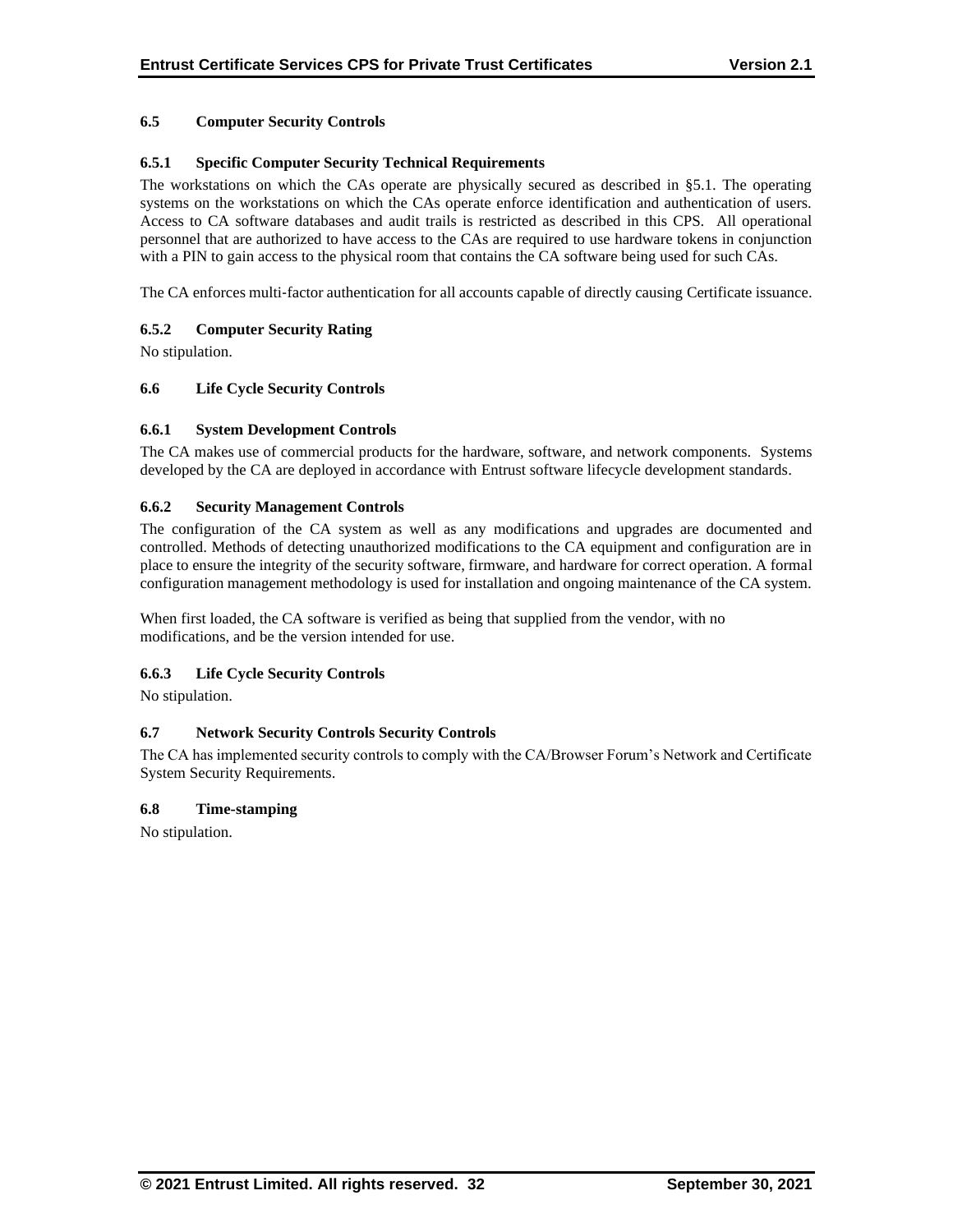### 6.5 Computer Security Controls

#### 6.5.1 Specific Computer Security Technical Requirements

The workstations on which the CAs operate are physically secured as described in §5.1. The operating systems on the workstations on which the CAs operate enforce identification and authentication of users. Access to CA software databases and audit trails is restricted as described in this CPS. All operational personnel that are authorized to have access to the CAs are required to use hardware tokens in conjunction with a PIN to gain access to the physical room that contains the CA software being used for such CAs.

The CA enforces multi-factor authentication for all accounts capable of directly causing Certificate issuance.

#### 6.5.2 Computer Security Rating

No stipulation.

### 6.6 Life Cycle Security Controls

#### 6.6.1 System Development Controls

The CA makes use of commercial products for the hardware, software, and network components. Systems developed by the CA are deployed in accordance with Entrust software lifecycle development standards.

#### 6.6.2 Security Management Controls

The configuration of the CA system as well as any modifications and upgrades are documented and controlled. Methods of detecting unauthorized modifications to the CA equipment and configuration are in place to ensure the integrity of the security software, firmware, and hardware for correct operation. A formal configuration management methodology is used for installation and ongoing maintenance of the CA system.

When first loaded, the CA software is verified as being that supplied from the vendor, with no modifications, and be the version intended for use.

#### 6.6.3 Life Cycle Security Controls

No stipulation.

### 6.7 Network Security Controls Security Controls

The CA has implemented security controls to comply with the CA/Browser Forum's Network and Certificate System Security Requirements.

### 6.8 Time-stamping

No stipulation.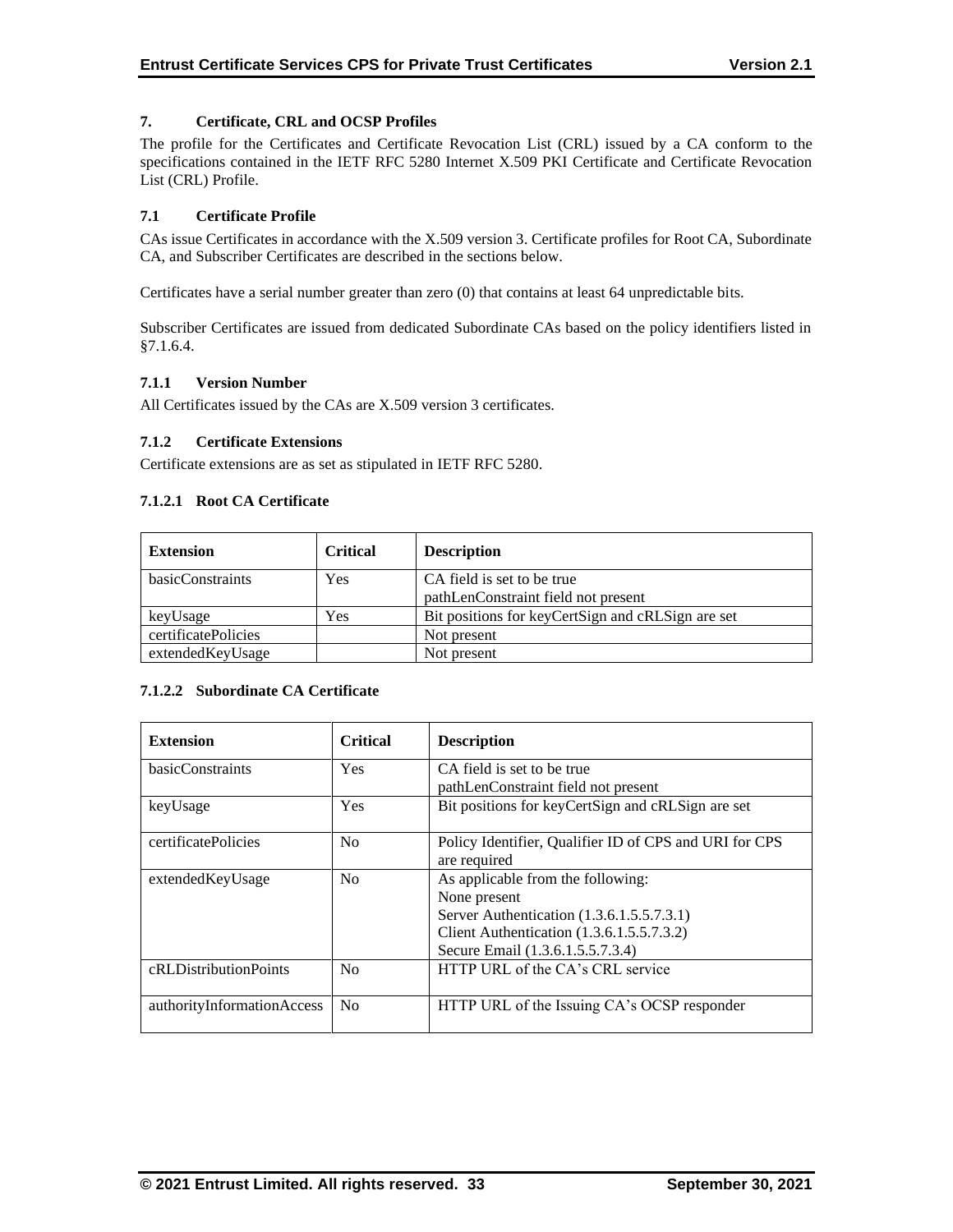# 7. Certificate, CRL and OCSP Profiles

The profile for the Certificates and Certificate Revocation List (CRL) issued by a CA conform to the specifications contained in the IETF RFC 5280 Internet X.509 PKI Certificate and Certificate Revocation List (CRL) Profile.

## 7.1 Certificate Profile

CAs issue Certificates in accordance with the X.509 version 3. Certificate profiles for Root CA, Subordinate CA, and Subscriber Certificates are described in the sections below.

Certificates have a serial number greater than zero (0) that contains at least 64 unpredictable bits.

Subscriber Certificates are issued from dedicated Subordinate CAs based on the policy identifiers listed in §7.1.6.4.

### 7.1.1 Version Number

All Certificates issued by the CAs are X.509 version 3 certificates.

### 7.1.2 Certificate Extensions

Certificate extensions are as set as stipulated in IETF RFC 5280.

#### 7.1.2.1 Root CA Certificate

| Extension | Critical | Description |
|---|---|---|
| basicConstraints | Yes | CA field is set to be true<br>pathLenConstraint field not present |
| keyUsage | Yes | Bit positions for keyCertSign and cRLSign are set |
| certificatePolicies | | Not present |
| extendedKeyUsage | | Not present |

#### 7.1.2.2 Subordinate CA Certificate

| Extension | Critical | Description |
|---|---|---|
| basicConstraints | Yes | CA field is set to be true<br>pathLenConstraint field not present |
| keyUsage | Yes | Bit positions for keyCertSign and cRLSign are set |
| certificatePolicies | No | Policy Identifier, Qualifier ID of CPS and URI for CPS are required |
| extendedKeyUsage | No | As applicable from the following:<br>None present<br>Server Authentication (1.3.6.1.5.5.7.3.1)<br>Client Authentication (1.3.6.1.5.5.7.3.2)<br>Secure Email (1.3.6.1.5.5.7.3.4) |
| cRLDistributionPoints | No | HTTP URL of the CA's CRL service |
| authorityInformationAccess | No | HTTP URL of the Issuing CA's OCSP responder |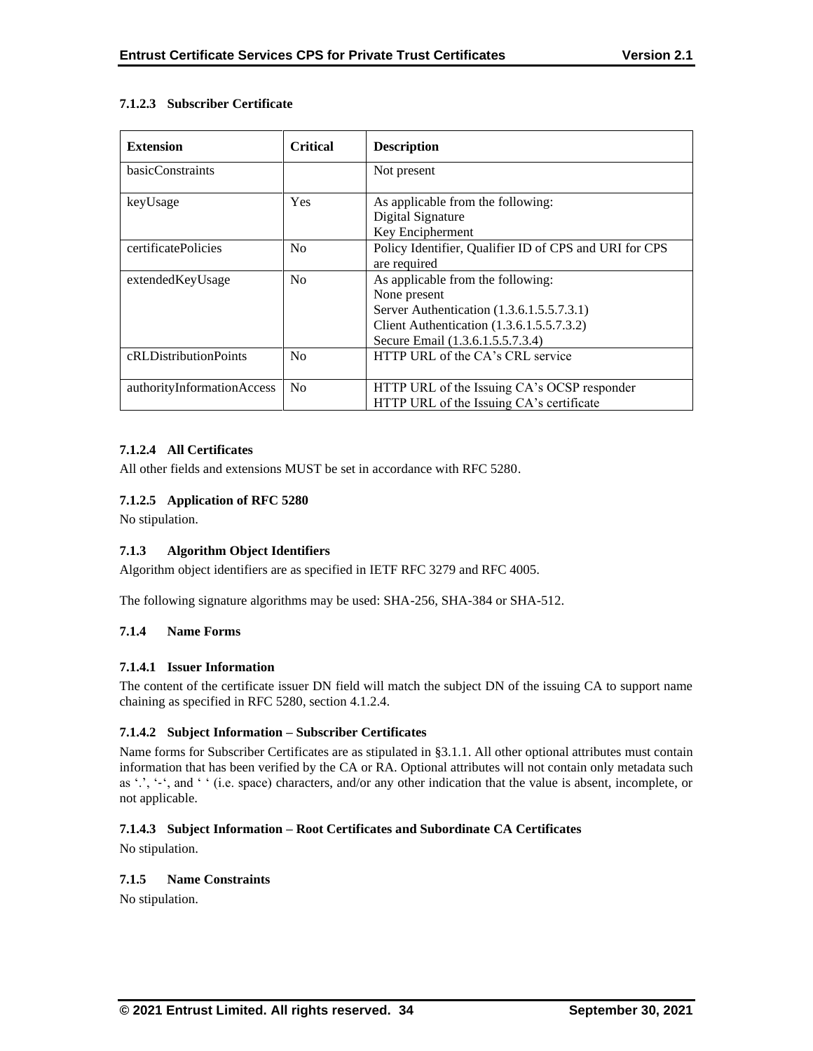#### 7.1.2.3 Subscriber Certificate

| Extension | Critical | Description |
|---|---|---|
| basicConstraints | | Not present |
| keyUsage | Yes | As applicable from the following:<br>Digital Signature<br>Key Encipherment |
| certificatePolicies | No | Policy Identifier, Qualifier ID of CPS and URI for CPS are required |
| extendedKeyUsage | No | As applicable from the following:<br>None present<br>Server Authentication (1.3.6.1.5.5.7.3.1)<br>Client Authentication (1.3.6.1.5.5.7.3.2)<br>Secure Email (1.3.6.1.5.5.7.3.4) |
| cRLDistributionPoints | No | HTTP URL of the CA's CRL service |
| authorityInformationAccess | No | HTTP URL of the Issuing CA's OCSP responder<br>HTTP URL of the Issuing CA's certificate |

#### 7.1.2.4 All Certificates

All other fields and extensions MUST be set in accordance with RFC 5280.

#### 7.1.2.5 Application of RFC 5280

No stipulation.

### 7.1.3 Algorithm Object Identifiers

Algorithm object identifiers are as specified in IETF RFC 3279 and RFC 4005.

The following signature algorithms may be used: SHA-256, SHA-384 or SHA-512.

### 7.1.4 Name Forms

#### 7.1.4.1 Issuer Information

The content of the certificate issuer DN field will match the subject DN of the issuing CA to support name chaining as specified in RFC 5280, section 4.1.2.4.

#### 7.1.4.2 Subject Information – Subscriber Certificates

Name forms for Subscriber Certificates are as stipulated in §3.1.1. All other optional attributes must contain information that has been verified by the CA or RA. Optional attributes will not contain only metadata such as '.', '-', and ' ' (i.e. space) characters, and/or any other indication that the value is absent, incomplete, or not applicable.

#### 7.1.4.3 Subject Information – Root Certificates and Subordinate CA Certificates

No stipulation.

### 7.1.5 Name Constraints

No stipulation.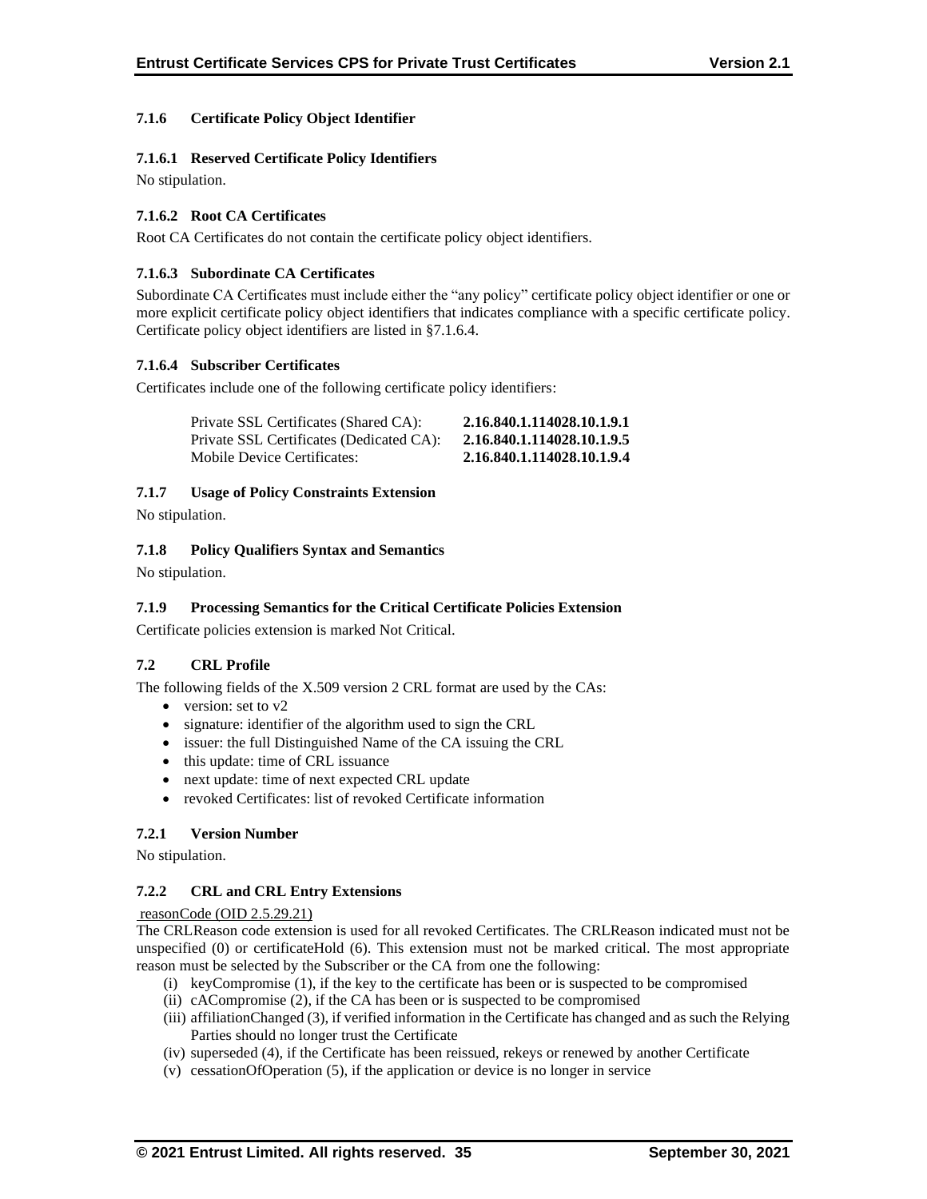#### 7.1.6 Certificate Policy Object Identifier

##### 7.1.6.1 Reserved Certificate Policy Identifiers

No stipulation.

##### 7.1.6.2 Root CA Certificates

Root CA Certificates do not contain the certificate policy object identifiers.

##### 7.1.6.3 Subordinate CA Certificates

Subordinate CA Certificates must include either the "any policy" certificate policy object identifier or one or more explicit certificate policy object identifiers that indicates compliance with a specific certificate policy. Certificate policy object identifiers are listed in §7.1.6.4.

##### 7.1.6.4 Subscriber Certificates

Certificates include one of the following certificate policy identifiers:

| | |
|---|---|
| Private SSL Certificates (Shared CA): | **2.16.840.1.114028.10.1.9.1** |
| Private SSL Certificates (Dedicated CA): | **2.16.840.1.114028.10.1.9.5** |
| Mobile Device Certificates: | **2.16.840.1.114028.10.1.9.4** |

#### 7.1.7 Usage of Policy Constraints Extension

No stipulation.

#### 7.1.8 Policy Qualifiers Syntax and Semantics

No stipulation.

#### 7.1.9 Processing Semantics for the Critical Certificate Policies Extension

Certificate policies extension is marked Not Critical.

### 7.2 CRL Profile

The following fields of the X.509 version 2 CRL format are used by the CAs:

- version: set to v2
- signature: identifier of the algorithm used to sign the CRL
- issuer: the full Distinguished Name of the CA issuing the CRL
- this update: time of CRL issuance
- next update: time of next expected CRL update
- revoked Certificates: list of revoked Certificate information

#### 7.2.1 Version Number

No stipulation.

#### 7.2.2 CRL and CRL Entry Extensions

reasonCode (OID 2.5.29.21)

The CRLReason code extension is used for all revoked Certificates. The CRLReason indicated must not be unspecified (0) or certificateHold (6). This extension must not be marked critical. The most appropriate reason must be selected by the Subscriber or the CA from one the following:

(i) keyCompromise (1), if the key to the certificate has been or is suspected to be compromised
(ii) cACompromise (2), if the CA has been or is suspected to be compromised
(iii) affiliationChanged (3), if verified information in the Certificate has changed and as such the Relying Parties should no longer trust the Certificate
(iv) superseded (4), if the Certificate has been reissued, rekeys or renewed by another Certificate
(v) cessationOfOperation (5), if the application or device is no longer in service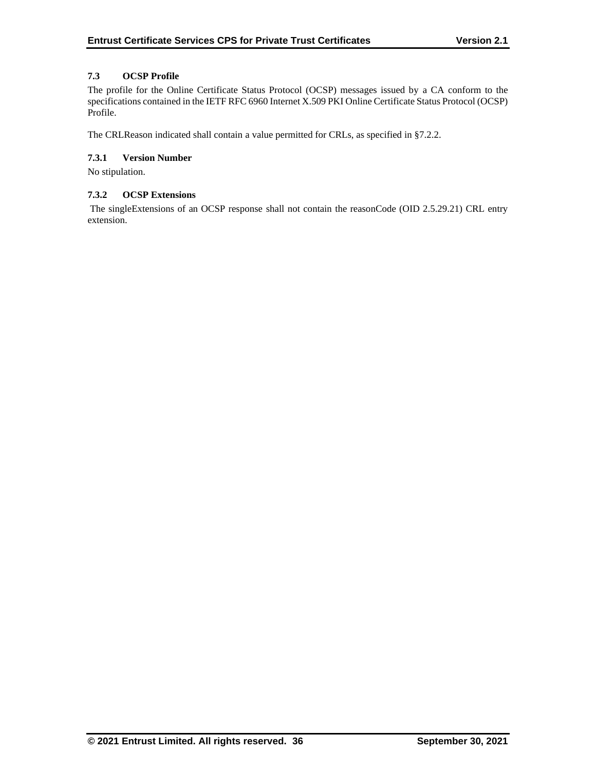### 7.3 OCSP Profile

The profile for the Online Certificate Status Protocol (OCSP) messages issued by a CA conform to the specifications contained in the IETF RFC 6960 Internet X.509 PKI Online Certificate Status Protocol (OCSP) Profile.

The CRLReason indicated shall contain a value permitted for CRLs, as specified in §7.2.2.

#### 7.3.1 Version Number

No stipulation.

#### 7.3.2 OCSP Extensions

The singleExtensions of an OCSP response shall not contain the reasonCode (OID 2.5.29.21) CRL entry extension.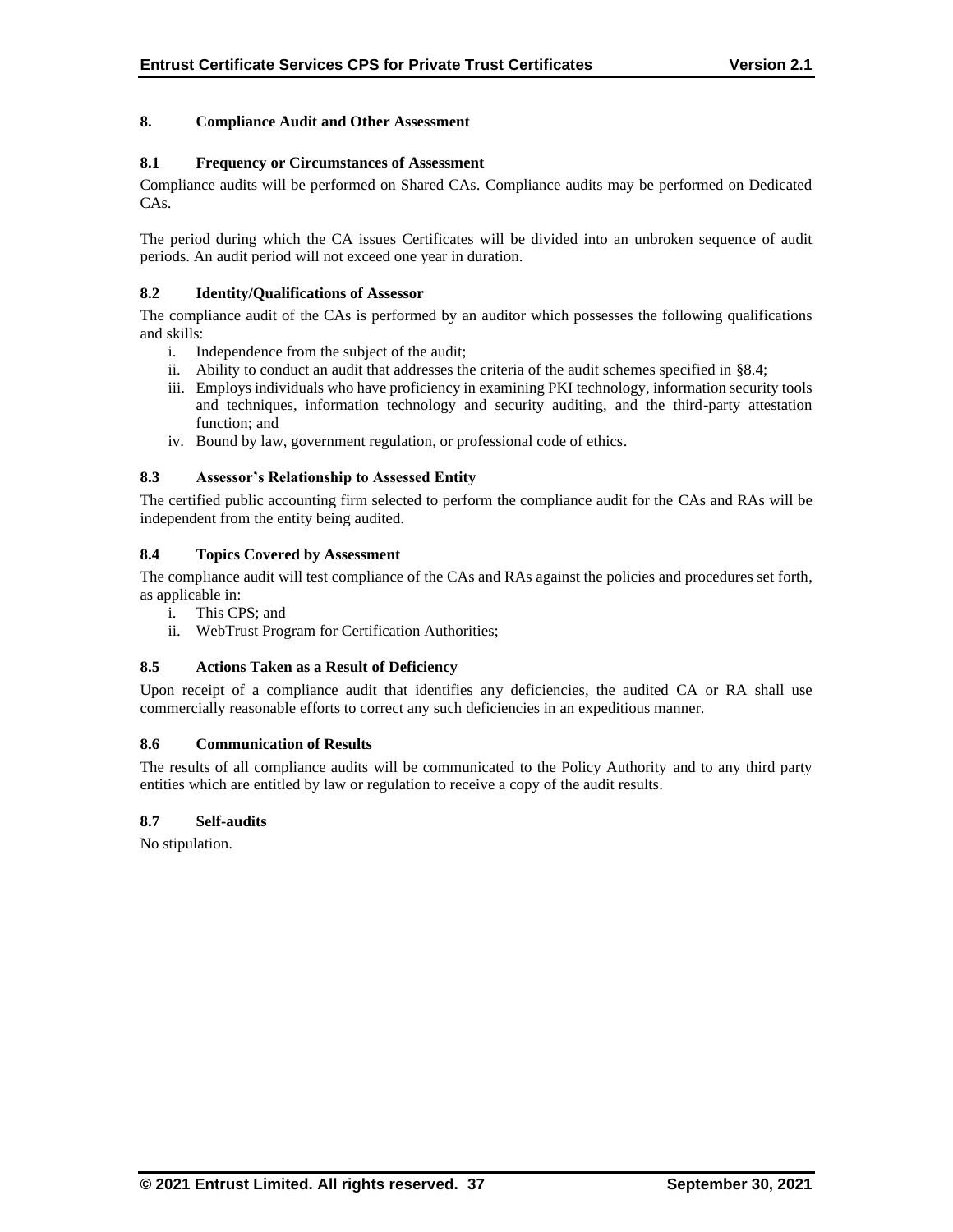# 8. Compliance Audit and Other Assessment

## 8.1 Frequency or Circumstances of Assessment

Compliance audits will be performed on Shared CAs. Compliance audits may be performed on Dedicated CAs.

The period during which the CA issues Certificates will be divided into an unbroken sequence of audit periods. An audit period will not exceed one year in duration.

## 8.2 Identity/Qualifications of Assessor

The compliance audit of the CAs is performed by an auditor which possesses the following qualifications and skills:

i. Independence from the subject of the audit;
ii. Ability to conduct an audit that addresses the criteria of the audit schemes specified in §8.4;
iii. Employs individuals who have proficiency in examining PKI technology, information security tools and techniques, information technology and security auditing, and the third-party attestation function; and
iv. Bound by law, government regulation, or professional code of ethics.

## 8.3 Assessor's Relationship to Assessed Entity

The certified public accounting firm selected to perform the compliance audit for the CAs and RAs will be independent from the entity being audited.

## 8.4 Topics Covered by Assessment

The compliance audit will test compliance of the CAs and RAs against the policies and procedures set forth, as applicable in:

i. This CPS; and
ii. WebTrust Program for Certification Authorities;

## 8.5 Actions Taken as a Result of Deficiency

Upon receipt of a compliance audit that identifies any deficiencies, the audited CA or RA shall use commercially reasonable efforts to correct any such deficiencies in an expeditious manner.

## 8.6 Communication of Results

The results of all compliance audits will be communicated to the Policy Authority and to any third party entities which are entitled by law or regulation to receive a copy of the audit results.

## 8.7 Self-audits

No stipulation.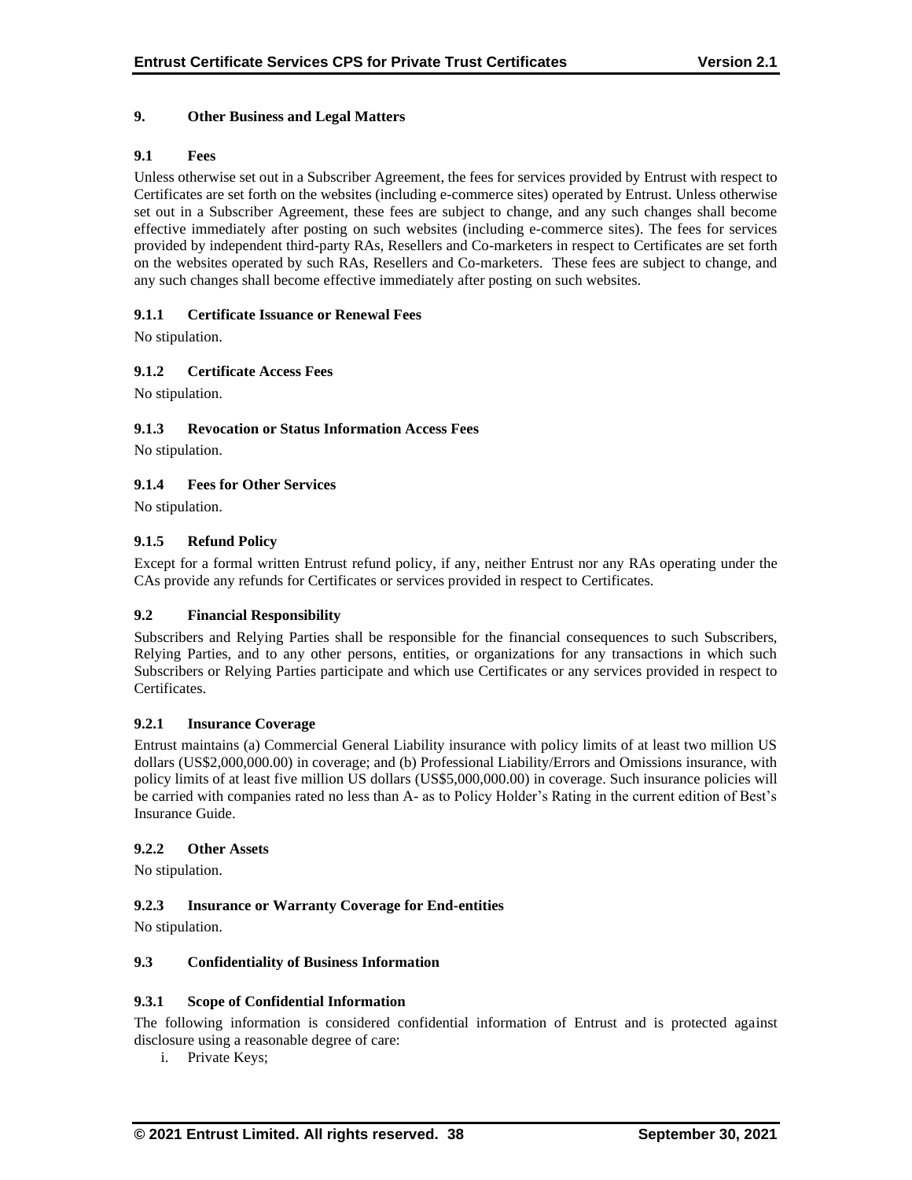## 9. Other Business and Legal Matters

### 9.1 Fees

Unless otherwise set out in a Subscriber Agreement, the fees for services provided by Entrust with respect to Certificates are set forth on the websites (including e-commerce sites) operated by Entrust. Unless otherwise set out in a Subscriber Agreement, these fees are subject to change, and any such changes shall become effective immediately after posting on such websites (including e-commerce sites). The fees for services provided by independent third-party RAs, Resellers and Co-marketers in respect to Certificates are set forth on the websites operated by such RAs, Resellers and Co-marketers. These fees are subject to change, and any such changes shall become effective immediately after posting on such websites.

#### 9.1.1 Certificate Issuance or Renewal Fees

No stipulation.

#### 9.1.2 Certificate Access Fees

No stipulation.

#### 9.1.3 Revocation or Status Information Access Fees

No stipulation.

#### 9.1.4 Fees for Other Services

No stipulation.

#### 9.1.5 Refund Policy

Except for a formal written Entrust refund policy, if any, neither Entrust nor any RAs operating under the CAs provide any refunds for Certificates or services provided in respect to Certificates.

### 9.2 Financial Responsibility

Subscribers and Relying Parties shall be responsible for the financial consequences to such Subscribers, Relying Parties, and to any other persons, entities, or organizations for any transactions in which such Subscribers or Relying Parties participate and which use Certificates or any services provided in respect to Certificates.

#### 9.2.1 Insurance Coverage

Entrust maintains (a) Commercial General Liability insurance with policy limits of at least two million US dollars (US$2,000,000.00) in coverage; and (b) Professional Liability/Errors and Omissions insurance, with policy limits of at least five million US dollars (US$5,000,000.00) in coverage. Such insurance policies will be carried with companies rated no less than A- as to Policy Holder's Rating in the current edition of Best's Insurance Guide.

#### 9.2.2 Other Assets

No stipulation.

#### 9.2.3 Insurance or Warranty Coverage for End-entities

No stipulation.

### 9.3 Confidentiality of Business Information

#### 9.3.1 Scope of Confidential Information

The following information is considered confidential information of Entrust and is protected against disclosure using a reasonable degree of care:

i. Private Keys;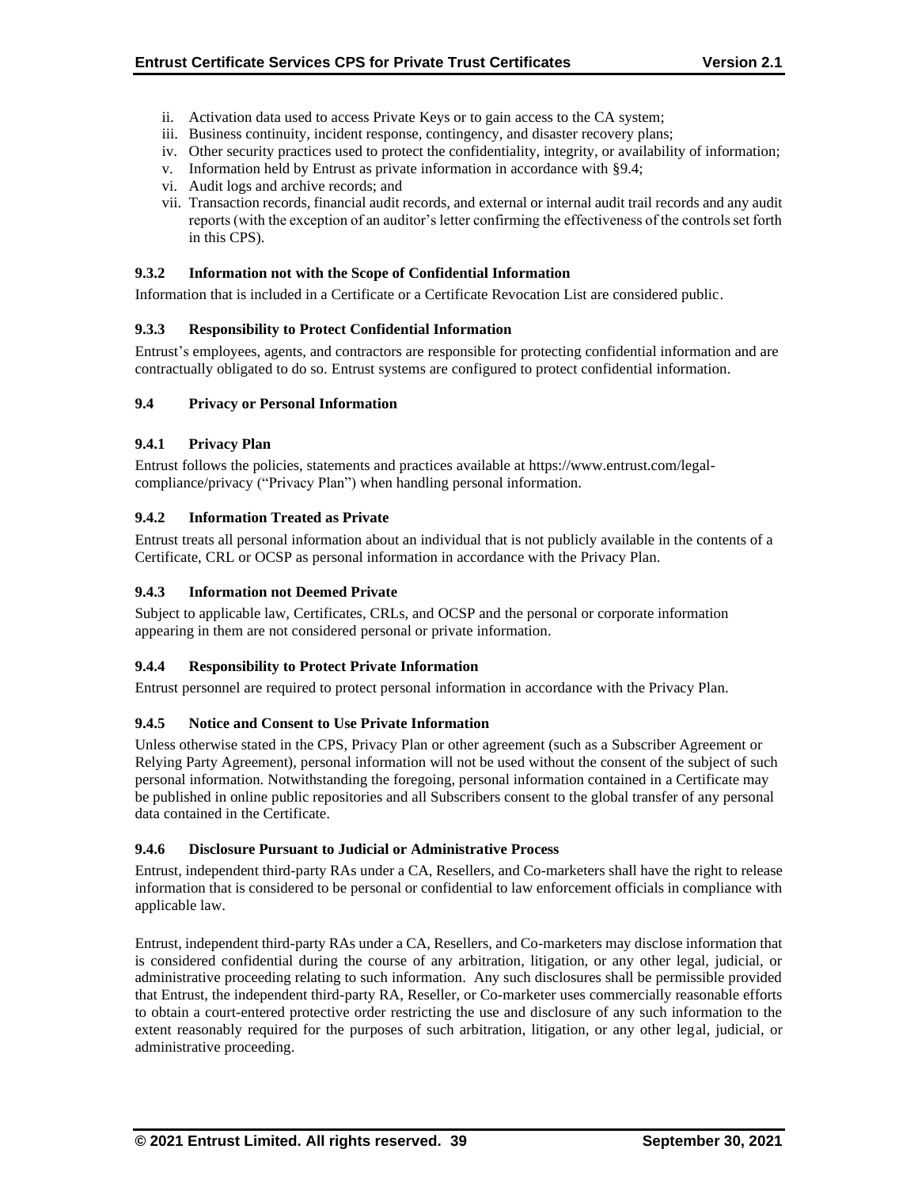ii. Activation data used to access Private Keys or to gain access to the CA system;
iii. Business continuity, incident response, contingency, and disaster recovery plans;
iv. Other security practices used to protect the confidentiality, integrity, or availability of information;
v. Information held by Entrust as private information in accordance with §9.4;
vi. Audit logs and archive records; and
vii. Transaction records, financial audit records, and external or internal audit trail records and any audit reports (with the exception of an auditor's letter confirming the effectiveness of the controls set forth in this CPS).

### 9.3.2 Information not with the Scope of Confidential Information

Information that is included in a Certificate or a Certificate Revocation List are considered public.

### 9.3.3 Responsibility to Protect Confidential Information

Entrust's employees, agents, and contractors are responsible for protecting confidential information and are contractually obligated to do so. Entrust systems are configured to protect confidential information.

## 9.4 Privacy or Personal Information

### 9.4.1 Privacy Plan

Entrust follows the policies, statements and practices available at https://www.entrust.com/legal-compliance/privacy ("Privacy Plan") when handling personal information.

### 9.4.2 Information Treated as Private

Entrust treats all personal information about an individual that is not publicly available in the contents of a Certificate, CRL or OCSP as personal information in accordance with the Privacy Plan.

### 9.4.3 Information not Deemed Private

Subject to applicable law, Certificates, CRLs, and OCSP and the personal or corporate information appearing in them are not considered personal or private information.

### 9.4.4 Responsibility to Protect Private Information

Entrust personnel are required to protect personal information in accordance with the Privacy Plan.

### 9.4.5 Notice and Consent to Use Private Information

Unless otherwise stated in the CPS, Privacy Plan or other agreement (such as a Subscriber Agreement or Relying Party Agreement), personal information will not be used without the consent of the subject of such personal information. Notwithstanding the foregoing, personal information contained in a Certificate may be published in online public repositories and all Subscribers consent to the global transfer of any personal data contained in the Certificate.

### 9.4.6 Disclosure Pursuant to Judicial or Administrative Process

Entrust, independent third-party RAs under a CA, Resellers, and Co-marketers shall have the right to release information that is considered to be personal or confidential to law enforcement officials in compliance with applicable law.

Entrust, independent third-party RAs under a CA, Resellers, and Co-marketers may disclose information that is considered confidential during the course of any arbitration, litigation, or any other legal, judicial, or administrative proceeding relating to such information. Any such disclosures shall be permissible provided that Entrust, the independent third-party RA, Reseller, or Co-marketer uses commercially reasonable efforts to obtain a court-entered protective order restricting the use and disclosure of any such information to the extent reasonably required for the purposes of such arbitration, litigation, or any other legal, judicial, or administrative proceeding.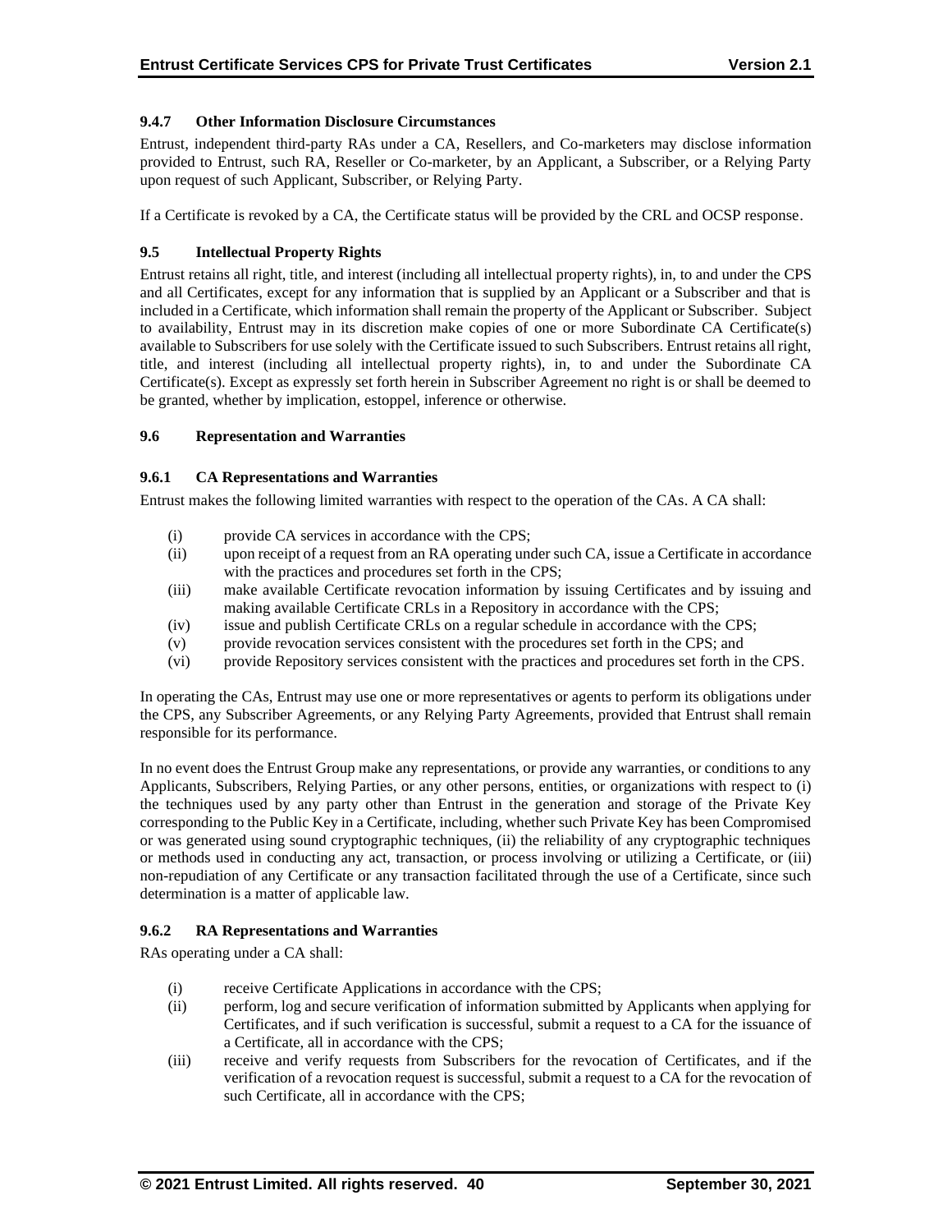#### 9.4.7 Other Information Disclosure Circumstances

Entrust, independent third-party RAs under a CA, Resellers, and Co-marketers may disclose information provided to Entrust, such RA, Reseller or Co-marketer, by an Applicant, a Subscriber, or a Relying Party upon request of such Applicant, Subscriber, or Relying Party.

If a Certificate is revoked by a CA, the Certificate status will be provided by the CRL and OCSP response.

### 9.5 Intellectual Property Rights

Entrust retains all right, title, and interest (including all intellectual property rights), in, to and under the CPS and all Certificates, except for any information that is supplied by an Applicant or a Subscriber and that is included in a Certificate, which information shall remain the property of the Applicant or Subscriber. Subject to availability, Entrust may in its discretion make copies of one or more Subordinate CA Certificate(s) available to Subscribers for use solely with the Certificate issued to such Subscribers. Entrust retains all right, title, and interest (including all intellectual property rights), in, to and under the Subordinate CA Certificate(s). Except as expressly set forth herein in Subscriber Agreement no right is or shall be deemed to be granted, whether by implication, estoppel, inference or otherwise.

### 9.6 Representation and Warranties

#### 9.6.1 CA Representations and Warranties

Entrust makes the following limited warranties with respect to the operation of the CAs. A CA shall:

- (i) provide CA services in accordance with the CPS;
- (ii) upon receipt of a request from an RA operating under such CA, issue a Certificate in accordance with the practices and procedures set forth in the CPS;
- (iii) make available Certificate revocation information by issuing Certificates and by issuing and making available Certificate CRLs in a Repository in accordance with the CPS;
- (iv) issue and publish Certificate CRLs on a regular schedule in accordance with the CPS;
- (v) provide revocation services consistent with the procedures set forth in the CPS; and
- (vi) provide Repository services consistent with the practices and procedures set forth in the CPS.

In operating the CAs, Entrust may use one or more representatives or agents to perform its obligations under the CPS, any Subscriber Agreements, or any Relying Party Agreements, provided that Entrust shall remain responsible for its performance.

In no event does the Entrust Group make any representations, or provide any warranties, or conditions to any Applicants, Subscribers, Relying Parties, or any other persons, entities, or organizations with respect to (i) the techniques used by any party other than Entrust in the generation and storage of the Private Key corresponding to the Public Key in a Certificate, including, whether such Private Key has been Compromised or was generated using sound cryptographic techniques, (ii) the reliability of any cryptographic techniques or methods used in conducting any act, transaction, or process involving or utilizing a Certificate, or (iii) non-repudiation of any Certificate or any transaction facilitated through the use of a Certificate, since such determination is a matter of applicable law.

#### 9.6.2 RA Representations and Warranties

RAs operating under a CA shall:

- (i) receive Certificate Applications in accordance with the CPS;
- (ii) perform, log and secure verification of information submitted by Applicants when applying for Certificates, and if such verification is successful, submit a request to a CA for the issuance of a Certificate, all in accordance with the CPS;
- (iii) receive and verify requests from Subscribers for the revocation of Certificates, and if the verification of a revocation request is successful, submit a request to a CA for the revocation of such Certificate, all in accordance with the CPS;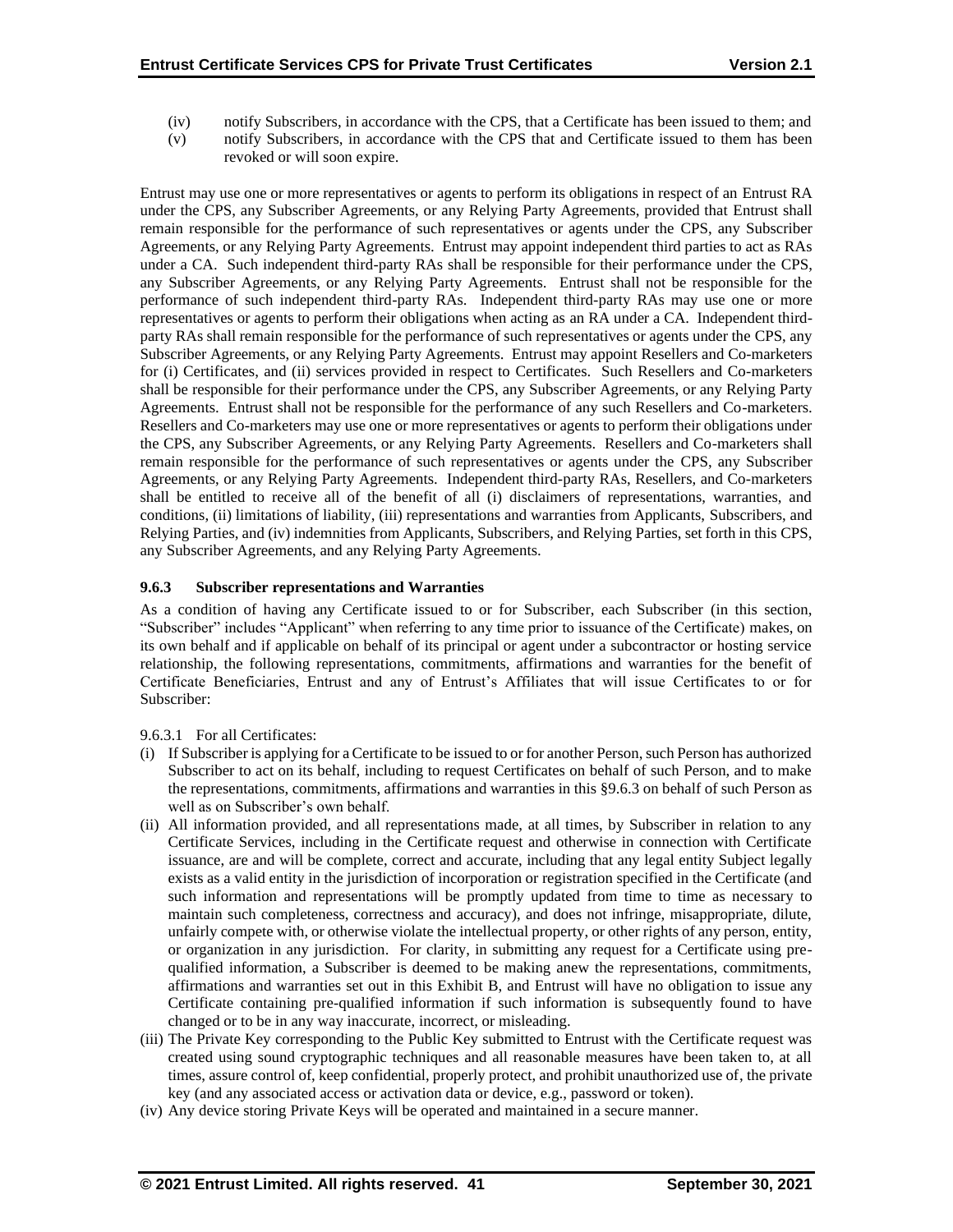(iv) notify Subscribers, in accordance with the CPS, that a Certificate has been issued to them; and
(v) notify Subscribers, in accordance with the CPS that and Certificate issued to them has been revoked or will soon expire.

Entrust may use one or more representatives or agents to perform its obligations in respect of an Entrust RA under the CPS, any Subscriber Agreements, or any Relying Party Agreements, provided that Entrust shall remain responsible for the performance of such representatives or agents under the CPS, any Subscriber Agreements, or any Relying Party Agreements. Entrust may appoint independent third parties to act as RAs under a CA. Such independent third-party RAs shall be responsible for their performance under the CPS, any Subscriber Agreements, or any Relying Party Agreements. Entrust shall not be responsible for the performance of such independent third-party RAs. Independent third-party RAs may use one or more representatives or agents to perform their obligations when acting as an RA under a CA. Independent third-party RAs shall remain responsible for the performance of such representatives or agents under the CPS, any Subscriber Agreements, or any Relying Party Agreements. Entrust may appoint Resellers and Co-marketers for (i) Certificates, and (ii) services provided in respect to Certificates. Such Resellers and Co-marketers shall be responsible for their performance under the CPS, any Subscriber Agreements, or any Relying Party Agreements. Entrust shall not be responsible for the performance of any such Resellers and Co-marketers. Resellers and Co-marketers may use one or more representatives or agents to perform their obligations under the CPS, any Subscriber Agreements, or any Relying Party Agreements. Resellers and Co-marketers shall remain responsible for the performance of such representatives or agents under the CPS, any Subscriber Agreements, or any Relying Party Agreements. Independent third-party RAs, Resellers, and Co-marketers shall be entitled to receive all of the benefit of all (i) disclaimers of representations, warranties, and conditions, (ii) limitations of liability, (iii) representations and warranties from Applicants, Subscribers, and Relying Parties, and (iv) indemnities from Applicants, Subscribers, and Relying Parties, set forth in this CPS, any Subscriber Agreements, and any Relying Party Agreements.

### 9.6.3 Subscriber representations and Warranties

As a condition of having any Certificate issued to or for Subscriber, each Subscriber (in this section, "Subscriber" includes "Applicant" when referring to any time prior to issuance of the Certificate) makes, on its own behalf and if applicable on behalf of its principal or agent under a subcontractor or hosting service relationship, the following representations, commitments, affirmations and warranties for the benefit of Certificate Beneficiaries, Entrust and any of Entrust's Affiliates that will issue Certificates to or for Subscriber:

9.6.3.1 For all Certificates:

(i) If Subscriber is applying for a Certificate to be issued to or for another Person, such Person has authorized Subscriber to act on its behalf, including to request Certificates on behalf of such Person, and to make the representations, commitments, affirmations and warranties in this §9.6.3 on behalf of such Person as well as on Subscriber's own behalf.
(ii) All information provided, and all representations made, at all times, by Subscriber in relation to any Certificate Services, including in the Certificate request and otherwise in connection with Certificate issuance, are and will be complete, correct and accurate, including that any legal entity Subject legally exists as a valid entity in the jurisdiction of incorporation or registration specified in the Certificate (and such information and representations will be promptly updated from time to time as necessary to maintain such completeness, correctness and accuracy), and does not infringe, misappropriate, dilute, unfairly compete with, or otherwise violate the intellectual property, or other rights of any person, entity, or organization in any jurisdiction. For clarity, in submitting any request for a Certificate using pre-qualified information, a Subscriber is deemed to be making anew the representations, commitments, affirmations and warranties set out in this Exhibit B, and Entrust will have no obligation to issue any Certificate containing pre-qualified information if such information is subsequently found to have changed or to be in any way inaccurate, incorrect, or misleading.
(iii) The Private Key corresponding to the Public Key submitted to Entrust with the Certificate request was created using sound cryptographic techniques and all reasonable measures have been taken to, at all times, assure control of, keep confidential, properly protect, and prohibit unauthorized use of, the private key (and any associated access or activation data or device, e.g., password or token).
(iv) Any device storing Private Keys will be operated and maintained in a secure manner.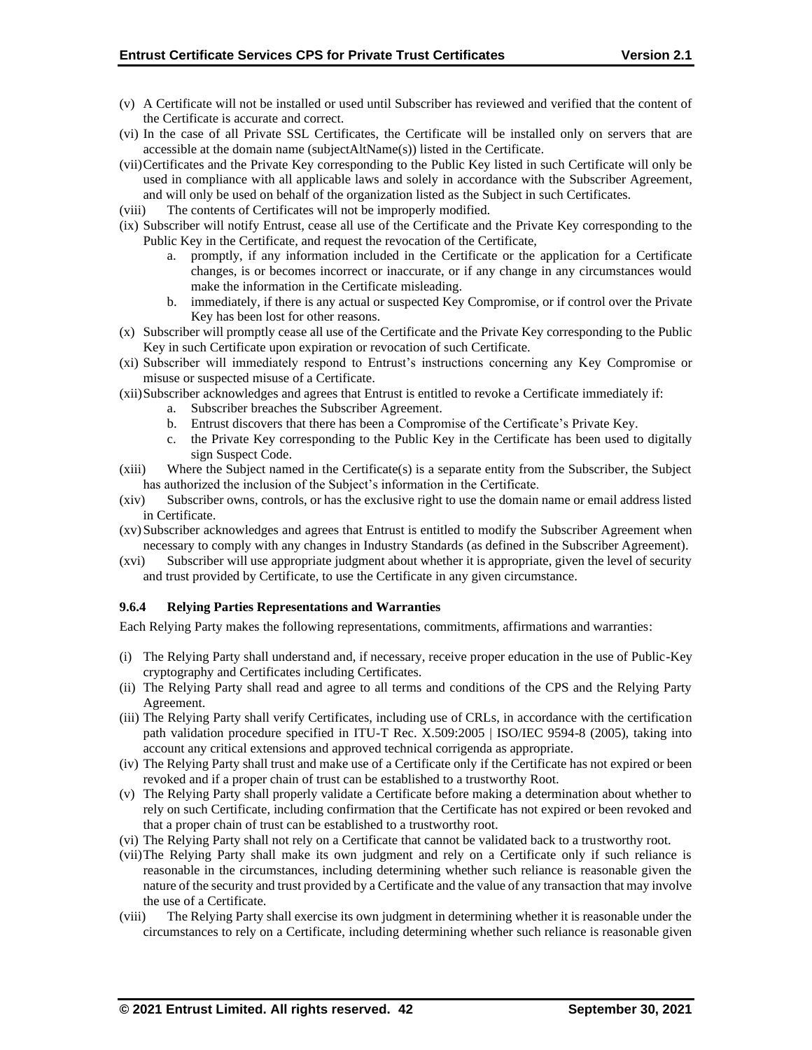(v) A Certificate will not be installed or used until Subscriber has reviewed and verified that the content of the Certificate is accurate and correct.

(vi) In the case of all Private SSL Certificates, the Certificate will be installed only on servers that are accessible at the domain name (subjectAltName(s)) listed in the Certificate.

(vii) Certificates and the Private Key corresponding to the Public Key listed in such Certificate will only be used in compliance with all applicable laws and solely in accordance with the Subscriber Agreement, and will only be used on behalf of the organization listed as the Subject in such Certificates.

(viii) The contents of Certificates will not be improperly modified.

(ix) Subscriber will notify Entrust, cease all use of the Certificate and the Private Key corresponding to the Public Key in the Certificate, and request the revocation of the Certificate,

   a. promptly, if any information included in the Certificate or the application for a Certificate changes, is or becomes incorrect or inaccurate, or if any change in any circumstances would make the information in the Certificate misleading.
   b. immediately, if there is any actual or suspected Key Compromise, or if control over the Private Key has been lost for other reasons.

(x) Subscriber will promptly cease all use of the Certificate and the Private Key corresponding to the Public Key in such Certificate upon expiration or revocation of such Certificate.

(xi) Subscriber will immediately respond to Entrust's instructions concerning any Key Compromise or misuse or suspected misuse of a Certificate.

(xii) Subscriber acknowledges and agrees that Entrust is entitled to revoke a Certificate immediately if:

   a. Subscriber breaches the Subscriber Agreement.
   b. Entrust discovers that there has been a Compromise of the Certificate's Private Key.
   c. the Private Key corresponding to the Public Key in the Certificate has been used to digitally sign Suspect Code.

(xiii) Where the Subject named in the Certificate(s) is a separate entity from the Subscriber, the Subject has authorized the inclusion of the Subject's information in the Certificate.

(xiv) Subscriber owns, controls, or has the exclusive right to use the domain name or email address listed in Certificate.

(xv) Subscriber acknowledges and agrees that Entrust is entitled to modify the Subscriber Agreement when necessary to comply with any changes in Industry Standards (as defined in the Subscriber Agreement).

(xvi) Subscriber will use appropriate judgment about whether it is appropriate, given the level of security and trust provided by Certificate, to use the Certificate in any given circumstance.

#### 9.6.4 Relying Parties Representations and Warranties

Each Relying Party makes the following representations, commitments, affirmations and warranties:

(i) The Relying Party shall understand and, if necessary, receive proper education in the use of Public-Key cryptography and Certificates including Certificates.

(ii) The Relying Party shall read and agree to all terms and conditions of the CPS and the Relying Party Agreement.

(iii) The Relying Party shall verify Certificates, including use of CRLs, in accordance with the certification path validation procedure specified in ITU-T Rec. X.509:2005 | ISO/IEC 9594-8 (2005), taking into account any critical extensions and approved technical corrigenda as appropriate.

(iv) The Relying Party shall trust and make use of a Certificate only if the Certificate has not expired or been revoked and if a proper chain of trust can be established to a trustworthy Root.

(v) The Relying Party shall properly validate a Certificate before making a determination about whether to rely on such Certificate, including confirmation that the Certificate has not expired or been revoked and that a proper chain of trust can be established to a trustworthy root.

(vi) The Relying Party shall not rely on a Certificate that cannot be validated back to a trustworthy root.

(vii) The Relying Party shall make its own judgment and rely on a Certificate only if such reliance is reasonable in the circumstances, including determining whether such reliance is reasonable given the nature of the security and trust provided by a Certificate and the value of any transaction that may involve the use of a Certificate.

(viii) The Relying Party shall exercise its own judgment in determining whether it is reasonable under the circumstances to rely on a Certificate, including determining whether such reliance is reasonable given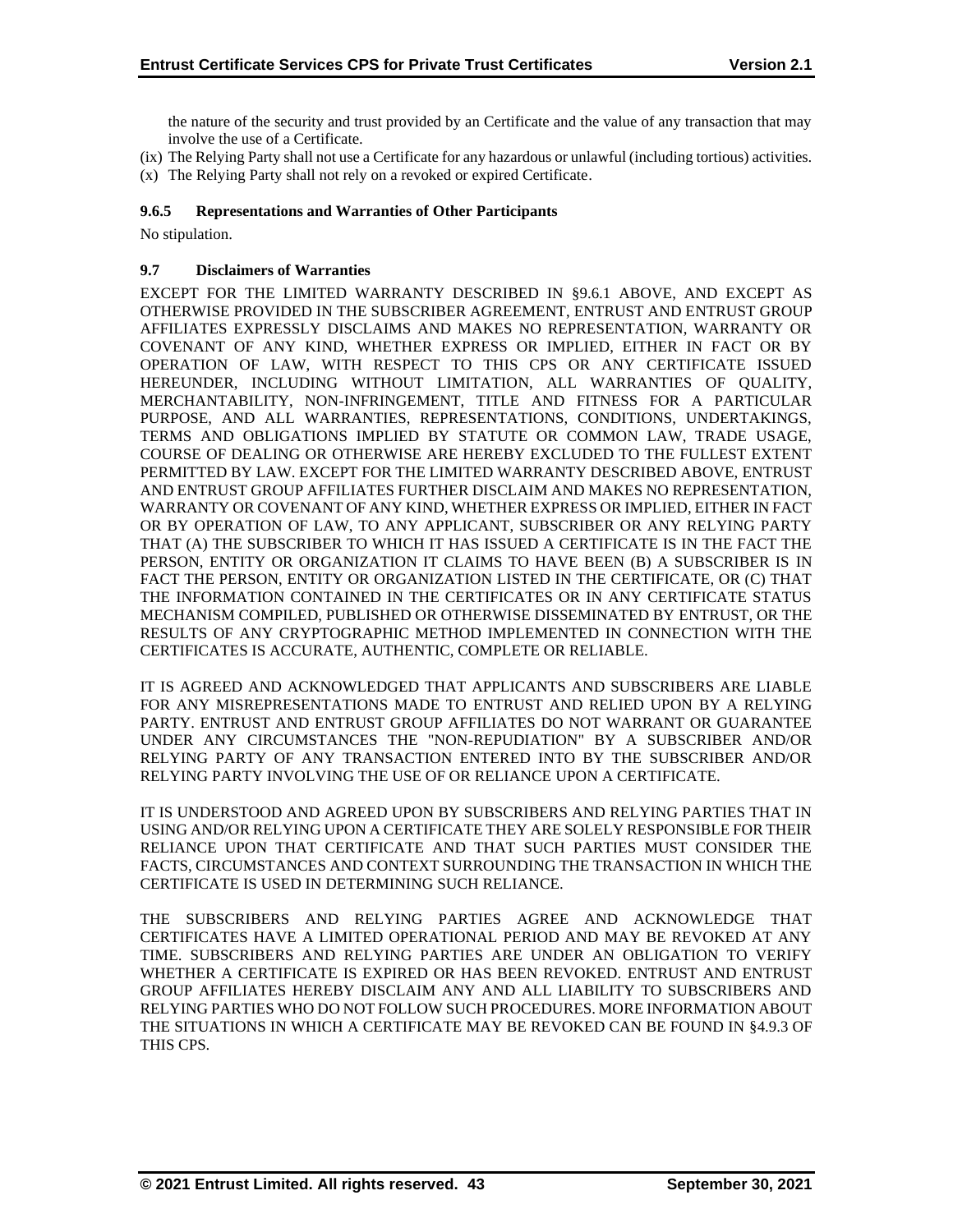the nature of the security and trust provided by an Certificate and the value of any transaction that may involve the use of a Certificate.

(ix) The Relying Party shall not use a Certificate for any hazardous or unlawful (including tortious) activities.

(x) The Relying Party shall not rely on a revoked or expired Certificate.

#### 9.6.5 Representations and Warranties of Other Participants

No stipulation.

### 9.7 Disclaimers of Warranties

EXCEPT FOR THE LIMITED WARRANTY DESCRIBED IN §9.6.1 ABOVE, AND EXCEPT AS OTHERWISE PROVIDED IN THE SUBSCRIBER AGREEMENT, ENTRUST AND ENTRUST GROUP AFFILIATES EXPRESSLY DISCLAIMS AND MAKES NO REPRESENTATION, WARRANTY OR COVENANT OF ANY KIND, WHETHER EXPRESS OR IMPLIED, EITHER IN FACT OR BY OPERATION OF LAW, WITH RESPECT TO THIS CPS OR ANY CERTIFICATE ISSUED HEREUNDER, INCLUDING WITHOUT LIMITATION, ALL WARRANTIES OF QUALITY, MERCHANTABILITY, NON-INFRINGEMENT, TITLE AND FITNESS FOR A PARTICULAR PURPOSE, AND ALL WARRANTIES, REPRESENTATIONS, CONDITIONS, UNDERTAKINGS, TERMS AND OBLIGATIONS IMPLIED BY STATUTE OR COMMON LAW, TRADE USAGE, COURSE OF DEALING OR OTHERWISE ARE HEREBY EXCLUDED TO THE FULLEST EXTENT PERMITTED BY LAW. EXCEPT FOR THE LIMITED WARRANTY DESCRIBED ABOVE, ENTRUST AND ENTRUST GROUP AFFILIATES FURTHER DISCLAIM AND MAKES NO REPRESENTATION, WARRANTY OR COVENANT OF ANY KIND, WHETHER EXPRESS OR IMPLIED, EITHER IN FACT OR BY OPERATION OF LAW, TO ANY APPLICANT, SUBSCRIBER OR ANY RELYING PARTY THAT (A) THE SUBSCRIBER TO WHICH IT HAS ISSUED A CERTIFICATE IS IN THE FACT THE PERSON, ENTITY OR ORGANIZATION IT CLAIMS TO HAVE BEEN (B) A SUBSCRIBER IS IN FACT THE PERSON, ENTITY OR ORGANIZATION LISTED IN THE CERTIFICATE, OR (C) THAT THE INFORMATION CONTAINED IN THE CERTIFICATES OR IN ANY CERTIFICATE STATUS MECHANISM COMPILED, PUBLISHED OR OTHERWISE DISSEMINATED BY ENTRUST, OR THE RESULTS OF ANY CRYPTOGRAPHIC METHOD IMPLEMENTED IN CONNECTION WITH THE CERTIFICATES IS ACCURATE, AUTHENTIC, COMPLETE OR RELIABLE.

IT IS AGREED AND ACKNOWLEDGED THAT APPLICANTS AND SUBSCRIBERS ARE LIABLE FOR ANY MISREPRESENTATIONS MADE TO ENTRUST AND RELIED UPON BY A RELYING PARTY. ENTRUST AND ENTRUST GROUP AFFILIATES DO NOT WARRANT OR GUARANTEE UNDER ANY CIRCUMSTANCES THE "NON-REPUDIATION" BY A SUBSCRIBER AND/OR RELYING PARTY OF ANY TRANSACTION ENTERED INTO BY THE SUBSCRIBER AND/OR RELYING PARTY INVOLVING THE USE OF OR RELIANCE UPON A CERTIFICATE.

IT IS UNDERSTOOD AND AGREED UPON BY SUBSCRIBERS AND RELYING PARTIES THAT IN USING AND/OR RELYING UPON A CERTIFICATE THEY ARE SOLELY RESPONSIBLE FOR THEIR RELIANCE UPON THAT CERTIFICATE AND THAT SUCH PARTIES MUST CONSIDER THE FACTS, CIRCUMSTANCES AND CONTEXT SURROUNDING THE TRANSACTION IN WHICH THE CERTIFICATE IS USED IN DETERMINING SUCH RELIANCE.

THE SUBSCRIBERS AND RELYING PARTIES AGREE AND ACKNOWLEDGE THAT CERTIFICATES HAVE A LIMITED OPERATIONAL PERIOD AND MAY BE REVOKED AT ANY TIME. SUBSCRIBERS AND RELYING PARTIES ARE UNDER AN OBLIGATION TO VERIFY WHETHER A CERTIFICATE IS EXPIRED OR HAS BEEN REVOKED. ENTRUST AND ENTRUST GROUP AFFILIATES HEREBY DISCLAIM ANY AND ALL LIABILITY TO SUBSCRIBERS AND RELYING PARTIES WHO DO NOT FOLLOW SUCH PROCEDURES. MORE INFORMATION ABOUT THE SITUATIONS IN WHICH A CERTIFICATE MAY BE REVOKED CAN BE FOUND IN §4.9.3 OF THIS CPS.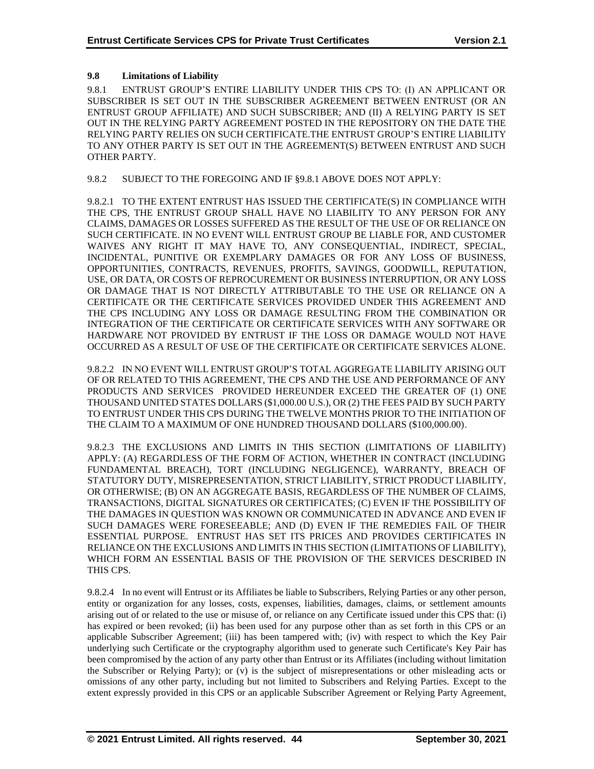### 9.8 Limitations of Liability

9.8.1 ENTRUST GROUP'S ENTIRE LIABILITY UNDER THIS CPS TO: (I) AN APPLICANT OR SUBSCRIBER IS SET OUT IN THE SUBSCRIBER AGREEMENT BETWEEN ENTRUST (OR AN ENTRUST GROUP AFFILIATE) AND SUCH SUBSCRIBER; AND (II) A RELYING PARTY IS SET OUT IN THE RELYING PARTY AGREEMENT POSTED IN THE REPOSITORY ON THE DATE THE RELYING PARTY RELIES ON SUCH CERTIFICATE.THE ENTRUST GROUP'S ENTIRE LIABILITY TO ANY OTHER PARTY IS SET OUT IN THE AGREEMENT(S) BETWEEN ENTRUST AND SUCH OTHER PARTY.

9.8.2 SUBJECT TO THE FOREGOING AND IF §9.8.1 ABOVE DOES NOT APPLY:

9.8.2.1 TO THE EXTENT ENTRUST HAS ISSUED THE CERTIFICATE(S) IN COMPLIANCE WITH THE CPS, THE ENTRUST GROUP SHALL HAVE NO LIABILITY TO ANY PERSON FOR ANY CLAIMS, DAMAGES OR LOSSES SUFFERED AS THE RESULT OF THE USE OF OR RELIANCE ON SUCH CERTIFICATE. IN NO EVENT WILL ENTRUST GROUP BE LIABLE FOR, AND CUSTOMER WAIVES ANY RIGHT IT MAY HAVE TO, ANY CONSEQUENTIAL, INDIRECT, SPECIAL, INCIDENTAL, PUNITIVE OR EXEMPLARY DAMAGES OR FOR ANY LOSS OF BUSINESS, OPPORTUNITIES, CONTRACTS, REVENUES, PROFITS, SAVINGS, GOODWILL, REPUTATION, USE, OR DATA, OR COSTS OF REPROCUREMENT OR BUSINESS INTERRUPTION, OR ANY LOSS OR DAMAGE THAT IS NOT DIRECTLY ATTRIBUTABLE TO THE USE OR RELIANCE ON A CERTIFICATE OR THE CERTIFICATE SERVICES PROVIDED UNDER THIS AGREEMENT AND THE CPS INCLUDING ANY LOSS OR DAMAGE RESULTING FROM THE COMBINATION OR INTEGRATION OF THE CERTIFICATE OR CERTIFICATE SERVICES WITH ANY SOFTWARE OR HARDWARE NOT PROVIDED BY ENTRUST IF THE LOSS OR DAMAGE WOULD NOT HAVE OCCURRED AS A RESULT OF USE OF THE CERTIFICATE OR CERTIFICATE SERVICES ALONE.

9.8.2.2 IN NO EVENT WILL ENTRUST GROUP'S TOTAL AGGREGATE LIABILITY ARISING OUT OF OR RELATED TO THIS AGREEMENT, THE CPS AND THE USE AND PERFORMANCE OF ANY PRODUCTS AND SERVICES PROVIDED HEREUNDER EXCEED THE GREATER OF (1) ONE THOUSAND UNITED STATES DOLLARS ($1,000.00 U.S.), OR (2) THE FEES PAID BY SUCH PARTY TO ENTRUST UNDER THIS CPS DURING THE TWELVE MONTHS PRIOR TO THE INITIATION OF THE CLAIM TO A MAXIMUM OF ONE HUNDRED THOUSAND DOLLARS ($100,000.00).

9.8.2.3 THE EXCLUSIONS AND LIMITS IN THIS SECTION (LIMITATIONS OF LIABILITY) APPLY: (A) REGARDLESS OF THE FORM OF ACTION, WHETHER IN CONTRACT (INCLUDING FUNDAMENTAL BREACH), TORT (INCLUDING NEGLIGENCE), WARRANTY, BREACH OF STATUTORY DUTY, MISREPRESENTATION, STRICT LIABILITY, STRICT PRODUCT LIABILITY, OR OTHERWISE; (B) ON AN AGGREGATE BASIS, REGARDLESS OF THE NUMBER OF CLAIMS, TRANSACTIONS, DIGITAL SIGNATURES OR CERTIFICATES; (C) EVEN IF THE POSSIBILITY OF THE DAMAGES IN QUESTION WAS KNOWN OR COMMUNICATED IN ADVANCE AND EVEN IF SUCH DAMAGES WERE FORESEEABLE; AND (D) EVEN IF THE REMEDIES FAIL OF THEIR ESSENTIAL PURPOSE. ENTRUST HAS SET ITS PRICES AND PROVIDES CERTIFICATES IN RELIANCE ON THE EXCLUSIONS AND LIMITS IN THIS SECTION (LIMITATIONS OF LIABILITY), WHICH FORM AN ESSENTIAL BASIS OF THE PROVISION OF THE SERVICES DESCRIBED IN THIS CPS.

9.8.2.4 In no event will Entrust or its Affiliates be liable to Subscribers, Relying Parties or any other person, entity or organization for any losses, costs, expenses, liabilities, damages, claims, or settlement amounts arising out of or related to the use or misuse of, or reliance on any Certificate issued under this CPS that: (i) has expired or been revoked; (ii) has been used for any purpose other than as set forth in this CPS or an applicable Subscriber Agreement; (iii) has been tampered with; (iv) with respect to which the Key Pair underlying such Certificate or the cryptography algorithm used to generate such Certificate's Key Pair has been compromised by the action of any party other than Entrust or its Affiliates (including without limitation the Subscriber or Relying Party); or (v) is the subject of misrepresentations or other misleading acts or omissions of any other party, including but not limited to Subscribers and Relying Parties. Except to the extent expressly provided in this CPS or an applicable Subscriber Agreement or Relying Party Agreement,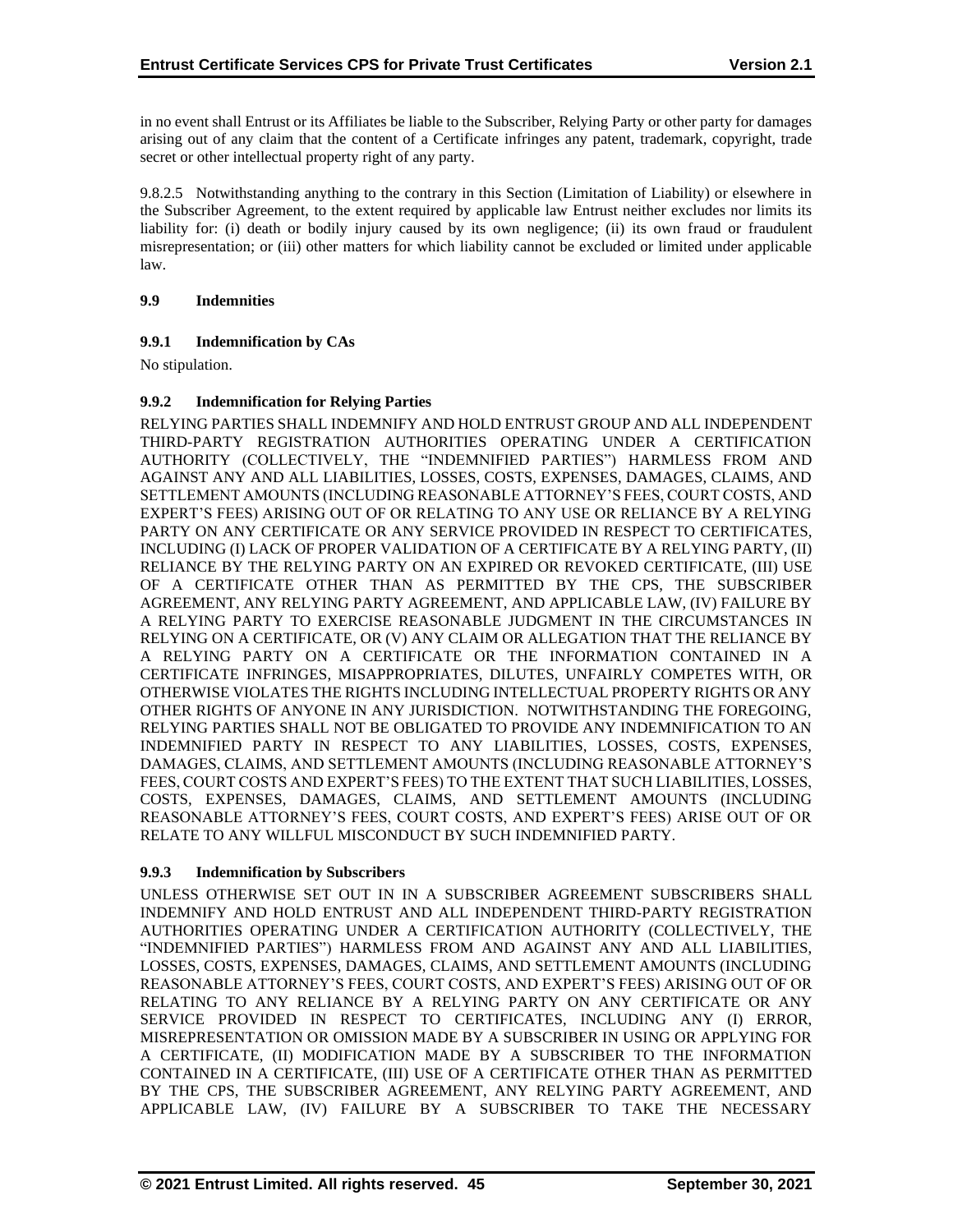in no event shall Entrust or its Affiliates be liable to the Subscriber, Relying Party or other party for damages arising out of any claim that the content of a Certificate infringes any patent, trademark, copyright, trade secret or other intellectual property right of any party.

9.8.2.5 Notwithstanding anything to the contrary in this Section (Limitation of Liability) or elsewhere in the Subscriber Agreement, to the extent required by applicable law Entrust neither excludes nor limits its liability for: (i) death or bodily injury caused by its own negligence; (ii) its own fraud or fraudulent misrepresentation; or (iii) other matters for which liability cannot be excluded or limited under applicable law.

## 9.9 Indemnities

### 9.9.1 Indemnification by CAs

No stipulation.

### 9.9.2 Indemnification for Relying Parties

RELYING PARTIES SHALL INDEMNIFY AND HOLD ENTRUST GROUP AND ALL INDEPENDENT THIRD-PARTY REGISTRATION AUTHORITIES OPERATING UNDER A CERTIFICATION AUTHORITY (COLLECTIVELY, THE "INDEMNIFIED PARTIES") HARMLESS FROM AND AGAINST ANY AND ALL LIABILITIES, LOSSES, COSTS, EXPENSES, DAMAGES, CLAIMS, AND SETTLEMENT AMOUNTS (INCLUDING REASONABLE ATTORNEY'S FEES, COURT COSTS, AND EXPERT'S FEES) ARISING OUT OF OR RELATING TO ANY USE OR RELIANCE BY A RELYING PARTY ON ANY CERTIFICATE OR ANY SERVICE PROVIDED IN RESPECT TO CERTIFICATES, INCLUDING (I) LACK OF PROPER VALIDATION OF A CERTIFICATE BY A RELYING PARTY, (II) RELIANCE BY THE RELYING PARTY ON AN EXPIRED OR REVOKED CERTIFICATE, (III) USE OF A CERTIFICATE OTHER THAN AS PERMITTED BY THE CPS, THE SUBSCRIBER AGREEMENT, ANY RELYING PARTY AGREEMENT, AND APPLICABLE LAW, (IV) FAILURE BY A RELYING PARTY TO EXERCISE REASONABLE JUDGMENT IN THE CIRCUMSTANCES IN RELYING ON A CERTIFICATE, OR (V) ANY CLAIM OR ALLEGATION THAT THE RELIANCE BY A RELYING PARTY ON A CERTIFICATE OR THE INFORMATION CONTAINED IN A CERTIFICATE INFRINGES, MISAPPROPRIATES, DILUTES, UNFAIRLY COMPETES WITH, OR OTHERWISE VIOLATES THE RIGHTS INCLUDING INTELLECTUAL PROPERTY RIGHTS OR ANY OTHER RIGHTS OF ANYONE IN ANY JURISDICTION. NOTWITHSTANDING THE FOREGOING, RELYING PARTIES SHALL NOT BE OBLIGATED TO PROVIDE ANY INDEMNIFICATION TO AN INDEMNIFIED PARTY IN RESPECT TO ANY LIABILITIES, LOSSES, COSTS, EXPENSES, DAMAGES, CLAIMS, AND SETTLEMENT AMOUNTS (INCLUDING REASONABLE ATTORNEY'S FEES, COURT COSTS AND EXPERT'S FEES) TO THE EXTENT THAT SUCH LIABILITIES, LOSSES, COSTS, EXPENSES, DAMAGES, CLAIMS, AND SETTLEMENT AMOUNTS (INCLUDING REASONABLE ATTORNEY'S FEES, COURT COSTS, AND EXPERT'S FEES) ARISE OUT OF OR RELATE TO ANY WILLFUL MISCONDUCT BY SUCH INDEMNIFIED PARTY.

### 9.9.3 Indemnification by Subscribers

UNLESS OTHERWISE SET OUT IN IN A SUBSCRIBER AGREEMENT SUBSCRIBERS SHALL INDEMNIFY AND HOLD ENTRUST AND ALL INDEPENDENT THIRD-PARTY REGISTRATION AUTHORITIES OPERATING UNDER A CERTIFICATION AUTHORITY (COLLECTIVELY, THE "INDEMNIFIED PARTIES") HARMLESS FROM AND AGAINST ANY AND ALL LIABILITIES, LOSSES, COSTS, EXPENSES, DAMAGES, CLAIMS, AND SETTLEMENT AMOUNTS (INCLUDING REASONABLE ATTORNEY'S FEES, COURT COSTS, AND EXPERT'S FEES) ARISING OUT OF OR RELATING TO ANY RELIANCE BY A RELYING PARTY ON ANY CERTIFICATE OR ANY SERVICE PROVIDED IN RESPECT TO CERTIFICATES, INCLUDING ANY (I) ERROR, MISREPRESENTATION OR OMISSION MADE BY A SUBSCRIBER IN USING OR APPLYING FOR A CERTIFICATE, (II) MODIFICATION MADE BY A SUBSCRIBER TO THE INFORMATION CONTAINED IN A CERTIFICATE, (III) USE OF A CERTIFICATE OTHER THAN AS PERMITTED BY THE CPS, THE SUBSCRIBER AGREEMENT, ANY RELYING PARTY AGREEMENT, AND APPLICABLE LAW, (IV) FAILURE BY A SUBSCRIBER TO TAKE THE NECESSARY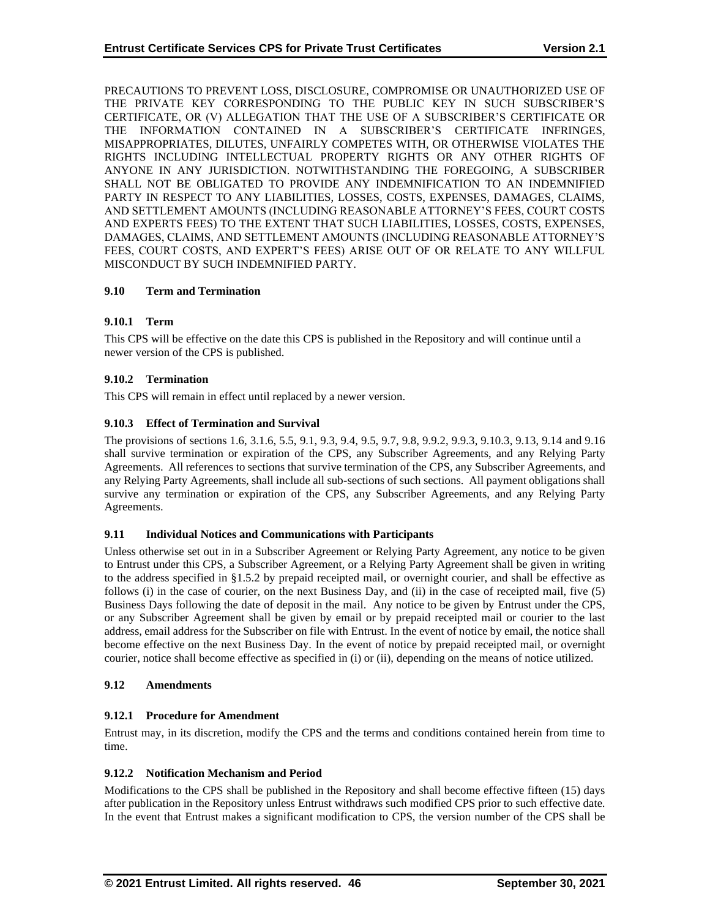PRECAUTIONS TO PREVENT LOSS, DISCLOSURE, COMPROMISE OR UNAUTHORIZED USE OF THE PRIVATE KEY CORRESPONDING TO THE PUBLIC KEY IN SUCH SUBSCRIBER'S CERTIFICATE, OR (V) ALLEGATION THAT THE USE OF A SUBSCRIBER'S CERTIFICATE OR THE INFORMATION CONTAINED IN A SUBSCRIBER'S CERTIFICATE INFRINGES, MISAPPROPRIATES, DILUTES, UNFAIRLY COMPETES WITH, OR OTHERWISE VIOLATES THE RIGHTS INCLUDING INTELLECTUAL PROPERTY RIGHTS OR ANY OTHER RIGHTS OF ANYONE IN ANY JURISDICTION. NOTWITHSTANDING THE FOREGOING, A SUBSCRIBER SHALL NOT BE OBLIGATED TO PROVIDE ANY INDEMNIFICATION TO AN INDEMNIFIED PARTY IN RESPECT TO ANY LIABILITIES, LOSSES, COSTS, EXPENSES, DAMAGES, CLAIMS, AND SETTLEMENT AMOUNTS (INCLUDING REASONABLE ATTORNEY'S FEES, COURT COSTS AND EXPERTS FEES) TO THE EXTENT THAT SUCH LIABILITIES, LOSSES, COSTS, EXPENSES, DAMAGES, CLAIMS, AND SETTLEMENT AMOUNTS (INCLUDING REASONABLE ATTORNEY'S FEES, COURT COSTS, AND EXPERT'S FEES) ARISE OUT OF OR RELATE TO ANY WILLFUL MISCONDUCT BY SUCH INDEMNIFIED PARTY.

### 9.10 Term and Termination

#### 9.10.1 Term

This CPS will be effective on the date this CPS is published in the Repository and will continue until a newer version of the CPS is published.

#### 9.10.2 Termination

This CPS will remain in effect until replaced by a newer version.

#### 9.10.3 Effect of Termination and Survival

The provisions of sections 1.6, 3.1.6, 5.5, 9.1, 9.3, 9.4, 9.5, 9.7, 9.8, 9.9.2, 9.9.3, 9.10.3, 9.13, 9.14 and 9.16 shall survive termination or expiration of the CPS, any Subscriber Agreements, and any Relying Party Agreements. All references to sections that survive termination of the CPS, any Subscriber Agreements, and any Relying Party Agreements, shall include all sub-sections of such sections. All payment obligations shall survive any termination or expiration of the CPS, any Subscriber Agreements, and any Relying Party Agreements.

### 9.11 Individual Notices and Communications with Participants

Unless otherwise set out in in a Subscriber Agreement or Relying Party Agreement, any notice to be given to Entrust under this CPS, a Subscriber Agreement, or a Relying Party Agreement shall be given in writing to the address specified in §1.5.2 by prepaid receipted mail, or overnight courier, and shall be effective as follows (i) in the case of courier, on the next Business Day, and (ii) in the case of receipted mail, five (5) Business Days following the date of deposit in the mail. Any notice to be given by Entrust under the CPS, or any Subscriber Agreement shall be given by email or by prepaid receipted mail or courier to the last address, email address for the Subscriber on file with Entrust. In the event of notice by email, the notice shall become effective on the next Business Day. In the event of notice by prepaid receipted mail, or overnight courier, notice shall become effective as specified in (i) or (ii), depending on the means of notice utilized.

### 9.12 Amendments

#### 9.12.1 Procedure for Amendment

Entrust may, in its discretion, modify the CPS and the terms and conditions contained herein from time to time.

#### 9.12.2 Notification Mechanism and Period

Modifications to the CPS shall be published in the Repository and shall become effective fifteen (15) days after publication in the Repository unless Entrust withdraws such modified CPS prior to such effective date. In the event that Entrust makes a significant modification to CPS, the version number of the CPS shall be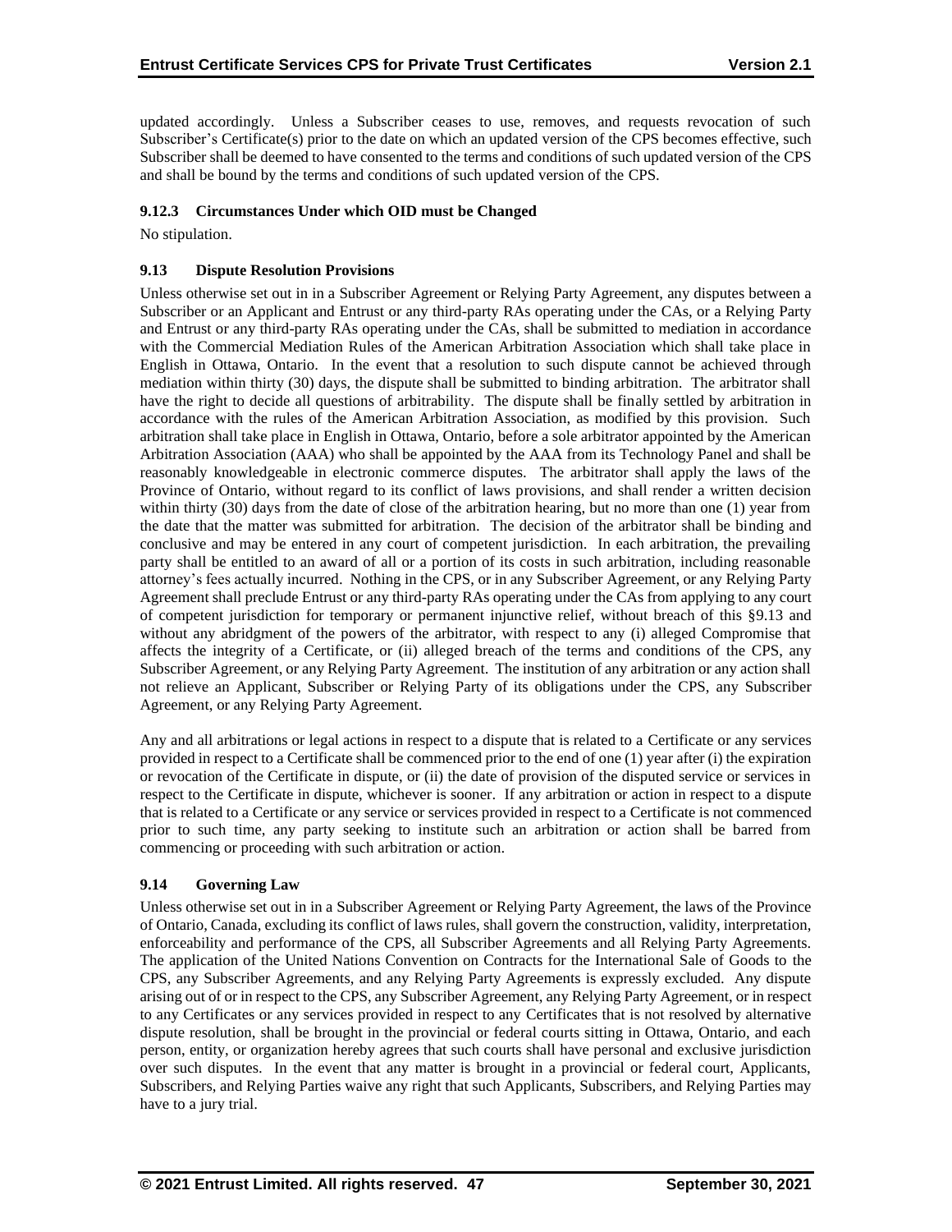updated accordingly. Unless a Subscriber ceases to use, removes, and requests revocation of such Subscriber's Certificate(s) prior to the date on which an updated version of the CPS becomes effective, such Subscriber shall be deemed to have consented to the terms and conditions of such updated version of the CPS and shall be bound by the terms and conditions of such updated version of the CPS.

#### 9.12.3 Circumstances Under which OID must be Changed

No stipulation.

### 9.13 Dispute Resolution Provisions

Unless otherwise set out in in a Subscriber Agreement or Relying Party Agreement, any disputes between a Subscriber or an Applicant and Entrust or any third-party RAs operating under the CAs, or a Relying Party and Entrust or any third-party RAs operating under the CAs, shall be submitted to mediation in accordance with the Commercial Mediation Rules of the American Arbitration Association which shall take place in English in Ottawa, Ontario. In the event that a resolution to such dispute cannot be achieved through mediation within thirty (30) days, the dispute shall be submitted to binding arbitration. The arbitrator shall have the right to decide all questions of arbitrability. The dispute shall be finally settled by arbitration in accordance with the rules of the American Arbitration Association, as modified by this provision. Such arbitration shall take place in English in Ottawa, Ontario, before a sole arbitrator appointed by the American Arbitration Association (AAA) who shall be appointed by the AAA from its Technology Panel and shall be reasonably knowledgeable in electronic commerce disputes. The arbitrator shall apply the laws of the Province of Ontario, without regard to its conflict of laws provisions, and shall render a written decision within thirty (30) days from the date of close of the arbitration hearing, but no more than one (1) year from the date that the matter was submitted for arbitration. The decision of the arbitrator shall be binding and conclusive and may be entered in any court of competent jurisdiction. In each arbitration, the prevailing party shall be entitled to an award of all or a portion of its costs in such arbitration, including reasonable attorney's fees actually incurred. Nothing in the CPS, or in any Subscriber Agreement, or any Relying Party Agreement shall preclude Entrust or any third-party RAs operating under the CAs from applying to any court of competent jurisdiction for temporary or permanent injunctive relief, without breach of this §9.13 and without any abridgment of the powers of the arbitrator, with respect to any (i) alleged Compromise that affects the integrity of a Certificate, or (ii) alleged breach of the terms and conditions of the CPS, any Subscriber Agreement, or any Relying Party Agreement. The institution of any arbitration or any action shall not relieve an Applicant, Subscriber or Relying Party of its obligations under the CPS, any Subscriber Agreement, or any Relying Party Agreement.

Any and all arbitrations or legal actions in respect to a dispute that is related to a Certificate or any services provided in respect to a Certificate shall be commenced prior to the end of one (1) year after (i) the expiration or revocation of the Certificate in dispute, or (ii) the date of provision of the disputed service or services in respect to the Certificate in dispute, whichever is sooner. If any arbitration or action in respect to a dispute that is related to a Certificate or any service or services provided in respect to a Certificate is not commenced prior to such time, any party seeking to institute such an arbitration or action shall be barred from commencing or proceeding with such arbitration or action.

### 9.14 Governing Law

Unless otherwise set out in in a Subscriber Agreement or Relying Party Agreement, the laws of the Province of Ontario, Canada, excluding its conflict of laws rules, shall govern the construction, validity, interpretation, enforceability and performance of the CPS, all Subscriber Agreements and all Relying Party Agreements. The application of the United Nations Convention on Contracts for the International Sale of Goods to the CPS, any Subscriber Agreements, and any Relying Party Agreements is expressly excluded. Any dispute arising out of or in respect to the CPS, any Subscriber Agreement, any Relying Party Agreement, or in respect to any Certificates or any services provided in respect to any Certificates that is not resolved by alternative dispute resolution, shall be brought in the provincial or federal courts sitting in Ottawa, Ontario, and each person, entity, or organization hereby agrees that such courts shall have personal and exclusive jurisdiction over such disputes. In the event that any matter is brought in a provincial or federal court, Applicants, Subscribers, and Relying Parties waive any right that such Applicants, Subscribers, and Relying Parties may have to a jury trial.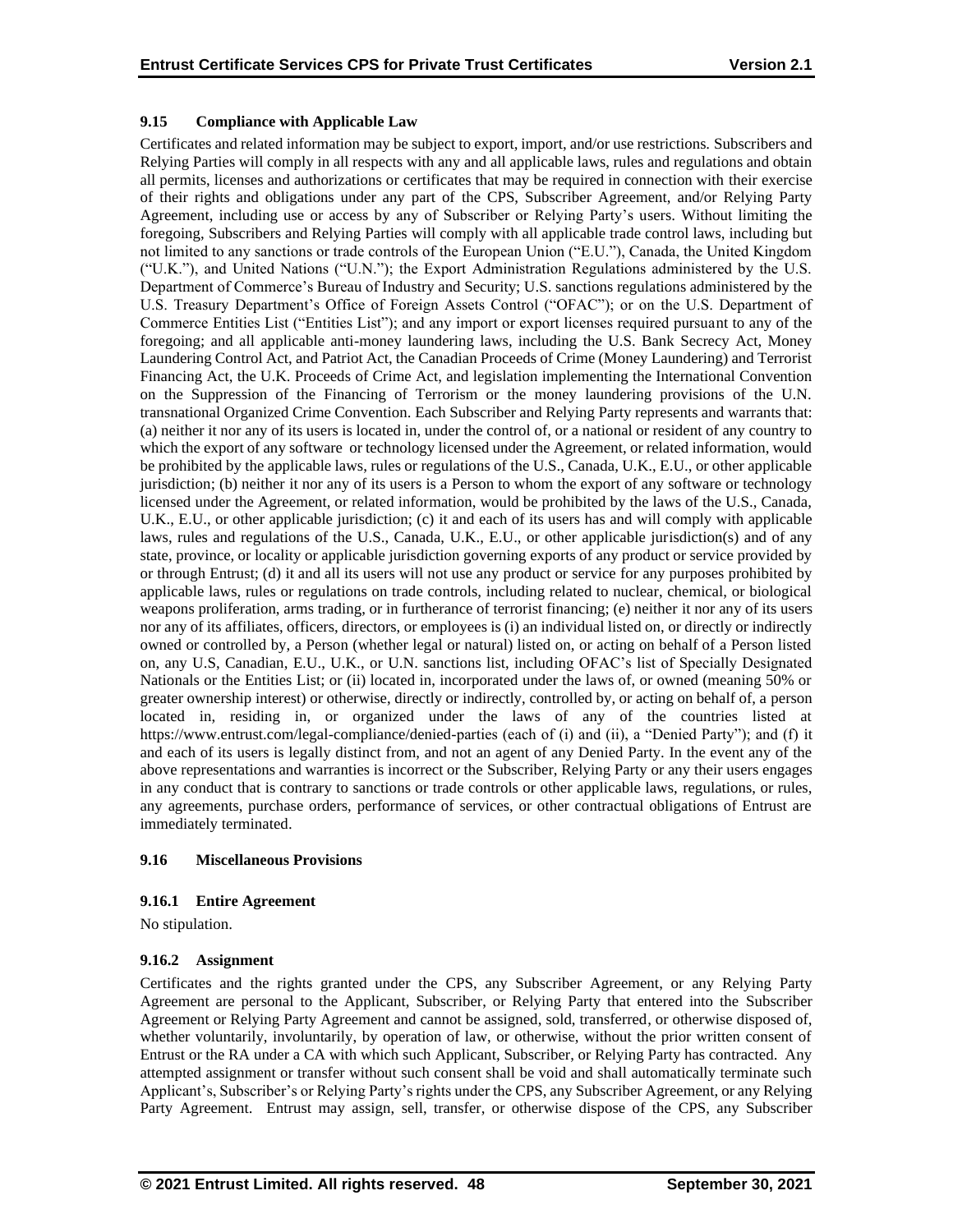### 9.15 Compliance with Applicable Law

Certificates and related information may be subject to export, import, and/or use restrictions. Subscribers and Relying Parties will comply in all respects with any and all applicable laws, rules and regulations and obtain all permits, licenses and authorizations or certificates that may be required in connection with their exercise of their rights and obligations under any part of the CPS, Subscriber Agreement, and/or Relying Party Agreement, including use or access by any of Subscriber or Relying Party's users. Without limiting the foregoing, Subscribers and Relying Parties will comply with all applicable trade control laws, including but not limited to any sanctions or trade controls of the European Union ("E.U."), Canada, the United Kingdom ("U.K."), and United Nations ("U.N."); the Export Administration Regulations administered by the U.S. Department of Commerce's Bureau of Industry and Security; U.S. sanctions regulations administered by the U.S. Treasury Department's Office of Foreign Assets Control ("OFAC"); or on the U.S. Department of Commerce Entities List ("Entities List"); and any import or export licenses required pursuant to any of the foregoing; and all applicable anti-money laundering laws, including the U.S. Bank Secrecy Act, Money Laundering Control Act, and Patriot Act, the Canadian Proceeds of Crime (Money Laundering) and Terrorist Financing Act, the U.K. Proceeds of Crime Act, and legislation implementing the International Convention on the Suppression of the Financing of Terrorism or the money laundering provisions of the U.N. transnational Organized Crime Convention. Each Subscriber and Relying Party represents and warrants that: (a) neither it nor any of its users is located in, under the control of, or a national or resident of any country to which the export of any software or technology licensed under the Agreement, or related information, would be prohibited by the applicable laws, rules or regulations of the U.S., Canada, U.K., E.U., or other applicable jurisdiction; (b) neither it nor any of its users is a Person to whom the export of any software or technology licensed under the Agreement, or related information, would be prohibited by the laws of the U.S., Canada, U.K., E.U., or other applicable jurisdiction; (c) it and each of its users has and will comply with applicable laws, rules and regulations of the U.S., Canada, U.K., E.U., or other applicable jurisdiction(s) and of any state, province, or locality or applicable jurisdiction governing exports of any product or service provided by or through Entrust; (d) it and all its users will not use any product or service for any purposes prohibited by applicable laws, rules or regulations on trade controls, including related to nuclear, chemical, or biological weapons proliferation, arms trading, or in furtherance of terrorist financing; (e) neither it nor any of its users nor any of its affiliates, officers, directors, or employees is (i) an individual listed on, or directly or indirectly owned or controlled by, a Person (whether legal or natural) listed on, or acting on behalf of a Person listed on, any U.S, Canadian, E.U., U.K., or U.N. sanctions list, including OFAC's list of Specially Designated Nationals or the Entities List; or (ii) located in, incorporated under the laws of, or owned (meaning 50% or greater ownership interest) or otherwise, directly or indirectly, controlled by, or acting on behalf of, a person located in, residing in, or organized under the laws of any of the countries listed at https://www.entrust.com/legal-compliance/denied-parties (each of (i) and (ii), a "Denied Party"); and (f) it and each of its users is legally distinct from, and not an agent of any Denied Party. In the event any of the above representations and warranties is incorrect or the Subscriber, Relying Party or any their users engages in any conduct that is contrary to sanctions or trade controls or other applicable laws, regulations, or rules, any agreements, purchase orders, performance of services, or other contractual obligations of Entrust are immediately terminated.

### 9.16 Miscellaneous Provisions

#### 9.16.1 Entire Agreement

No stipulation.

#### 9.16.2 Assignment

Certificates and the rights granted under the CPS, any Subscriber Agreement, or any Relying Party Agreement are personal to the Applicant, Subscriber, or Relying Party that entered into the Subscriber Agreement or Relying Party Agreement and cannot be assigned, sold, transferred, or otherwise disposed of, whether voluntarily, involuntarily, by operation of law, or otherwise, without the prior written consent of Entrust or the RA under a CA with which such Applicant, Subscriber, or Relying Party has contracted. Any attempted assignment or transfer without such consent shall be void and shall automatically terminate such Applicant's, Subscriber's or Relying Party's rights under the CPS, any Subscriber Agreement, or any Relying Party Agreement. Entrust may assign, sell, transfer, or otherwise dispose of the CPS, any Subscriber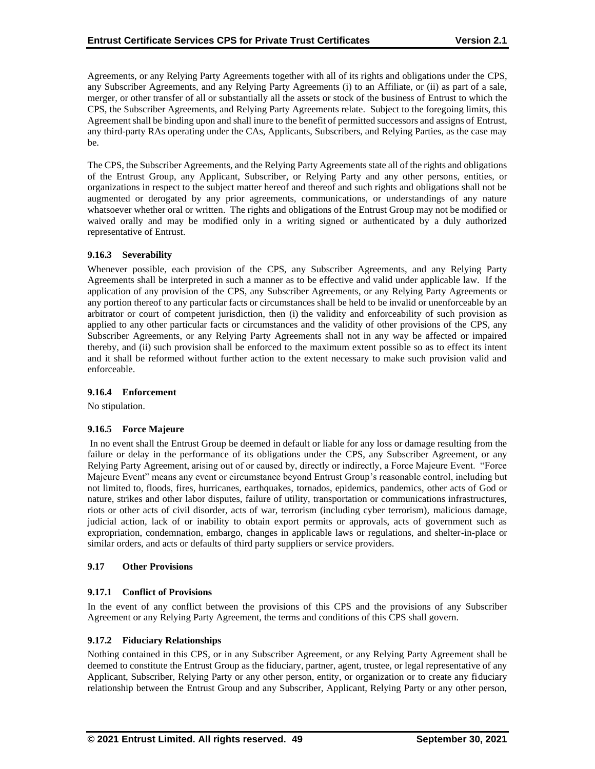Agreements, or any Relying Party Agreements together with all of its rights and obligations under the CPS, any Subscriber Agreements, and any Relying Party Agreements (i) to an Affiliate, or (ii) as part of a sale, merger, or other transfer of all or substantially all the assets or stock of the business of Entrust to which the CPS, the Subscriber Agreements, and Relying Party Agreements relate. Subject to the foregoing limits, this Agreement shall be binding upon and shall inure to the benefit of permitted successors and assigns of Entrust, any third-party RAs operating under the CAs, Applicants, Subscribers, and Relying Parties, as the case may be.

The CPS, the Subscriber Agreements, and the Relying Party Agreements state all of the rights and obligations of the Entrust Group, any Applicant, Subscriber, or Relying Party and any other persons, entities, or organizations in respect to the subject matter hereof and thereof and such rights and obligations shall not be augmented or derogated by any prior agreements, communications, or understandings of any nature whatsoever whether oral or written. The rights and obligations of the Entrust Group may not be modified or waived orally and may be modified only in a writing signed or authenticated by a duly authorized representative of Entrust.

#### 9.16.3 Severability

Whenever possible, each provision of the CPS, any Subscriber Agreements, and any Relying Party Agreements shall be interpreted in such a manner as to be effective and valid under applicable law. If the application of any provision of the CPS, any Subscriber Agreements, or any Relying Party Agreements or any portion thereof to any particular facts or circumstances shall be held to be invalid or unenforceable by an arbitrator or court of competent jurisdiction, then (i) the validity and enforceability of such provision as applied to any other particular facts or circumstances and the validity of other provisions of the CPS, any Subscriber Agreements, or any Relying Party Agreements shall not in any way be affected or impaired thereby, and (ii) such provision shall be enforced to the maximum extent possible so as to effect its intent and it shall be reformed without further action to the extent necessary to make such provision valid and enforceable.

#### 9.16.4 Enforcement

No stipulation.

#### 9.16.5 Force Majeure

In no event shall the Entrust Group be deemed in default or liable for any loss or damage resulting from the failure or delay in the performance of its obligations under the CPS, any Subscriber Agreement, or any Relying Party Agreement, arising out of or caused by, directly or indirectly, a Force Majeure Event. "Force Majeure Event" means any event or circumstance beyond Entrust Group's reasonable control, including but not limited to, floods, fires, hurricanes, earthquakes, tornados, epidemics, pandemics, other acts of God or nature, strikes and other labor disputes, failure of utility, transportation or communications infrastructures, riots or other acts of civil disorder, acts of war, terrorism (including cyber terrorism), malicious damage, judicial action, lack of or inability to obtain export permits or approvals, acts of government such as expropriation, condemnation, embargo, changes in applicable laws or regulations, and shelter-in-place or similar orders, and acts or defaults of third party suppliers or service providers.

### 9.17 Other Provisions

#### 9.17.1 Conflict of Provisions

In the event of any conflict between the provisions of this CPS and the provisions of any Subscriber Agreement or any Relying Party Agreement, the terms and conditions of this CPS shall govern.

#### 9.17.2 Fiduciary Relationships

Nothing contained in this CPS, or in any Subscriber Agreement, or any Relying Party Agreement shall be deemed to constitute the Entrust Group as the fiduciary, partner, agent, trustee, or legal representative of any Applicant, Subscriber, Relying Party or any other person, entity, or organization or to create any fiduciary relationship between the Entrust Group and any Subscriber, Applicant, Relying Party or any other person,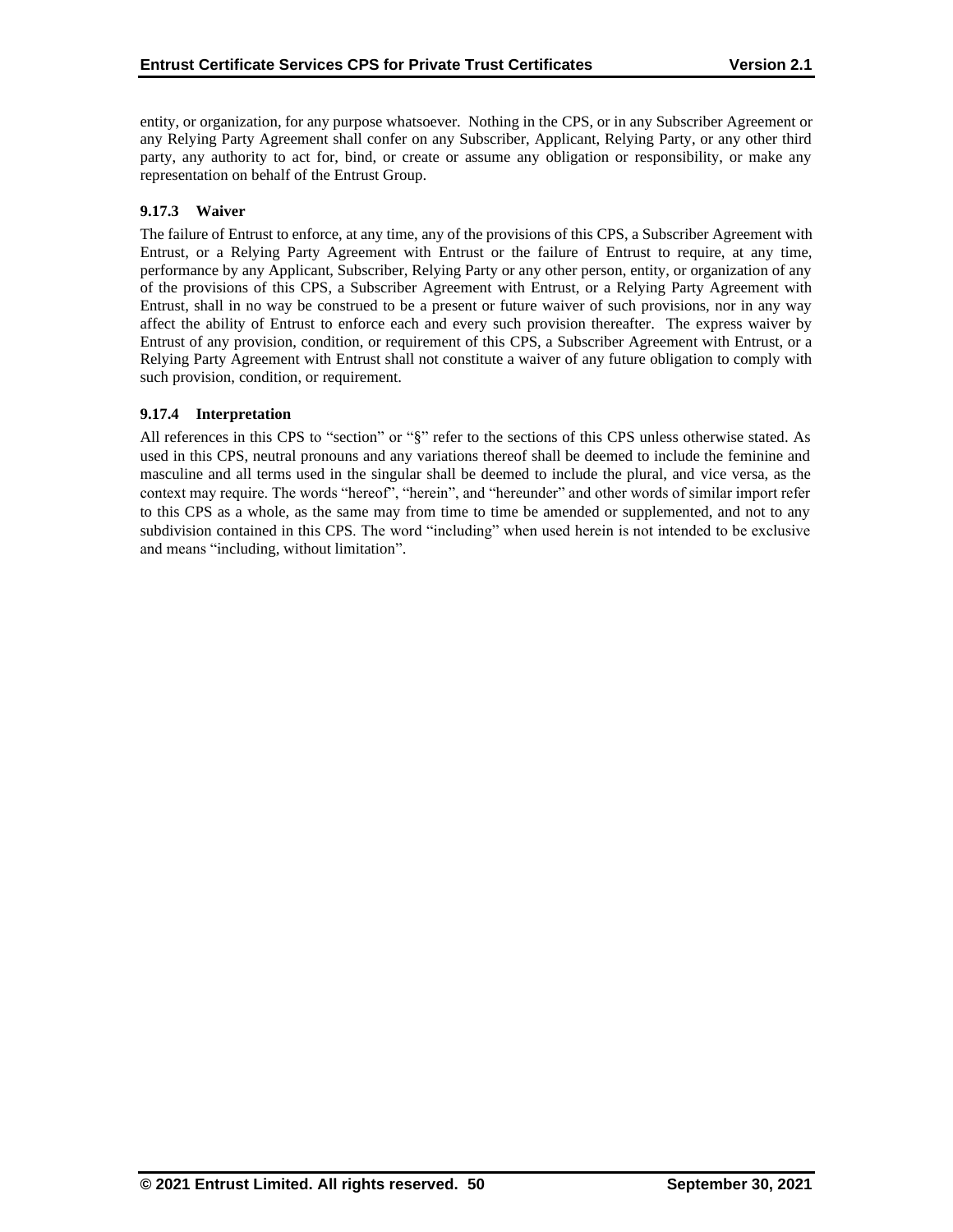entity, or organization, for any purpose whatsoever. Nothing in the CPS, or in any Subscriber Agreement or any Relying Party Agreement shall confer on any Subscriber, Applicant, Relying Party, or any other third party, any authority to act for, bind, or create or assume any obligation or responsibility, or make any representation on behalf of the Entrust Group.

### 9.17.3 Waiver

The failure of Entrust to enforce, at any time, any of the provisions of this CPS, a Subscriber Agreement with Entrust, or a Relying Party Agreement with Entrust or the failure of Entrust to require, at any time, performance by any Applicant, Subscriber, Relying Party or any other person, entity, or organization of any of the provisions of this CPS, a Subscriber Agreement with Entrust, or a Relying Party Agreement with Entrust, shall in no way be construed to be a present or future waiver of such provisions, nor in any way affect the ability of Entrust to enforce each and every such provision thereafter. The express waiver by Entrust of any provision, condition, or requirement of this CPS, a Subscriber Agreement with Entrust, or a Relying Party Agreement with Entrust shall not constitute a waiver of any future obligation to comply with such provision, condition, or requirement.

### 9.17.4 Interpretation

All references in this CPS to "section" or "§" refer to the sections of this CPS unless otherwise stated. As used in this CPS, neutral pronouns and any variations thereof shall be deemed to include the feminine and masculine and all terms used in the singular shall be deemed to include the plural, and vice versa, as the context may require. The words "hereof", "herein", and "hereunder" and other words of similar import refer to this CPS as a whole, as the same may from time to time be amended or supplemented, and not to any subdivision contained in this CPS. The word "including" when used herein is not intended to be exclusive and means "including, without limitation".